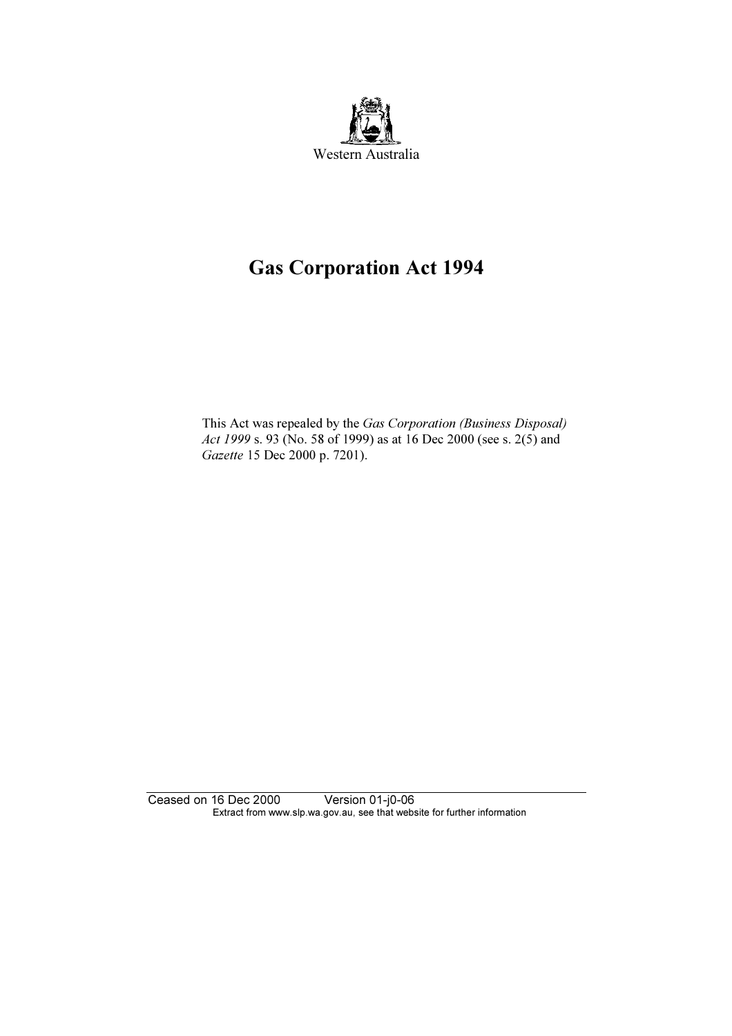Western Australia

# Gas Corporation Act 1994

This Act was repealed by the *Gas Corporation (Business Disposal) Act 1999* s. 93 (No. 58 of 1999) as at 16 Dec 2000 (see s. 2(5) and *Gazette* 15 Dec 2000 p. 7201).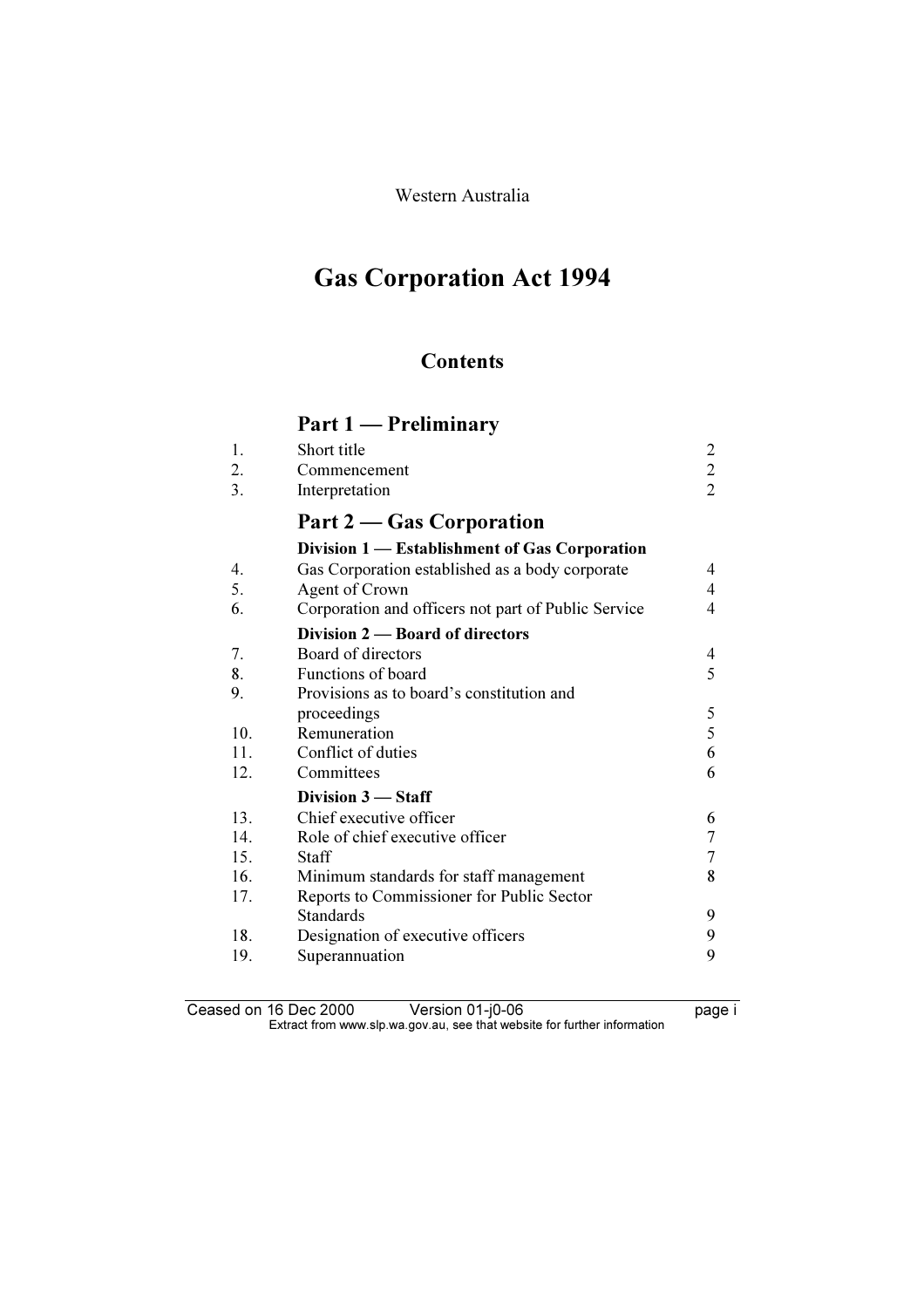Western Australia

# Gas Corporation Act 1994

## Contents

## Part 1 — Preliminary

| | | |
|---|---|---|
| 1. | Short title | 2 |
| 2. | Commencement | 2 |
| 3. | Interpretation | 2 |

## Part 2 — Gas Corporation

### Division 1 — Establishment of Gas Corporation

| | | |
|---|---|---|
| 4. | Gas Corporation established as a body corporate | 4 |
| 5. | Agent of Crown | 4 |
| 6. | Corporation and officers not part of Public Service | 4 |

### Division 2 — Board of directors

| | | |
|---|---|---|
| 7. | Board of directors | 4 |
| 8. | Functions of board | 5 |
| 9. | Provisions as to board's constitution and proceedings | 5 |
| 10. | Remuneration | 5 |
| 11. | Conflict of duties | 6 |
| 12. | Committees | 6 |

### Division 3 — Staff

| | | |
|---|---|---|
| 13. | Chief executive officer | 6 |
| 14. | Role of chief executive officer | 7 |
| 15. | Staff | 7 |
| 16. | Minimum standards for staff management | 8 |
| 17. | Reports to Commissioner for Public Sector Standards | 9 |
| 18. | Designation of executive officers | 9 |
| 19. | Superannuation | 9 |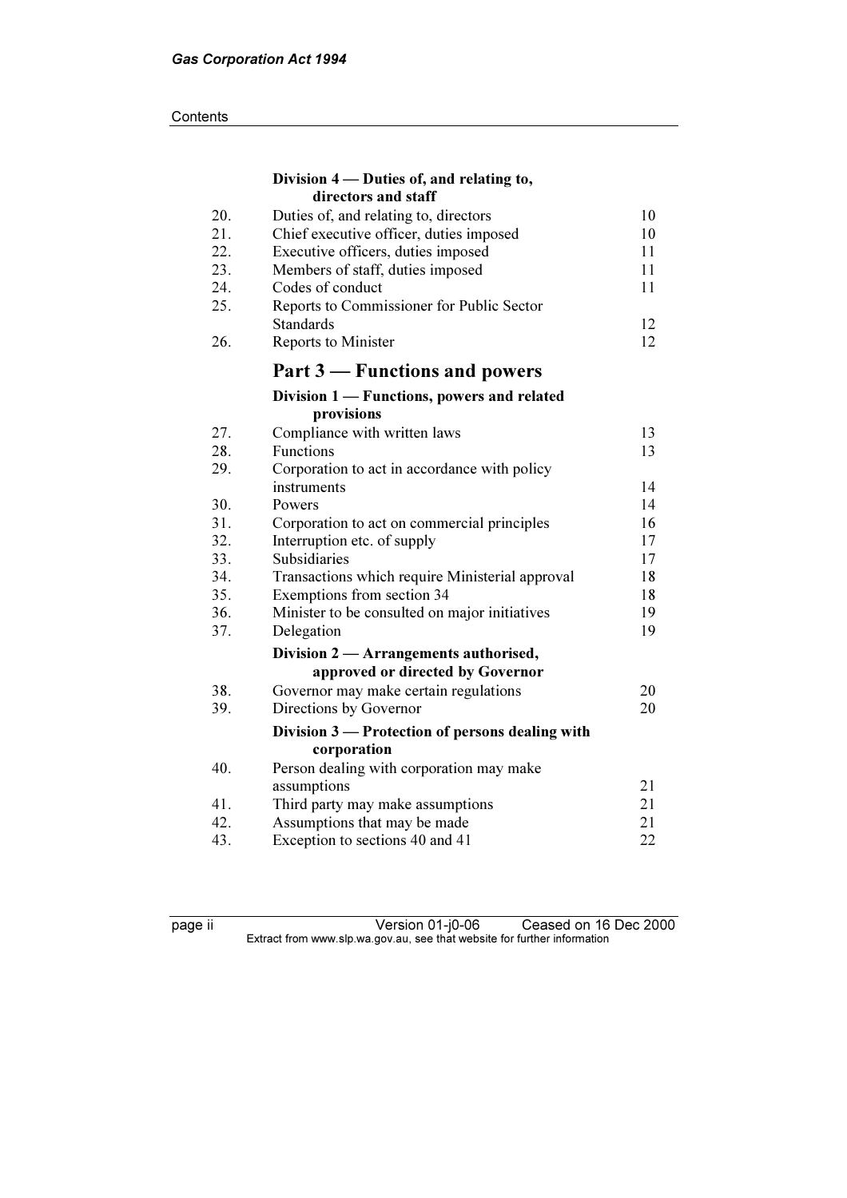### Division 4 — Duties of, and relating to, directors and staff

| | | |
|---|---|---|
| 20. | Duties of, and relating to, directors | 10 |
| 21. | Chief executive officer, duties imposed | 10 |
| 22. | Executive officers, duties imposed | 11 |
| 23. | Members of staff, duties imposed | 11 |
| 24. | Codes of conduct | 11 |
| 25. | Reports to Commissioner for Public Sector Standards | 12 |
| 26. | Reports to Minister | 12 |

## Part 3 — Functions and powers

### Division 1 — Functions, powers and related provisions

| | | |
|---|---|---|
| 27. | Compliance with written laws | 13 |
| 28. | Functions | 13 |
| 29. | Corporation to act in accordance with policy instruments | 14 |
| 30. | Powers | 14 |
| 31. | Corporation to act on commercial principles | 16 |
| 32. | Interruption etc. of supply | 17 |
| 33. | Subsidiaries | 17 |
| 34. | Transactions which require Ministerial approval | 18 |
| 35. | Exemptions from section 34 | 18 |
| 36. | Minister to be consulted on major initiatives | 19 |
| 37. | Delegation | 19 |

### Division 2 — Arrangements authorised, approved or directed by Governor

| | | |
|---|---|---|
| 38. | Governor may make certain regulations | 20 |
| 39. | Directions by Governor | 20 |

### Division 3 — Protection of persons dealing with corporation

| | | |
|---|---|---|
| 40. | Person dealing with corporation may make assumptions | 21 |
| 41. | Third party may make assumptions | 21 |
| 42. | Assumptions that may be made | 21 |
| 43. | Exception to sections 40 and 41 | 22 |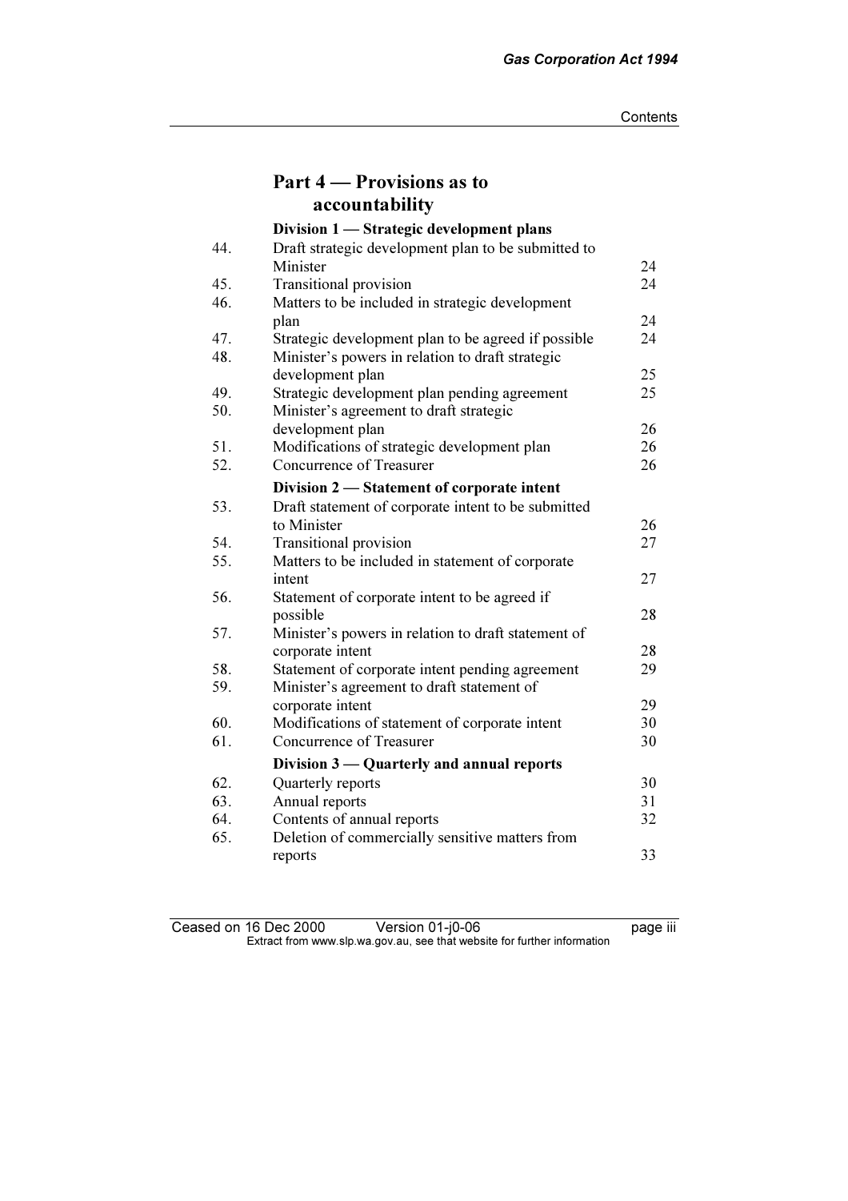## Part 4 — Provisions as to accountability

### Division 1 — Strategic development plans

| | | |
|---|---|---|
| 44. | Draft strategic development plan to be submitted to Minister | 24 |
| 45. | Transitional provision | 24 |
| 46. | Matters to be included in strategic development plan | 24 |
| 47. | Strategic development plan to be agreed if possible | 24 |
| 48. | Minister's powers in relation to draft strategic development plan | 25 |
| 49. | Strategic development plan pending agreement | 25 |
| 50. | Minister's agreement to draft strategic development plan | 26 |
| 51. | Modifications of strategic development plan | 26 |
| 52. | Concurrence of Treasurer | 26 |

### Division 2 — Statement of corporate intent

| | | |
|---|---|---|
| 53. | Draft statement of corporate intent to be submitted to Minister | 26 |
| 54. | Transitional provision | 27 |
| 55. | Matters to be included in statement of corporate intent | 27 |
| 56. | Statement of corporate intent to be agreed if possible | 28 |
| 57. | Minister's powers in relation to draft statement of corporate intent | 28 |
| 58. | Statement of corporate intent pending agreement | 29 |
| 59. | Minister's agreement to draft statement of corporate intent | 29 |
| 60. | Modifications of statement of corporate intent | 30 |
| 61. | Concurrence of Treasurer | 30 |

### Division 3 — Quarterly and annual reports

| | | |
|---|---|---|
| 62. | Quarterly reports | 30 |
| 63. | Annual reports | 31 |
| 64. | Contents of annual reports | 32 |
| 65. | Deletion of commercially sensitive matters from reports | 33 |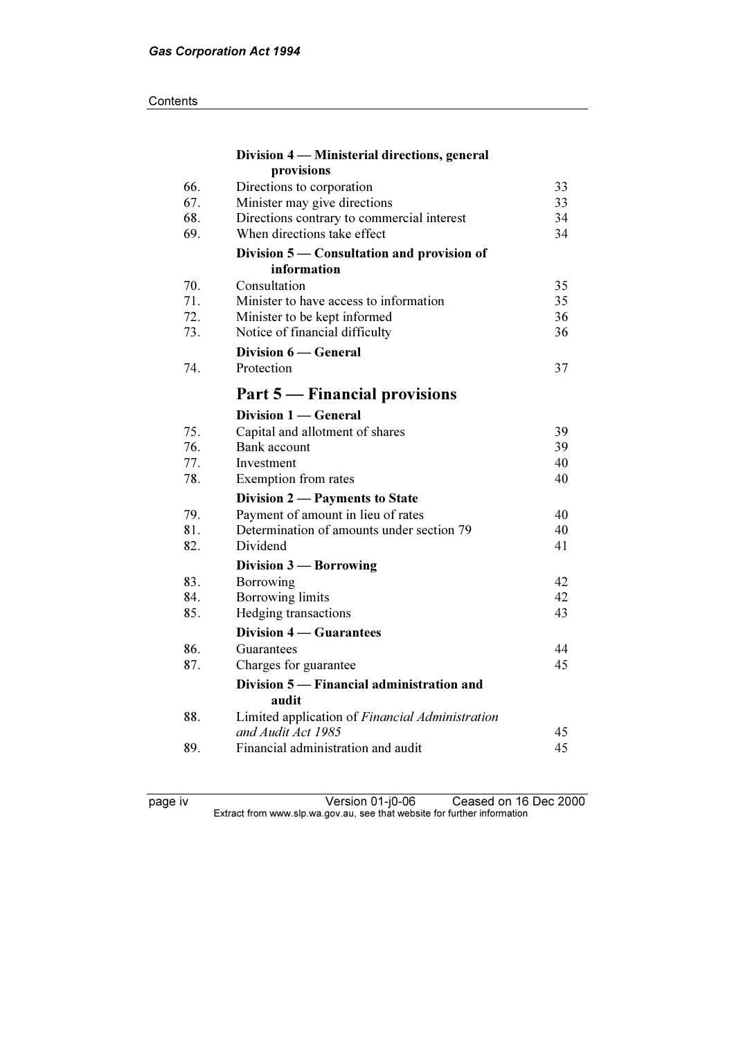| | | |
|---|---|---|
| | **Division 4 — Ministerial directions, general provisions** | |
| 66. | Directions to corporation | 33 |
| 67. | Minister may give directions | 33 |
| 68. | Directions contrary to commercial interest | 34 |
| 69. | When directions take effect | 34 |
| | **Division 5 — Consultation and provision of information** | |
| 70. | Consultation | 35 |
| 71. | Minister to have access to information | 35 |
| 72. | Minister to be kept informed | 36 |
| 73. | Notice of financial difficulty | 36 |
| | **Division 6 — General** | |
| 74. | Protection | 37 |

## Part 5 — Financial provisions

| | | |
|---|---|---|
| | **Division 1 — General** | |
| 75. | Capital and allotment of shares | 39 |
| 76. | Bank account | 39 |
| 77. | Investment | 40 |
| 78. | Exemption from rates | 40 |
| | **Division 2 — Payments to State** | |
| 79. | Payment of amount in lieu of rates | 40 |
| 81. | Determination of amounts under section 79 | 40 |
| 82. | Dividend | 41 |
| | **Division 3 — Borrowing** | |
| 83. | Borrowing | 42 |
| 84. | Borrowing limits | 42 |
| 85. | Hedging transactions | 43 |
| | **Division 4 — Guarantees** | |
| 86. | Guarantees | 44 |
| 87. | Charges for guarantee | 45 |
| | **Division 5 — Financial administration and audit** | |
| 88. | Limited application of *Financial Administration and Audit Act 1985* | 45 |
| 89. | Financial administration and audit | 45 |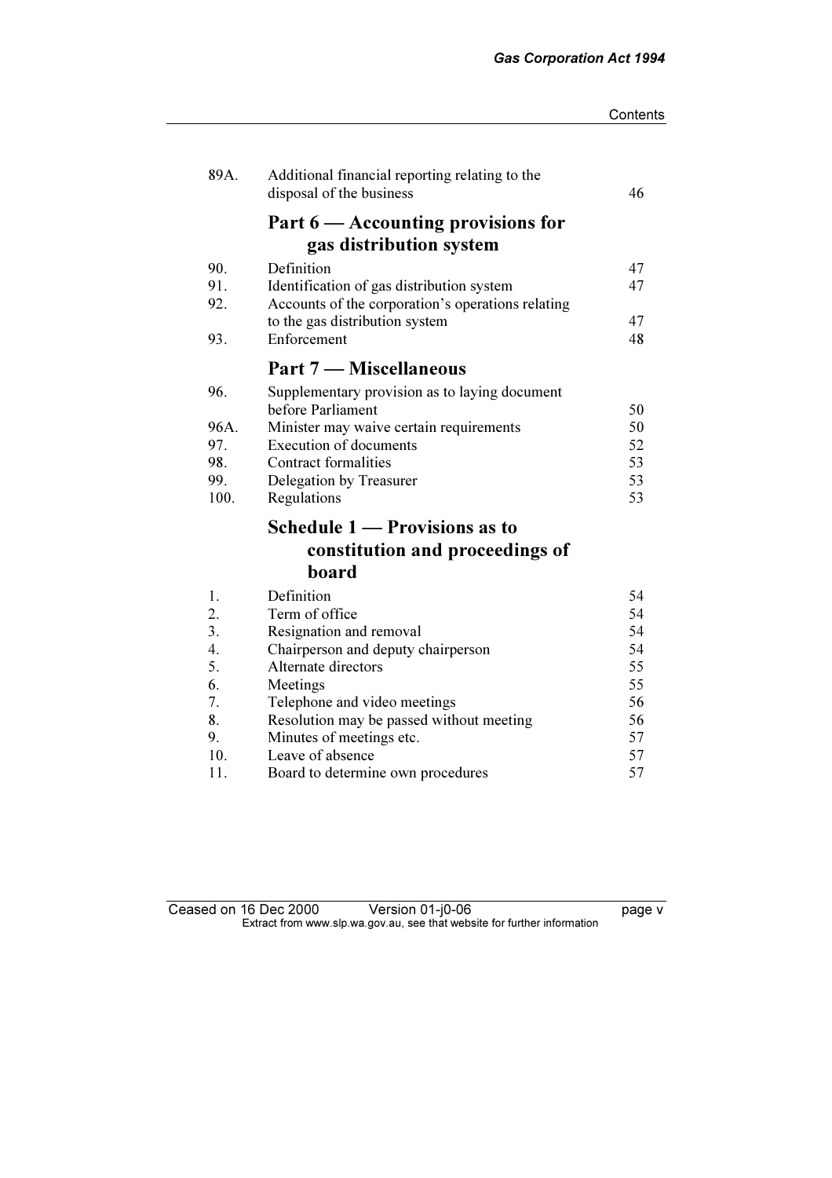| | | |
|---|---|---|
| 89A. | Additional financial reporting relating to the disposal of the business | 46 |

## Part 6 — Accounting provisions for gas distribution system

| | | |
|---|---|---|
| 90. | Definition | 47 |
| 91. | Identification of gas distribution system | 47 |
| 92. | Accounts of the corporation's operations relating to the gas distribution system | 47 |
| 93. | Enforcement | 48 |

## Part 7 — Miscellaneous

| | | |
|---|---|---|
| 96. | Supplementary provision as to laying document before Parliament | 50 |
| 96A. | Minister may waive certain requirements | 50 |
| 97. | Execution of documents | 52 |
| 98. | Contract formalities | 53 |
| 99. | Delegation by Treasurer | 53 |
| 100. | Regulations | 53 |

## Schedule 1 — Provisions as to constitution and proceedings of board

| | | |
|---|---|---|
| 1. | Definition | 54 |
| 2. | Term of office | 54 |
| 3. | Resignation and removal | 54 |
| 4. | Chairperson and deputy chairperson | 54 |
| 5. | Alternate directors | 55 |
| 6. | Meetings | 55 |
| 7. | Telephone and video meetings | 56 |
| 8. | Resolution may be passed without meeting | 56 |
| 9. | Minutes of meetings etc. | 57 |
| 10. | Leave of absence | 57 |
| 11. | Board to determine own procedures | 57 |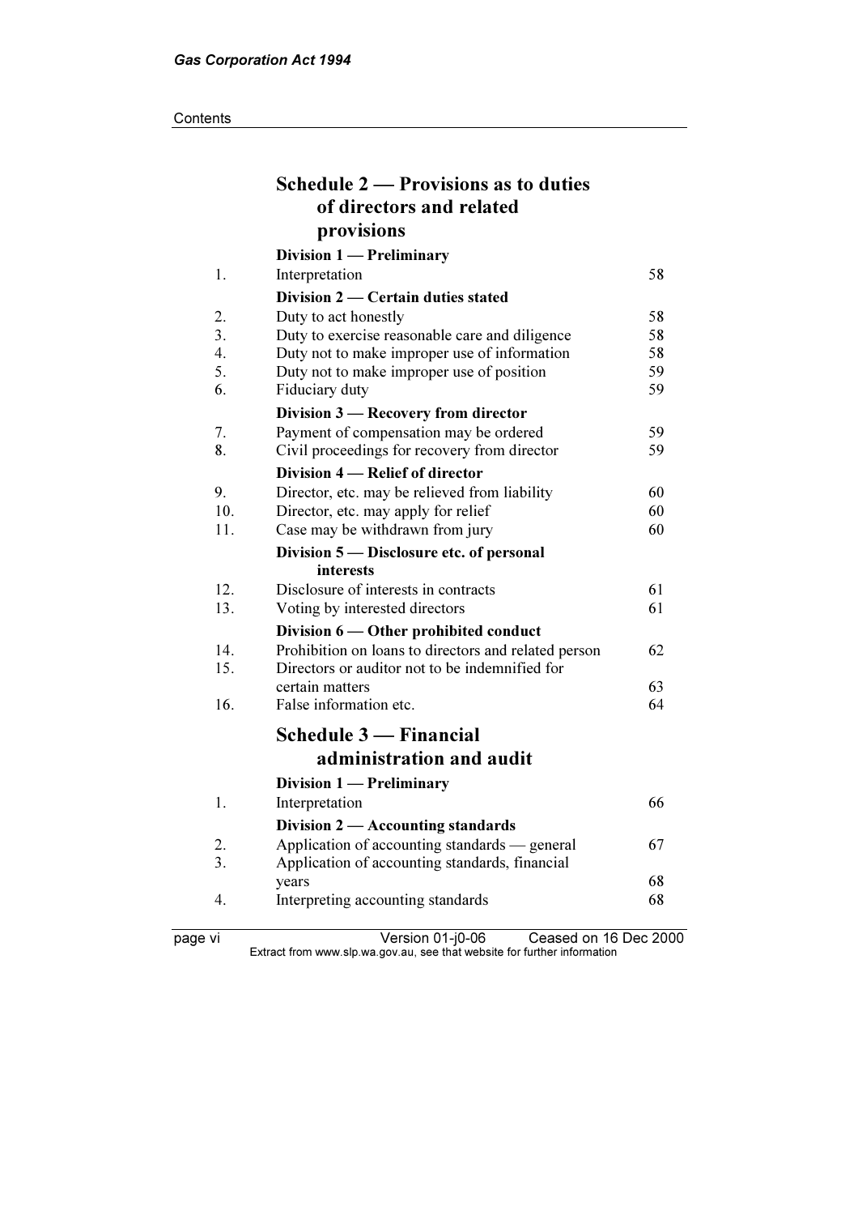## Schedule 2 — Provisions as to duties of directors and related provisions

**Division 1 — Preliminary**

| | | |
|---|---|---|
| 1. | Interpretation | 58 |

**Division 2 — Certain duties stated**

| | | |
|---|---|---|
| 2. | Duty to act honestly | 58 |
| 3. | Duty to exercise reasonable care and diligence | 58 |
| 4. | Duty not to make improper use of information | 58 |
| 5. | Duty not to make improper use of position | 59 |
| 6. | Fiduciary duty | 59 |

**Division 3 — Recovery from director**

| | | |
|---|---|---|
| 7. | Payment of compensation may be ordered | 59 |
| 8. | Civil proceedings for recovery from director | 59 |

**Division 4 — Relief of director**

| | | |
|---|---|---|
| 9. | Director, etc. may be relieved from liability | 60 |
| 10. | Director, etc. may apply for relief | 60 |
| 11. | Case may be withdrawn from jury | 60 |

**Division 5 — Disclosure etc. of personal interests**

| | | |
|---|---|---|
| 12. | Disclosure of interests in contracts | 61 |
| 13. | Voting by interested directors | 61 |

**Division 6 — Other prohibited conduct**

| | | |
|---|---|---|
| 14. | Prohibition on loans to directors and related person | 62 |
| 15. | Directors or auditor not to be indemnified for certain matters | 63 |
| 16. | False information etc. | 64 |

## Schedule 3 — Financial administration and audit

**Division 1 — Preliminary**

| | | |
|---|---|---|
| 1. | Interpretation | 66 |

**Division 2 — Accounting standards**

| | | |
|---|---|---|
| 2. | Application of accounting standards — general | 67 |
| 3. | Application of accounting standards, financial years | 68 |
| 4. | Interpreting accounting standards | 68 |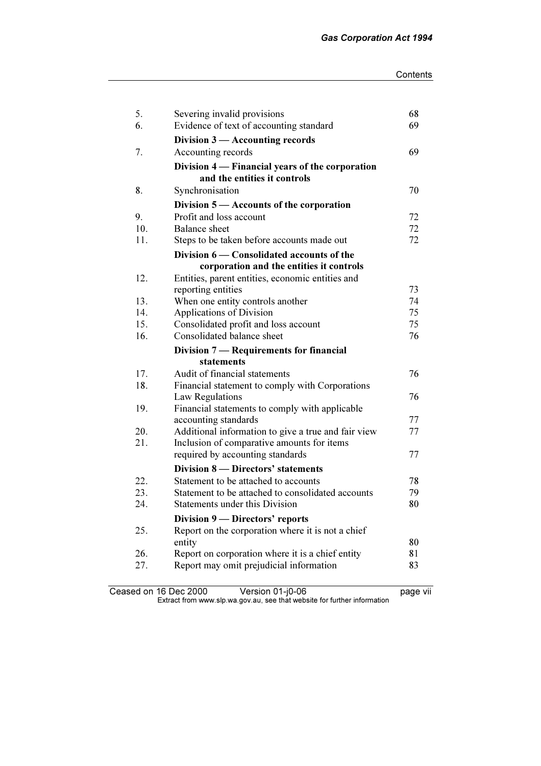| | | |
|---|---|---|
| 5. | Severing invalid provisions | 68 |
| 6. | Evidence of text of accounting standard | 69 |
| | **Division 3 — Accounting records** | |
| 7. | Accounting records | 69 |
| | **Division 4 — Financial years of the corporation and the entities it controls** | |
| 8. | Synchronisation | 70 |
| | **Division 5 — Accounts of the corporation** | |
| 9. | Profit and loss account | 72 |
| 10. | Balance sheet | 72 |
| 11. | Steps to be taken before accounts made out | 72 |
| | **Division 6 — Consolidated accounts of the corporation and the entities it controls** | |
| 12. | Entities, parent entities, economic entities and reporting entities | 73 |
| 13. | When one entity controls another | 74 |
| 14. | Applications of Division | 75 |
| 15. | Consolidated profit and loss account | 75 |
| 16. | Consolidated balance sheet | 76 |
| | **Division 7 — Requirements for financial statements** | |
| 17. | Audit of financial statements | 76 |
| 18. | Financial statement to comply with Corporations Law Regulations | 76 |
| 19. | Financial statements to comply with applicable accounting standards | 77 |
| 20. | Additional information to give a true and fair view | 77 |
| 21. | Inclusion of comparative amounts for items required by accounting standards | 77 |
| | **Division 8 — Directors' statements** | |
| 22. | Statement to be attached to accounts | 78 |
| 23. | Statement to be attached to consolidated accounts | 79 |
| 24. | Statements under this Division | 80 |
| | **Division 9 — Directors' reports** | |
| 25. | Report on the corporation where it is not a chief entity | 80 |
| 26. | Report on corporation where it is a chief entity | 81 |
| 27. | Report may omit prejudicial information | 83 |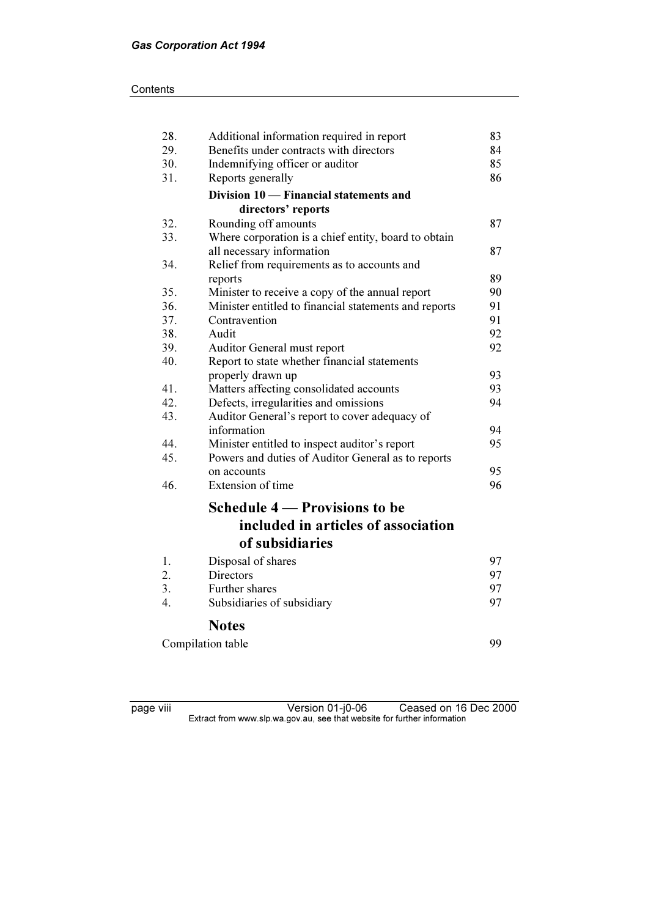| | | |
|---|---|---|
| 28. | Additional information required in report | 83 |
| 29. | Benefits under contracts with directors | 84 |
| 30. | Indemnifying officer or auditor | 85 |
| 31. | Reports generally | 86 |
| | **Division 10 — Financial statements and directors' reports** | |
| 32. | Rounding off amounts | 87 |
| 33. | Where corporation is a chief entity, board to obtain all necessary information | 87 |
| 34. | Relief from requirements as to accounts and reports | 89 |
| 35. | Minister to receive a copy of the annual report | 90 |
| 36. | Minister entitled to financial statements and reports | 91 |
| 37. | Contravention | 91 |
| 38. | Audit | 92 |
| 39. | Auditor General must report | 92 |
| 40. | Report to state whether financial statements properly drawn up | 93 |
| 41. | Matters affecting consolidated accounts | 93 |
| 42. | Defects, irregularities and omissions | 94 |
| 43. | Auditor General's report to cover adequacy of information | 94 |
| 44. | Minister entitled to inspect auditor's report | 95 |
| 45. | Powers and duties of Auditor General as to reports on accounts | 95 |
| 46. | Extension of time | 96 |

## Schedule 4 — Provisions to be included in articles of association of subsidiaries

| | | |
|---|---|---|
| 1. | Disposal of shares | 97 |
| 2. | Directors | 97 |
| 3. | Further shares | 97 |
| 4. | Subsidiaries of subsidiary | 97 |

## Notes

| | |
|---|---|
| Compilation table | 99 |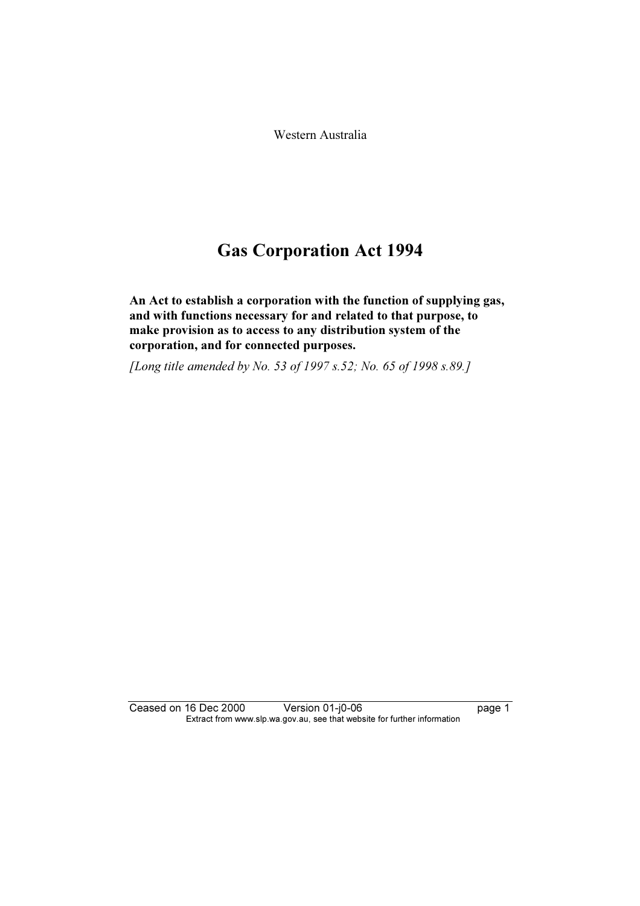Western Australia

# Gas Corporation Act 1994

**An Act to establish a corporation with the function of supplying gas, and with functions necessary for and related to that purpose, to make provision as to access to any distribution system of the corporation, and for connected purposes.**

*[Long title amended by No. 53 of 1997 s.52; No. 65 of 1998 s.89.]*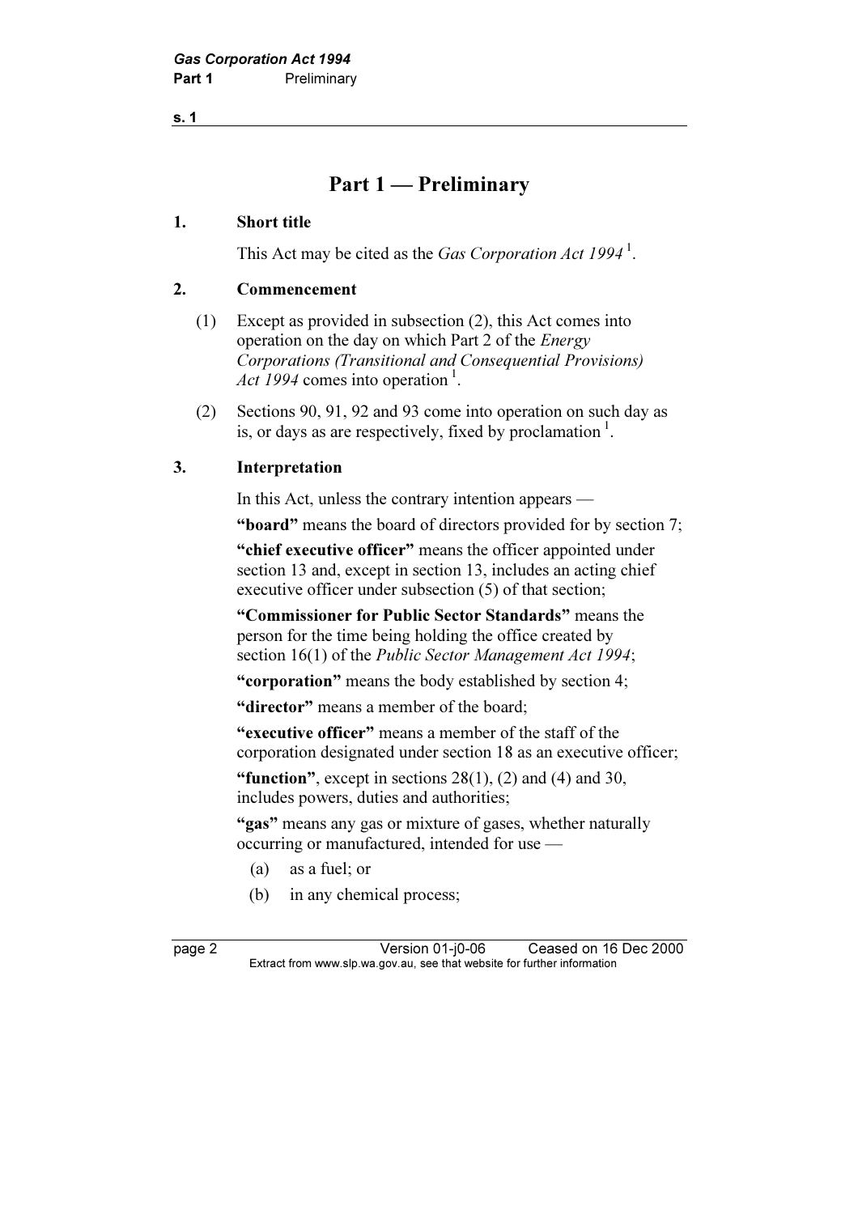# Part 1 — Preliminary

## 1. Short title

This Act may be cited as the *Gas Corporation Act 1994* [1].

## 2. Commencement

(1) Except as provided in subsection (2), this Act comes into operation on the day on which Part 2 of the *Energy Corporations (Transitional and Consequential Provisions) Act 1994* comes into operation [1].

(2) Sections 90, 91, 92 and 93 come into operation on such day as is, or days as are respectively, fixed by proclamation [1].

## 3. Interpretation

In this Act, unless the contrary intention appears —

**"board"** means the board of directors provided for by section 7;

**"chief executive officer"** means the officer appointed under section 13 and, except in section 13, includes an acting chief executive officer under subsection (5) of that section;

**"Commissioner for Public Sector Standards"** means the person for the time being holding the office created by section 16(1) of the *Public Sector Management Act 1994*;

**"corporation"** means the body established by section 4;

**"director"** means a member of the board;

**"executive officer"** means a member of the staff of the corporation designated under section 18 as an executive officer;

**"function"**, except in sections 28(1), (2) and (4) and 30, includes powers, duties and authorities;

**"gas"** means any gas or mixture of gases, whether naturally occurring or manufactured, intended for use —

(a) as a fuel; or

(b) in any chemical process;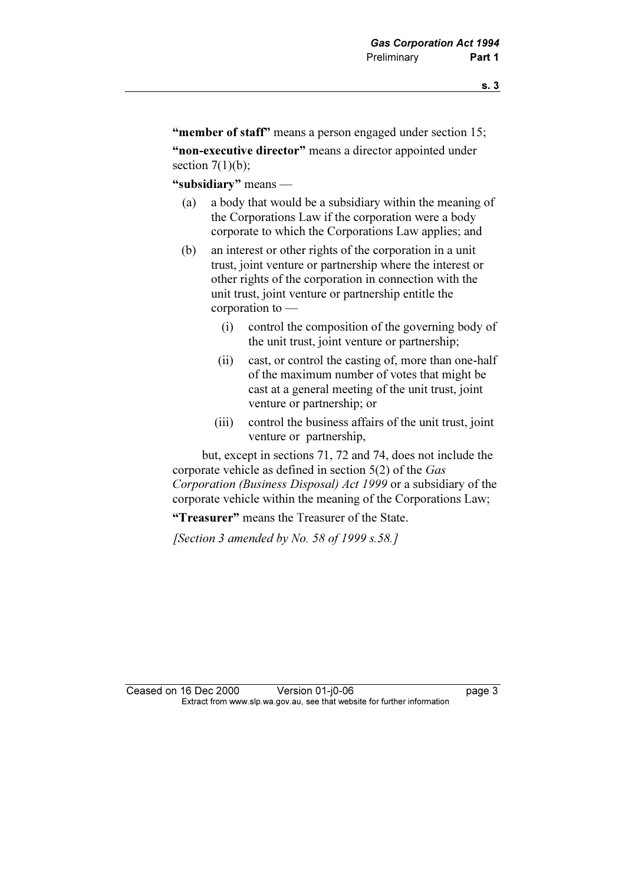**"member of staff"** means a person engaged under section 15;

**"non-executive director"** means a director appointed under section 7(1)(b);

**"subsidiary"** means —

(a) a body that would be a subsidiary within the meaning of the Corporations Law if the corporation were a body corporate to which the Corporations Law applies; and

(b) an interest or other rights of the corporation in a unit trust, joint venture or partnership where the interest or other rights of the corporation in connection with the unit trust, joint venture or partnership entitle the corporation to —

   (i) control the composition of the governing body of the unit trust, joint venture or partnership;

   (ii) cast, or control the casting of, more than one-half of the maximum number of votes that might be cast at a general meeting of the unit trust, joint venture or partnership; or

   (iii) control the business affairs of the unit trust, joint venture or partnership,

but, except in sections 71, 72 and 74, does not include the corporate vehicle as defined in section 5(2) of the *Gas Corporation (Business Disposal) Act 1999* or a subsidiary of the corporate vehicle within the meaning of the Corporations Law;

**"Treasurer"** means the Treasurer of the State.

*[Section 3 amended by No. 58 of 1999 s.58.]*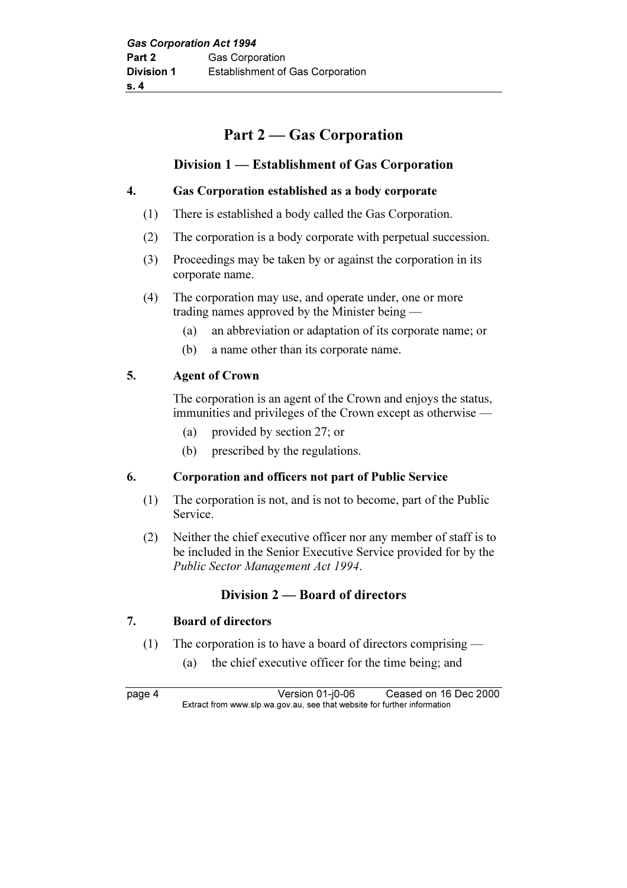# Part 2 — Gas Corporation

## Division 1 — Establishment of Gas Corporation

### 4. Gas Corporation established as a body corporate

(1) There is established a body called the Gas Corporation.

(2) The corporation is a body corporate with perpetual succession.

(3) Proceedings may be taken by or against the corporation in its corporate name.

(4) The corporation may use, and operate under, one or more trading names approved by the Minister being —

- (a) an abbreviation or adaptation of its corporate name; or
- (b) a name other than its corporate name.

### 5. Agent of Crown

The corporation is an agent of the Crown and enjoys the status, immunities and privileges of the Crown except as otherwise —

- (a) provided by section 27; or
- (b) prescribed by the regulations.

### 6. Corporation and officers not part of Public Service

(1) The corporation is not, and is not to become, part of the Public Service.

(2) Neither the chief executive officer nor any member of staff is to be included in the Senior Executive Service provided for by the *Public Sector Management Act 1994*.

## Division 2 — Board of directors

### 7. Board of directors

(1) The corporation is to have a board of directors comprising —

- (a) the chief executive officer for the time being; and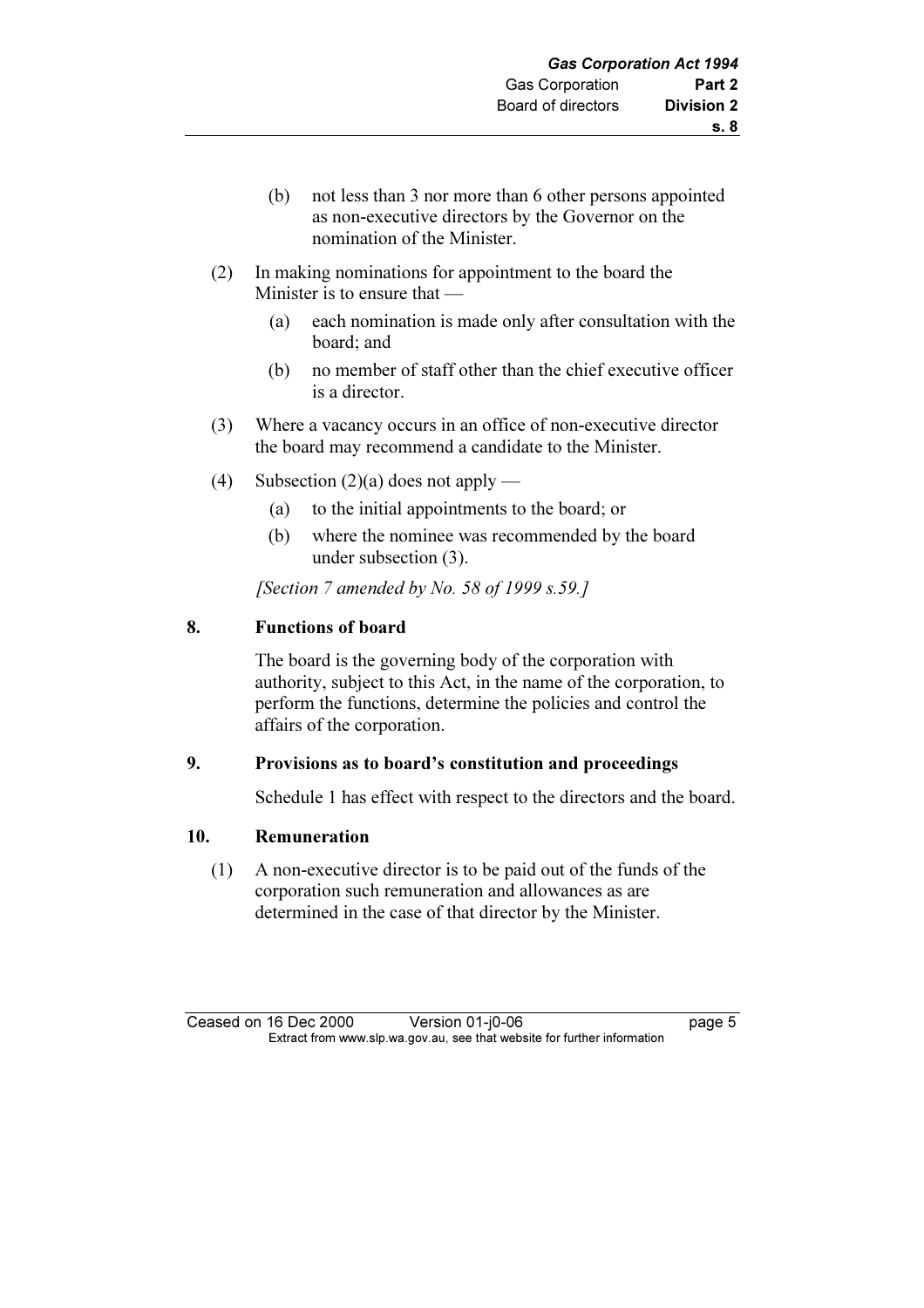(b) not less than 3 nor more than 6 other persons appointed as non-executive directors by the Governor on the nomination of the Minister.

(2) In making nominations for appointment to the board the Minister is to ensure that —

(a) each nomination is made only after consultation with the board; and

(b) no member of staff other than the chief executive officer is a director.

(3) Where a vacancy occurs in an office of non-executive director the board may recommend a candidate to the Minister.

(4) Subsection (2)(a) does not apply —

(a) to the initial appointments to the board; or

(b) where the nominee was recommended by the board under subsection (3).

*[Section 7 amended by No. 58 of 1999 s.59.]*

### 8. Functions of board

The board is the governing body of the corporation with authority, subject to this Act, in the name of the corporation, to perform the functions, determine the policies and control the affairs of the corporation.

### 9. Provisions as to board's constitution and proceedings

Schedule 1 has effect with respect to the directors and the board.

### 10. Remuneration

(1) A non-executive director is to be paid out of the funds of the corporation such remuneration and allowances as are determined in the case of that director by the Minister.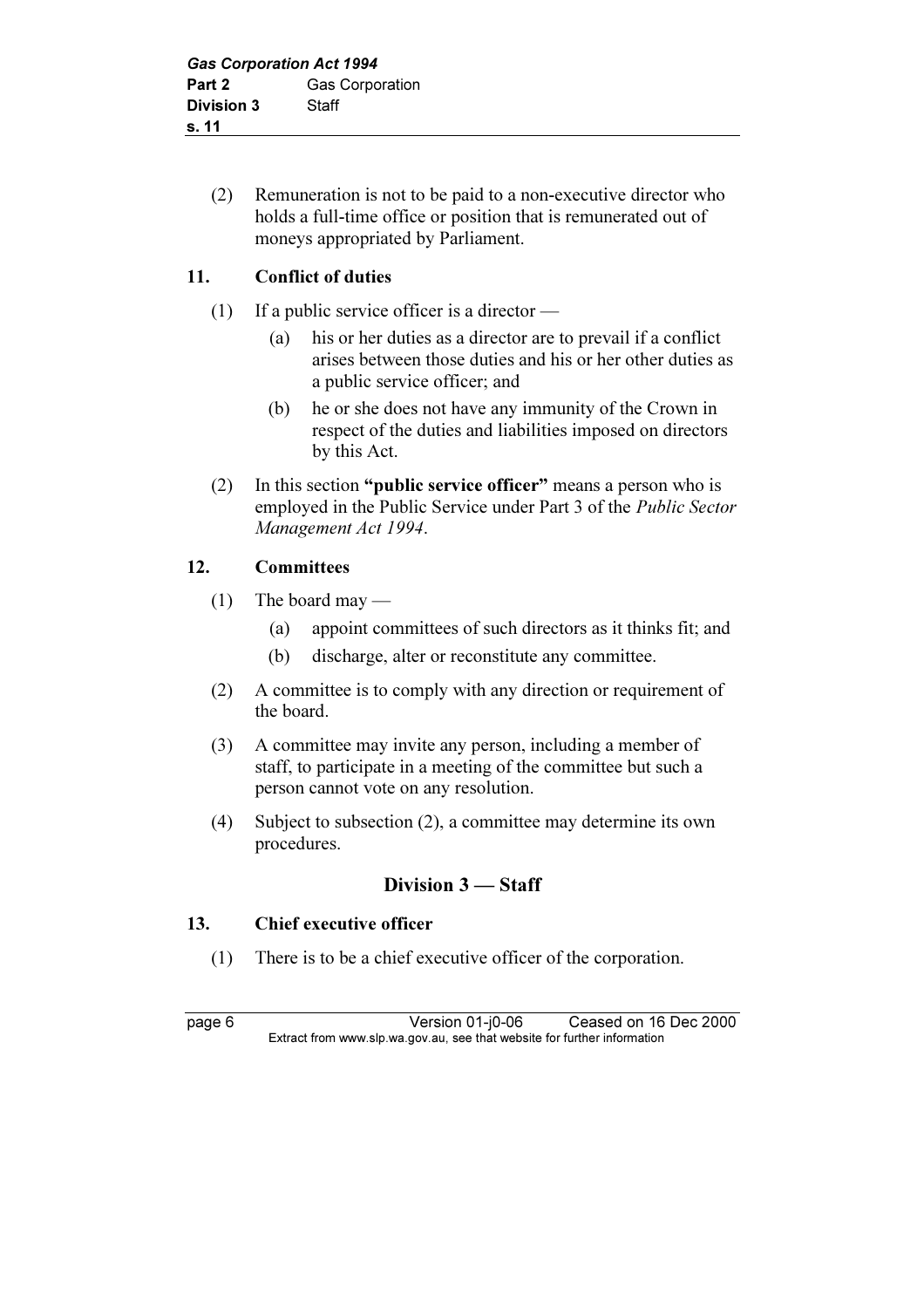(2) Remuneration is not to be paid to a non-executive director who holds a full-time office or position that is remunerated out of moneys appropriated by Parliament.

### 11. Conflict of duties

(1) If a public service officer is a director —

(a) his or her duties as a director are to prevail if a conflict arises between those duties and his or her other duties as a public service officer; and

(b) he or she does not have any immunity of the Crown in respect of the duties and liabilities imposed on directors by this Act.

(2) In this section **"public service officer"** means a person who is employed in the Public Service under Part 3 of the *Public Sector Management Act 1994*.

### 12. Committees

(1) The board may —

(a) appoint committees of such directors as it thinks fit; and

(b) discharge, alter or reconstitute any committee.

(2) A committee is to comply with any direction or requirement of the board.

(3) A committee may invite any person, including a member of staff, to participate in a meeting of the committee but such a person cannot vote on any resolution.

(4) Subject to subsection (2), a committee may determine its own procedures.

## Division 3 — Staff

### 13. Chief executive officer

(1) There is to be a chief executive officer of the corporation.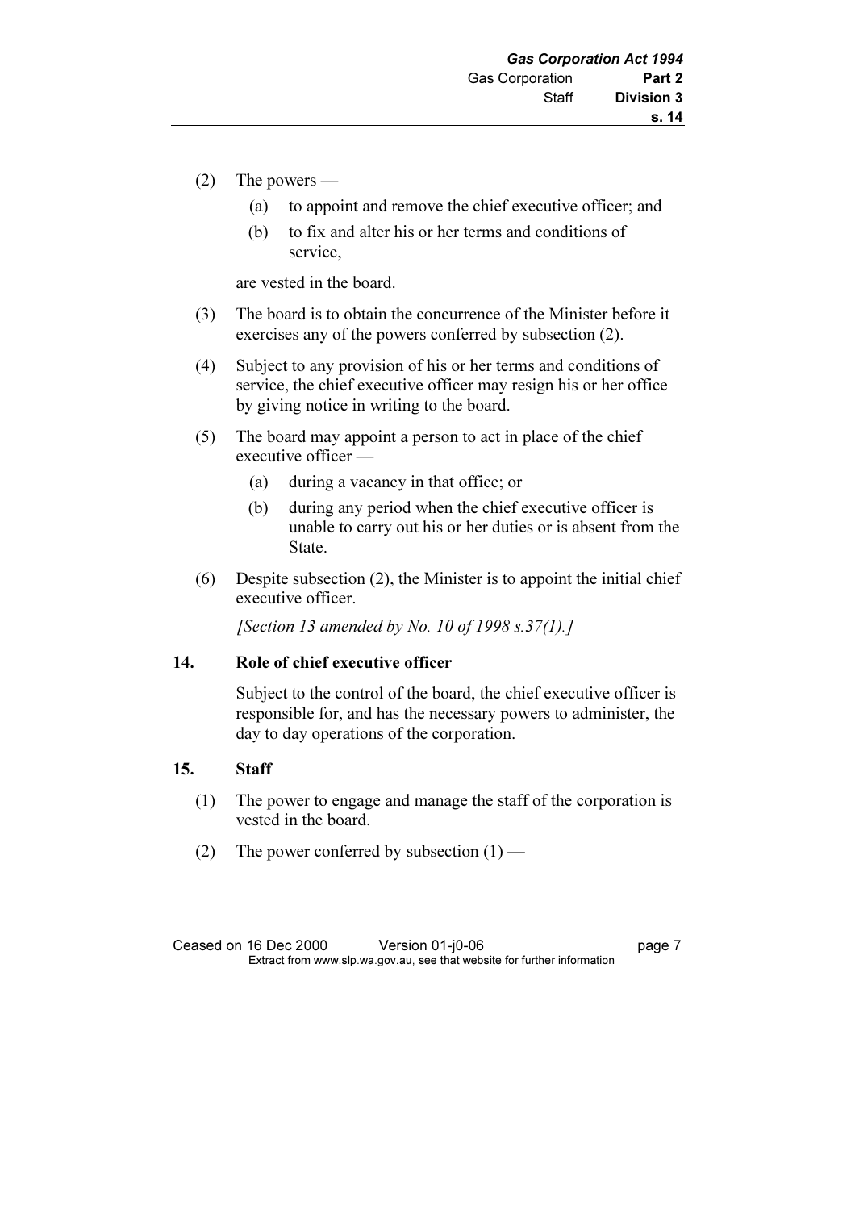(2) The powers —

(a) to appoint and remove the chief executive officer; and

(b) to fix and alter his or her terms and conditions of service,

are vested in the board.

(3) The board is to obtain the concurrence of the Minister before it exercises any of the powers conferred by subsection (2).

(4) Subject to any provision of his or her terms and conditions of service, the chief executive officer may resign his or her office by giving notice in writing to the board.

(5) The board may appoint a person to act in place of the chief executive officer —

(a) during a vacancy in that office; or

(b) during any period when the chief executive officer is unable to carry out his or her duties or is absent from the State.

(6) Despite subsection (2), the Minister is to appoint the initial chief executive officer.

*[Section 13 amended by No. 10 of 1998 s.37(1).]*

**14. Role of chief executive officer**

Subject to the control of the board, the chief executive officer is responsible for, and has the necessary powers to administer, the day to day operations of the corporation.

**15. Staff**

(1) The power to engage and manage the staff of the corporation is vested in the board.

(2) The power conferred by subsection (1) —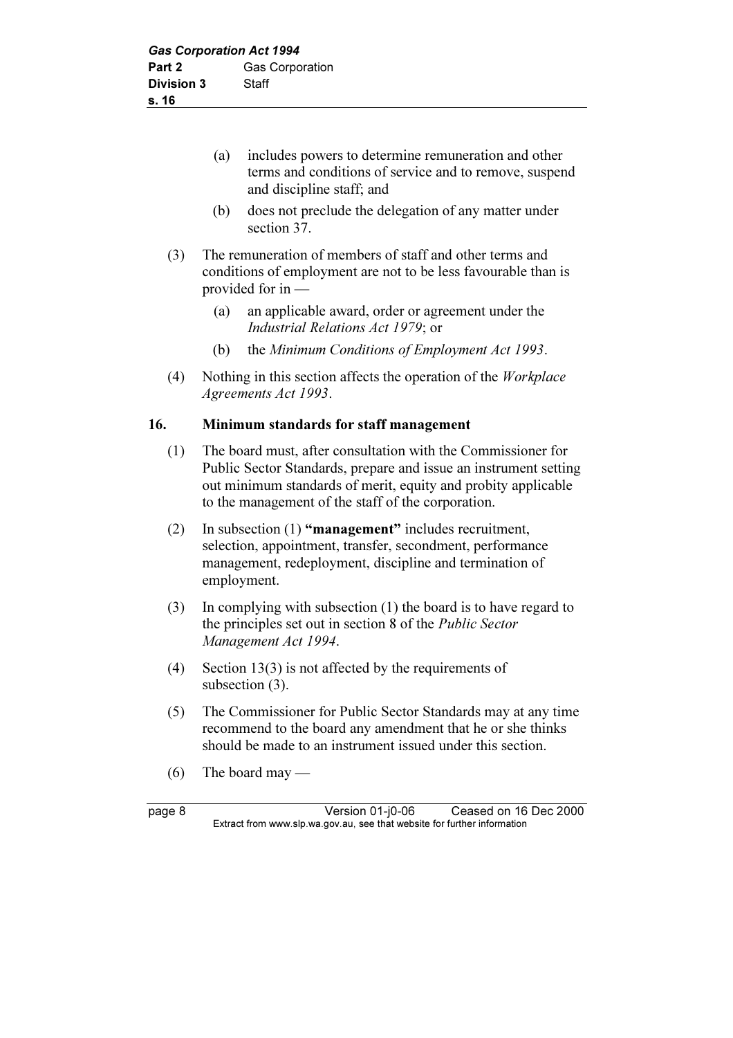(a) includes powers to determine remuneration and other terms and conditions of service and to remove, suspend and discipline staff; and

(b) does not preclude the delegation of any matter under section 37.

(3) The remuneration of members of staff and other terms and conditions of employment are not to be less favourable than is provided for in —

(a) an applicable award, order or agreement under the *Industrial Relations Act 1979*; or

(b) the *Minimum Conditions of Employment Act 1993*.

(4) Nothing in this section affects the operation of the *Workplace Agreements Act 1993*.

**16. Minimum standards for staff management**

(1) The board must, after consultation with the Commissioner for Public Sector Standards, prepare and issue an instrument setting out minimum standards of merit, equity and probity applicable to the management of the staff of the corporation.

(2) In subsection (1) **"management"** includes recruitment, selection, appointment, transfer, secondment, performance management, redeployment, discipline and termination of employment.

(3) In complying with subsection (1) the board is to have regard to the principles set out in section 8 of the *Public Sector Management Act 1994*.

(4) Section 13(3) is not affected by the requirements of subsection (3).

(5) The Commissioner for Public Sector Standards may at any time recommend to the board any amendment that he or she thinks should be made to an instrument issued under this section.

(6) The board may —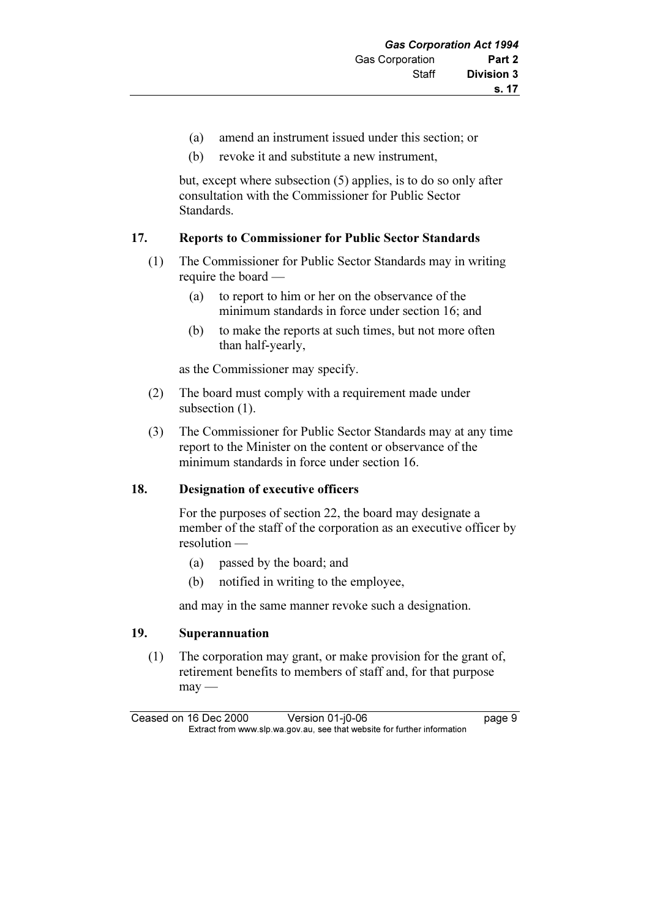(a) amend an instrument issued under this section; or

(b) revoke it and substitute a new instrument,

but, except where subsection (5) applies, is to do so only after consultation with the Commissioner for Public Sector Standards.

## 17. Reports to Commissioner for Public Sector Standards

(1) The Commissioner for Public Sector Standards may in writing require the board —

(a) to report to him or her on the observance of the minimum standards in force under section 16; and

(b) to make the reports at such times, but not more often than half-yearly,

as the Commissioner may specify.

(2) The board must comply with a requirement made under subsection (1).

(3) The Commissioner for Public Sector Standards may at any time report to the Minister on the content or observance of the minimum standards in force under section 16.

## 18. Designation of executive officers

For the purposes of section 22, the board may designate a member of the staff of the corporation as an executive officer by resolution —

(a) passed by the board; and

(b) notified in writing to the employee,

and may in the same manner revoke such a designation.

## 19. Superannuation

(1) The corporation may grant, or make provision for the grant of, retirement benefits to members of staff and, for that purpose may —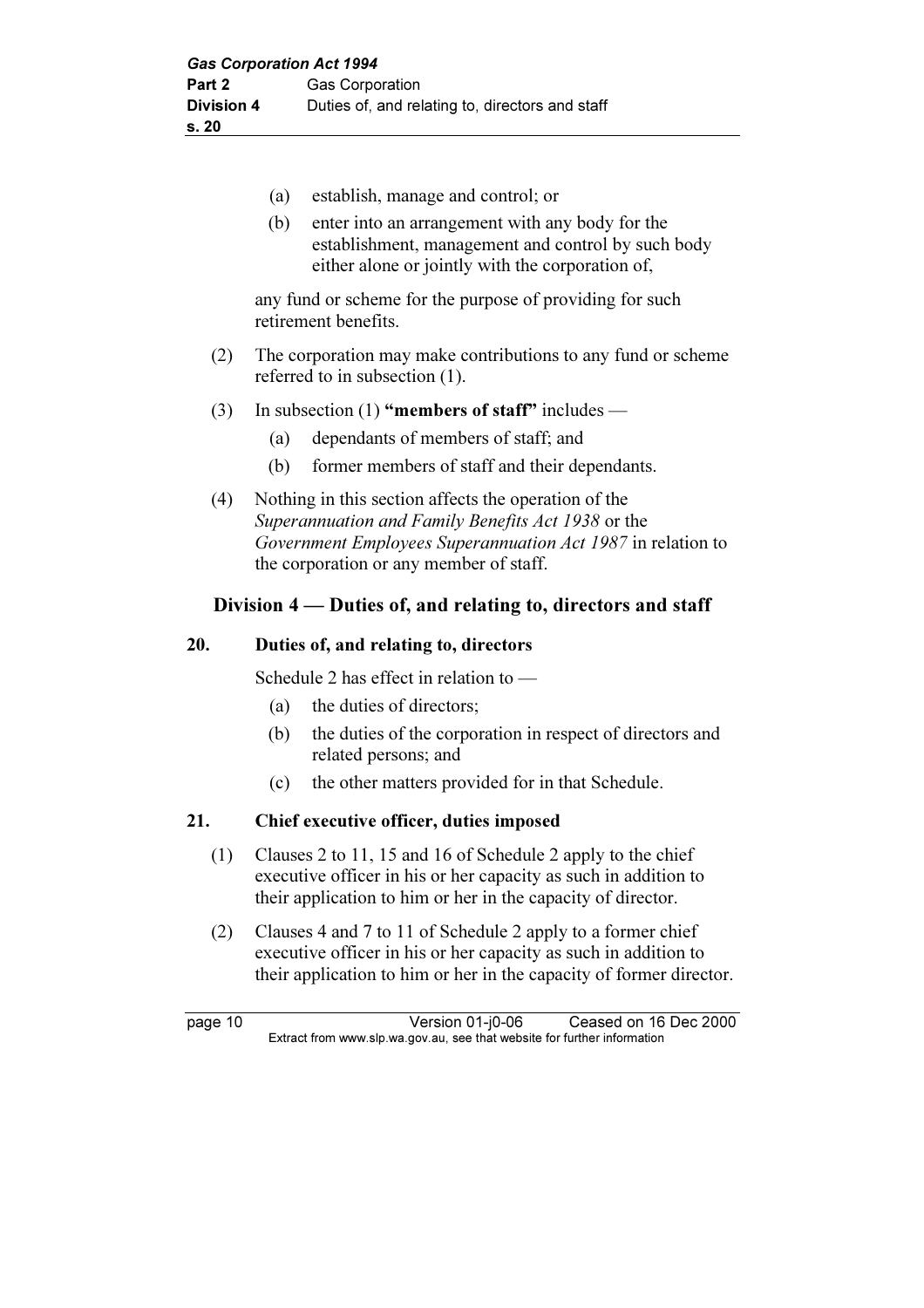(a) establish, manage and control; or

(b) enter into an arrangement with any body for the establishment, management and control by such body either alone or jointly with the corporation of,

any fund or scheme for the purpose of providing for such retirement benefits.

(2) The corporation may make contributions to any fund or scheme referred to in subsection (1).

(3) In subsection (1) **"members of staff"** includes —

(a) dependants of members of staff; and

(b) former members of staff and their dependants.

(4) Nothing in this section affects the operation of the *Superannuation and Family Benefits Act 1938* or the *Government Employees Superannuation Act 1987* in relation to the corporation or any member of staff.

## Division 4 — Duties of, and relating to, directors and staff

### 20. Duties of, and relating to, directors

Schedule 2 has effect in relation to —

(a) the duties of directors;

(b) the duties of the corporation in respect of directors and related persons; and

(c) the other matters provided for in that Schedule.

### 21. Chief executive officer, duties imposed

(1) Clauses 2 to 11, 15 and 16 of Schedule 2 apply to the chief executive officer in his or her capacity as such in addition to their application to him or her in the capacity of director.

(2) Clauses 4 and 7 to 11 of Schedule 2 apply to a former chief executive officer in his or her capacity as such in addition to their application to him or her in the capacity of former director.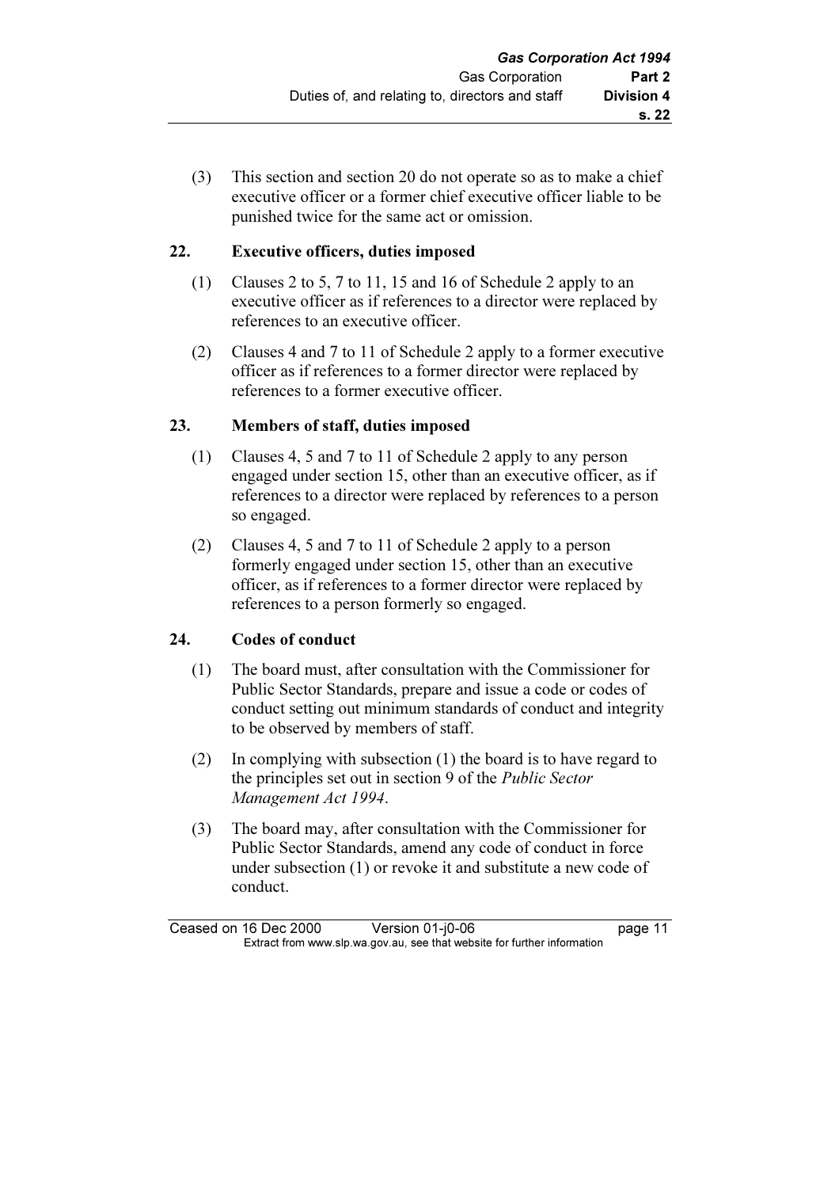(3) This section and section 20 do not operate so as to make a chief executive officer or a former chief executive officer liable to be punished twice for the same act or omission.

### 22. Executive officers, duties imposed

(1) Clauses 2 to 5, 7 to 11, 15 and 16 of Schedule 2 apply to an executive officer as if references to a director were replaced by references to an executive officer.

(2) Clauses 4 and 7 to 11 of Schedule 2 apply to a former executive officer as if references to a former director were replaced by references to a former executive officer.

### 23. Members of staff, duties imposed

(1) Clauses 4, 5 and 7 to 11 of Schedule 2 apply to any person engaged under section 15, other than an executive officer, as if references to a director were replaced by references to a person so engaged.

(2) Clauses 4, 5 and 7 to 11 of Schedule 2 apply to a person formerly engaged under section 15, other than an executive officer, as if references to a former director were replaced by references to a person formerly so engaged.

### 24. Codes of conduct

(1) The board must, after consultation with the Commissioner for Public Sector Standards, prepare and issue a code or codes of conduct setting out minimum standards of conduct and integrity to be observed by members of staff.

(2) In complying with subsection (1) the board is to have regard to the principles set out in section 9 of the *Public Sector Management Act 1994*.

(3) The board may, after consultation with the Commissioner for Public Sector Standards, amend any code of conduct in force under subsection (1) or revoke it and substitute a new code of conduct.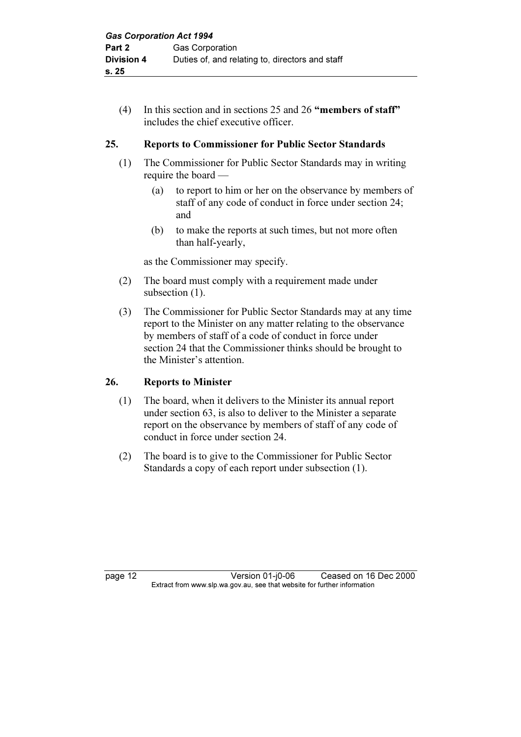(4) In this section and in sections 25 and 26 **"members of staff"** includes the chief executive officer.

## 25. Reports to Commissioner for Public Sector Standards

(1) The Commissioner for Public Sector Standards may in writing require the board —

  (a) to report to him or her on the observance by members of staff of any code of conduct in force under section 24; and

  (b) to make the reports at such times, but not more often than half-yearly,

as the Commissioner may specify.

(2) The board must comply with a requirement made under subsection (1).

(3) The Commissioner for Public Sector Standards may at any time report to the Minister on any matter relating to the observance by members of staff of a code of conduct in force under section 24 that the Commissioner thinks should be brought to the Minister's attention.

## 26. Reports to Minister

(1) The board, when it delivers to the Minister its annual report under section 63, is also to deliver to the Minister a separate report on the observance by members of staff of any code of conduct in force under section 24.

(2) The board is to give to the Commissioner for Public Sector Standards a copy of each report under subsection (1).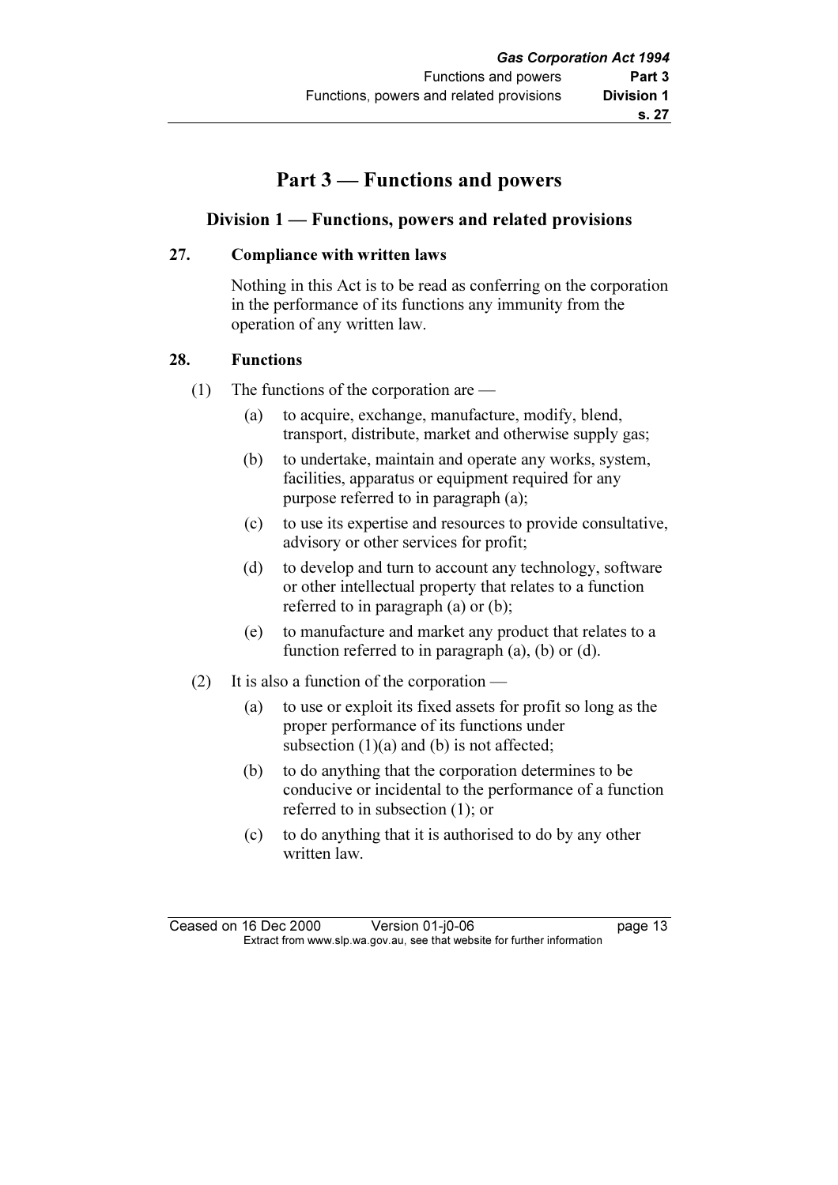# Part 3 — Functions and powers

## Division 1 — Functions, powers and related provisions

### 27. Compliance with written laws

Nothing in this Act is to be read as conferring on the corporation in the performance of its functions any immunity from the operation of any written law.

### 28. Functions

(1) The functions of the corporation are —

- (a) to acquire, exchange, manufacture, modify, blend, transport, distribute, market and otherwise supply gas;
- (b) to undertake, maintain and operate any works, system, facilities, apparatus or equipment required for any purpose referred to in paragraph (a);
- (c) to use its expertise and resources to provide consultative, advisory or other services for profit;
- (d) to develop and turn to account any technology, software or other intellectual property that relates to a function referred to in paragraph (a) or (b);
- (e) to manufacture and market any product that relates to a function referred to in paragraph (a), (b) or (d).

(2) It is also a function of the corporation —

- (a) to use or exploit its fixed assets for profit so long as the proper performance of its functions under subsection (1)(a) and (b) is not affected;
- (b) to do anything that the corporation determines to be conducive or incidental to the performance of a function referred to in subsection (1); or
- (c) to do anything that it is authorised to do by any other written law.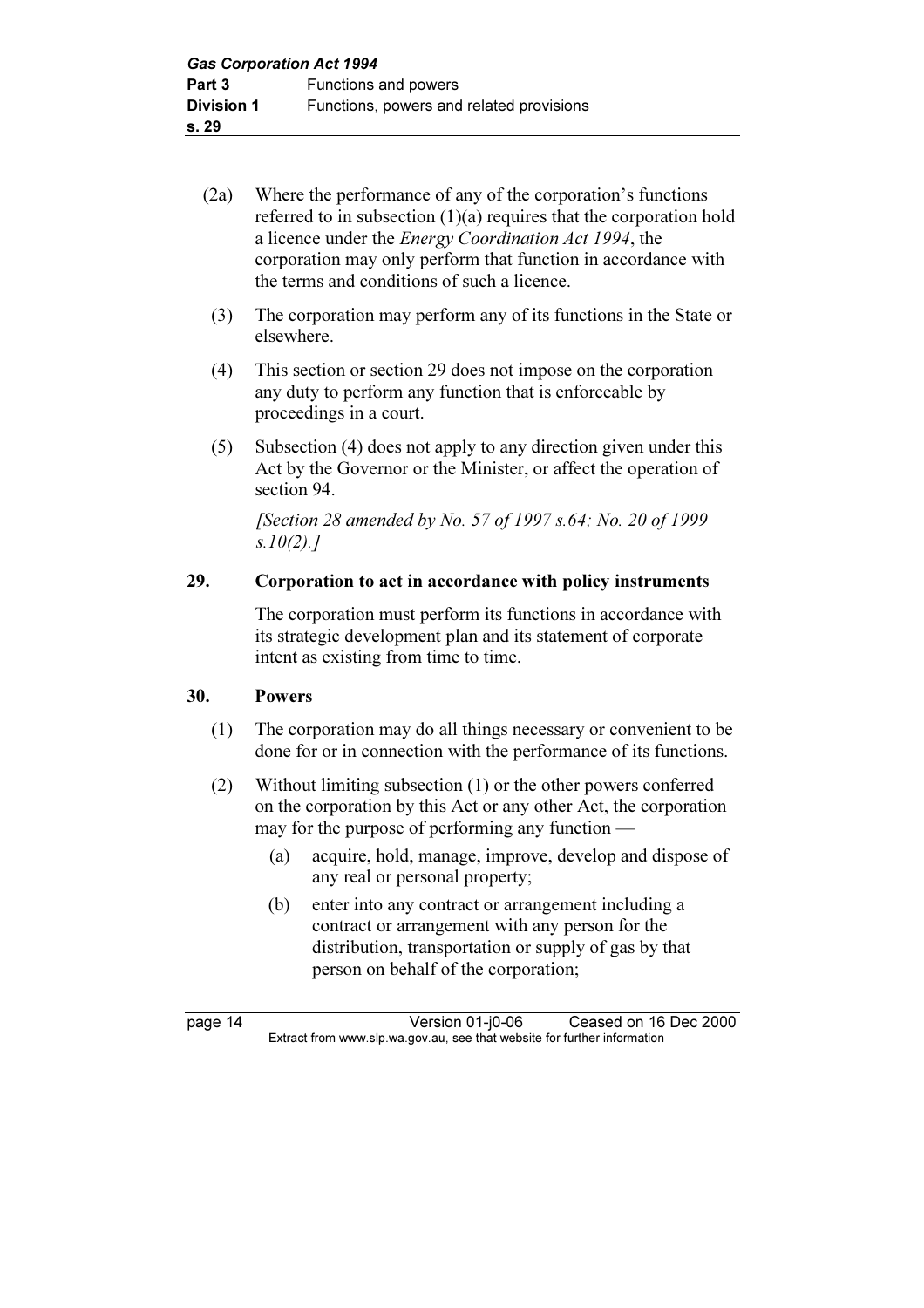(2a) Where the performance of any of the corporation's functions referred to in subsection (1)(a) requires that the corporation hold a licence under the *Energy Coordination Act 1994*, the corporation may only perform that function in accordance with the terms and conditions of such a licence.

(3) The corporation may perform any of its functions in the State or elsewhere.

(4) This section or section 29 does not impose on the corporation any duty to perform any function that is enforceable by proceedings in a court.

(5) Subsection (4) does not apply to any direction given under this Act by the Governor or the Minister, or affect the operation of section 94.

*[Section 28 amended by No. 57 of 1997 s.64; No. 20 of 1999 s.10(2).]*

## 29. Corporation to act in accordance with policy instruments

The corporation must perform its functions in accordance with its strategic development plan and its statement of corporate intent as existing from time to time.

## 30. Powers

(1) The corporation may do all things necessary or convenient to be done for or in connection with the performance of its functions.

(2) Without limiting subsection (1) or the other powers conferred on the corporation by this Act or any other Act, the corporation may for the purpose of performing any function —

(a) acquire, hold, manage, improve, develop and dispose of any real or personal property;

(b) enter into any contract or arrangement including a contract or arrangement with any person for the distribution, transportation or supply of gas by that person on behalf of the corporation;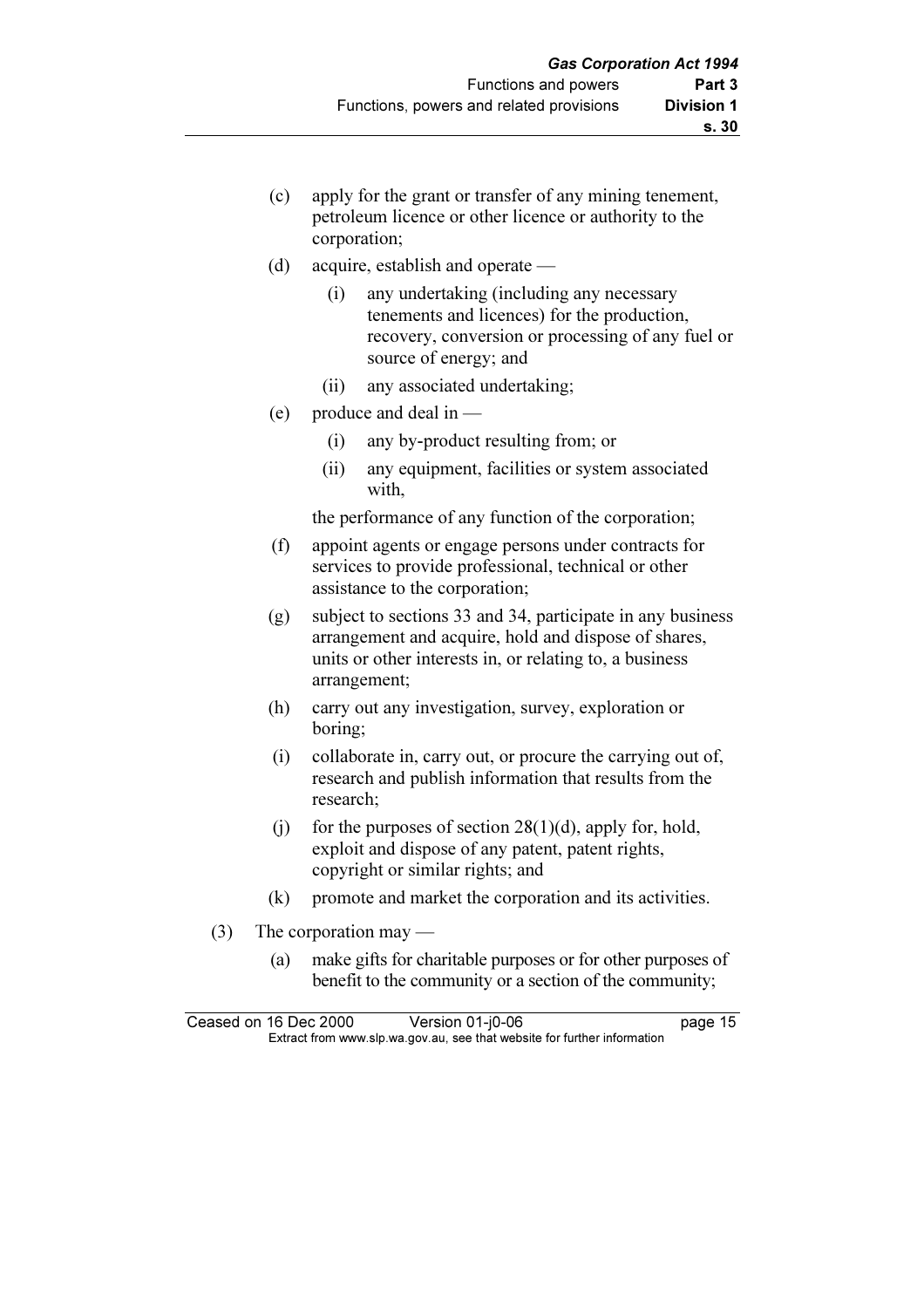(c) apply for the grant or transfer of any mining tenement, petroleum licence or other licence or authority to the corporation;

(d) acquire, establish and operate —

  (i) any undertaking (including any necessary tenements and licences) for the production, recovery, conversion or processing of any fuel or source of energy; and

  (ii) any associated undertaking;

(e) produce and deal in —

  (i) any by-product resulting from; or

  (ii) any equipment, facilities or system associated with,

  the performance of any function of the corporation;

(f) appoint agents or engage persons under contracts for services to provide professional, technical or other assistance to the corporation;

(g) subject to sections 33 and 34, participate in any business arrangement and acquire, hold and dispose of shares, units or other interests in, or relating to, a business arrangement;

(h) carry out any investigation, survey, exploration or boring;

(i) collaborate in, carry out, or procure the carrying out of, research and publish information that results from the research;

(j) for the purposes of section 28(1)(d), apply for, hold, exploit and dispose of any patent, patent rights, copyright or similar rights; and

(k) promote and market the corporation and its activities.

(3) The corporation may —

  (a) make gifts for charitable purposes or for other purposes of benefit to the community or a section of the community;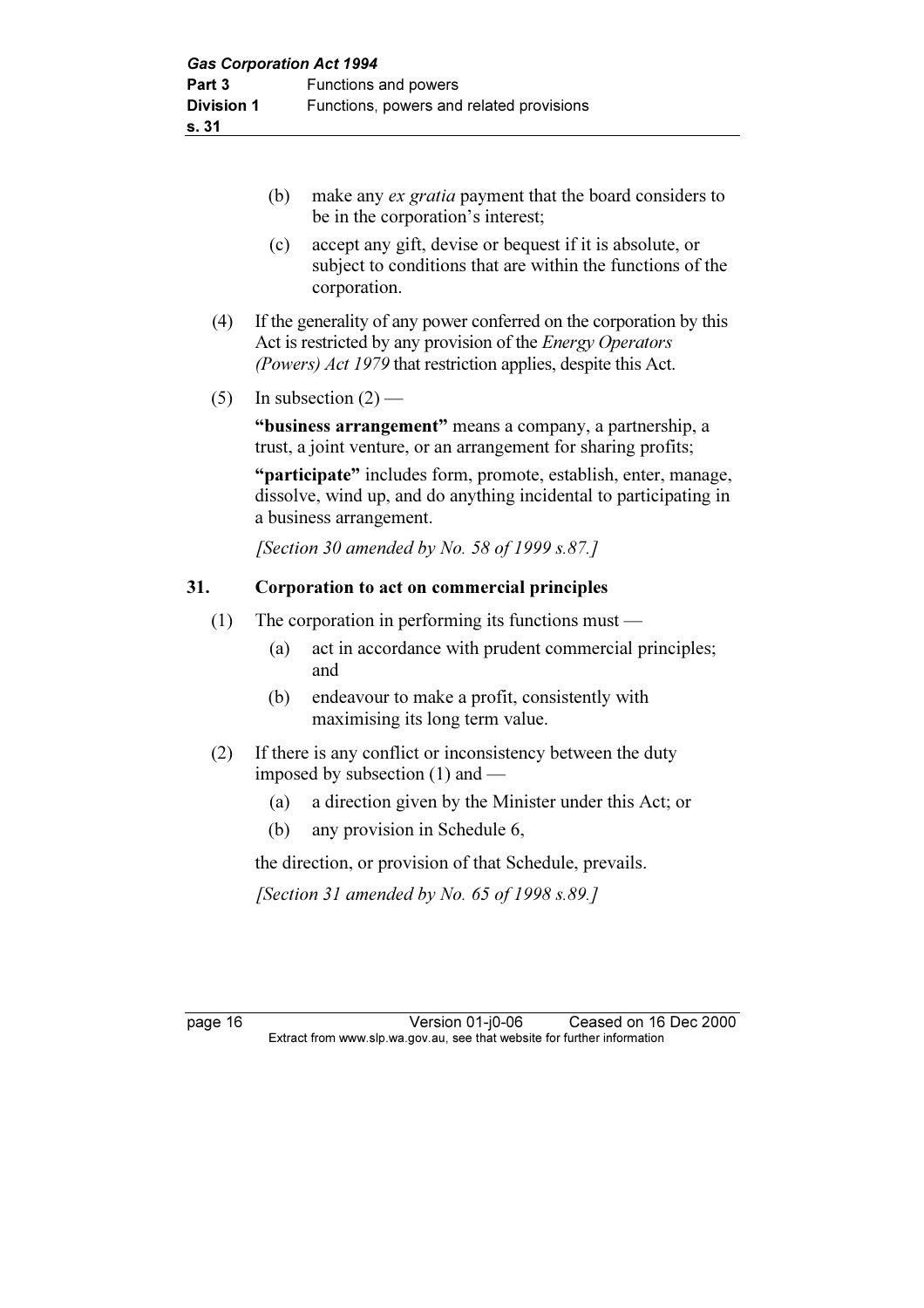(b) make any *ex gratia* payment that the board considers to be in the corporation's interest;

(c) accept any gift, devise or bequest if it is absolute, or subject to conditions that are within the functions of the corporation.

(4) If the generality of any power conferred on the corporation by this Act is restricted by any provision of the *Energy Operators (Powers) Act 1979* that restriction applies, despite this Act.

(5) In subsection (2) —

**"business arrangement"** means a company, a partnership, a trust, a joint venture, or an arrangement for sharing profits;

**"participate"** includes form, promote, establish, enter, manage, dissolve, wind up, and do anything incidental to participating in a business arrangement.

*[Section 30 amended by No. 58 of 1999 s.87.]*

### 31. Corporation to act on commercial principles

(1) The corporation in performing its functions must —

(a) act in accordance with prudent commercial principles; and

(b) endeavour to make a profit, consistently with maximising its long term value.

(2) If there is any conflict or inconsistency between the duty imposed by subsection (1) and —

(a) a direction given by the Minister under this Act; or

(b) any provision in Schedule 6,

the direction, or provision of that Schedule, prevails.

*[Section 31 amended by No. 65 of 1998 s.89.]*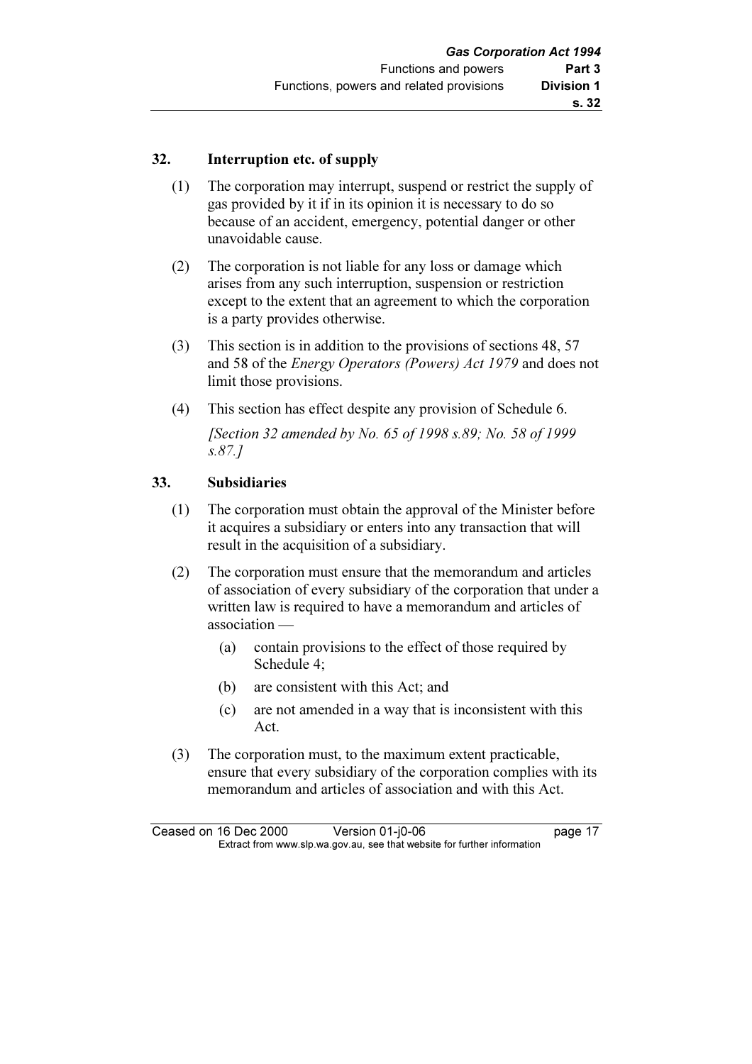## 32. Interruption etc. of supply

(1) The corporation may interrupt, suspend or restrict the supply of gas provided by it if in its opinion it is necessary to do so because of an accident, emergency, potential danger or other unavoidable cause.

(2) The corporation is not liable for any loss or damage which arises from any such interruption, suspension or restriction except to the extent that an agreement to which the corporation is a party provides otherwise.

(3) This section is in addition to the provisions of sections 48, 57 and 58 of the *Energy Operators (Powers) Act 1979* and does not limit those provisions.

(4) This section has effect despite any provision of Schedule 6.

*[Section 32 amended by No. 65 of 1998 s.89; No. 58 of 1999 s.87.]*

## 33. Subsidiaries

(1) The corporation must obtain the approval of the Minister before it acquires a subsidiary or enters into any transaction that will result in the acquisition of a subsidiary.

(2) The corporation must ensure that the memorandum and articles of association of every subsidiary of the corporation that under a written law is required to have a memorandum and articles of association —

- (a) contain provisions to the effect of those required by Schedule 4;
- (b) are consistent with this Act; and
- (c) are not amended in a way that is inconsistent with this Act.

(3) The corporation must, to the maximum extent practicable, ensure that every subsidiary of the corporation complies with its memorandum and articles of association and with this Act.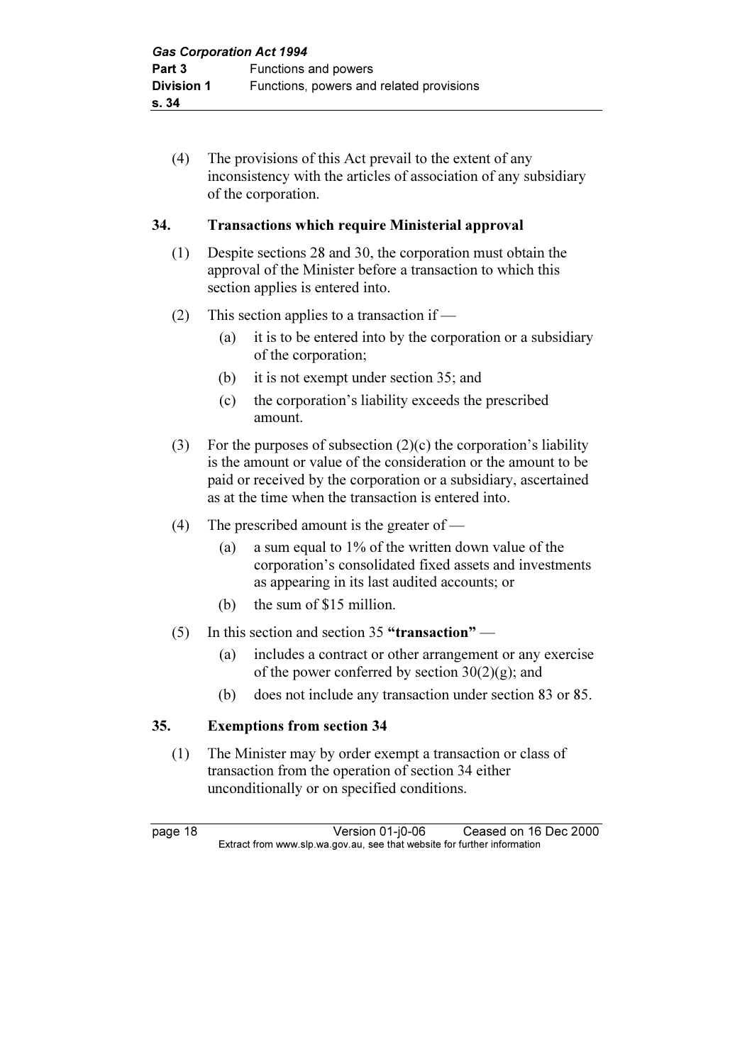(4) The provisions of this Act prevail to the extent of any inconsistency with the articles of association of any subsidiary of the corporation.

## 34. Transactions which require Ministerial approval

(1) Despite sections 28 and 30, the corporation must obtain the approval of the Minister before a transaction to which this section applies is entered into.

(2) This section applies to a transaction if —

  (a) it is to be entered into by the corporation or a subsidiary of the corporation;

  (b) it is not exempt under section 35; and

  (c) the corporation's liability exceeds the prescribed amount.

(3) For the purposes of subsection (2)(c) the corporation's liability is the amount or value of the consideration or the amount to be paid or received by the corporation or a subsidiary, ascertained as at the time when the transaction is entered into.

(4) The prescribed amount is the greater of —

  (a) a sum equal to 1% of the written down value of the corporation's consolidated fixed assets and investments as appearing in its last audited accounts; or

  (b) the sum of $15 million.

(5) In this section and section 35 **"transaction"** —

  (a) includes a contract or other arrangement or any exercise of the power conferred by section 30(2)(g); and

  (b) does not include any transaction under section 83 or 85.

## 35. Exemptions from section 34

(1) The Minister may by order exempt a transaction or class of transaction from the operation of section 34 either unconditionally or on specified conditions.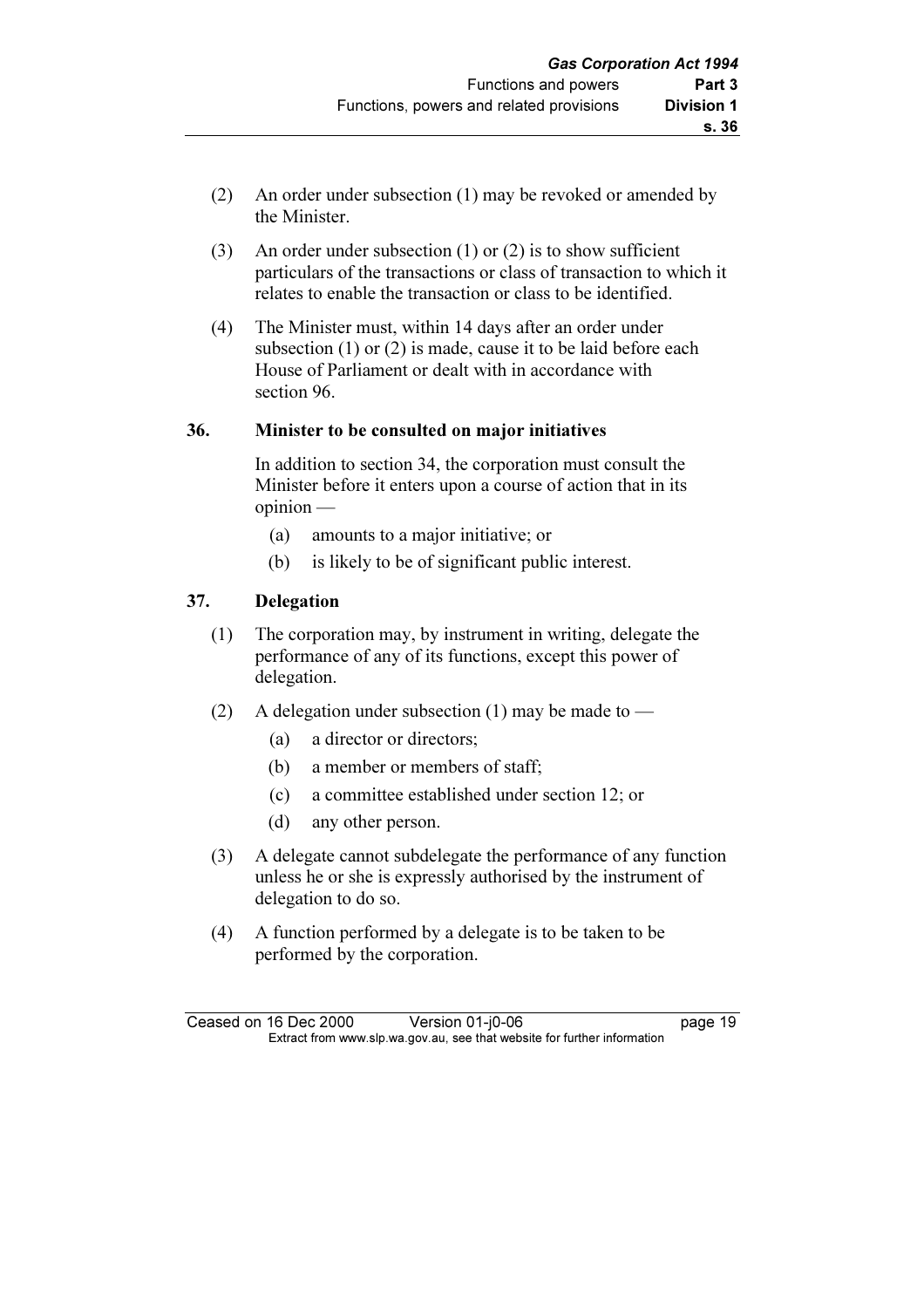(2) An order under subsection (1) may be revoked or amended by the Minister.

(3) An order under subsection (1) or (2) is to show sufficient particulars of the transactions or class of transaction to which it relates to enable the transaction or class to be identified.

(4) The Minister must, within 14 days after an order under subsection (1) or (2) is made, cause it to be laid before each House of Parliament or dealt with in accordance with section 96.

### 36. Minister to be consulted on major initiatives

In addition to section 34, the corporation must consult the Minister before it enters upon a course of action that in its opinion —

(a) amounts to a major initiative; or

(b) is likely to be of significant public interest.

### 37. Delegation

(1) The corporation may, by instrument in writing, delegate the performance of any of its functions, except this power of delegation.

(2) A delegation under subsection (1) may be made to —

(a) a director or directors;

(b) a member or members of staff;

(c) a committee established under section 12; or

(d) any other person.

(3) A delegate cannot subdelegate the performance of any function unless he or she is expressly authorised by the instrument of delegation to do so.

(4) A function performed by a delegate is to be taken to be performed by the corporation.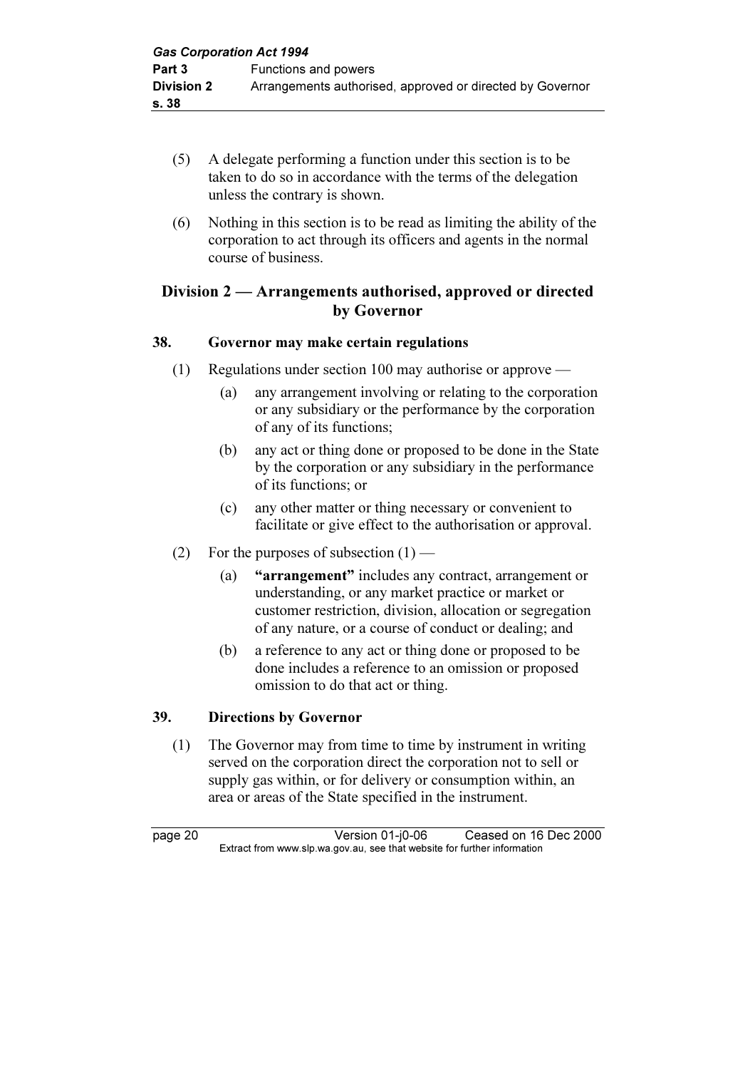(5) A delegate performing a function under this section is to be taken to do so in accordance with the terms of the delegation unless the contrary is shown.

(6) Nothing in this section is to be read as limiting the ability of the corporation to act through its officers and agents in the normal course of business.

## Division 2 — Arrangements authorised, approved or directed by Governor

### 38. Governor may make certain regulations

(1) Regulations under section 100 may authorise or approve —

- (a) any arrangement involving or relating to the corporation or any subsidiary or the performance by the corporation of any of its functions;
- (b) any act or thing done or proposed to be done in the State by the corporation or any subsidiary in the performance of its functions; or
- (c) any other matter or thing necessary or convenient to facilitate or give effect to the authorisation or approval.

(2) For the purposes of subsection (1) —

- (a) **"arrangement"** includes any contract, arrangement or understanding, or any market practice or market or customer restriction, division, allocation or segregation of any nature, or a course of conduct or dealing; and
- (b) a reference to any act or thing done or proposed to be done includes a reference to an omission or proposed omission to do that act or thing.

### 39. Directions by Governor

(1) The Governor may from time to time by instrument in writing served on the corporation direct the corporation not to sell or supply gas within, or for delivery or consumption within, an area or areas of the State specified in the instrument.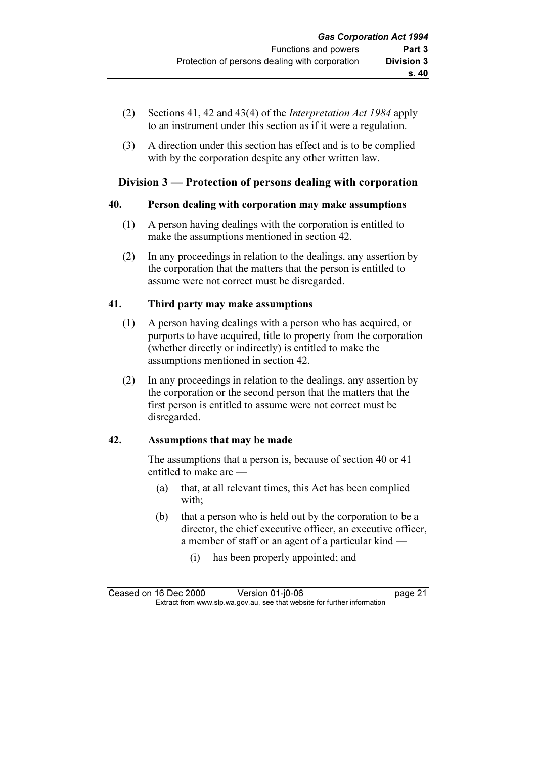(2) Sections 41, 42 and 43(4) of the *Interpretation Act 1984* apply to an instrument under this section as if it were a regulation.

(3) A direction under this section has effect and is to be complied with by the corporation despite any other written law.

## Division 3 — Protection of persons dealing with corporation

### 40. Person dealing with corporation may make assumptions

(1) A person having dealings with the corporation is entitled to make the assumptions mentioned in section 42.

(2) In any proceedings in relation to the dealings, any assertion by the corporation that the matters that the person is entitled to assume were not correct must be disregarded.

### 41. Third party may make assumptions

(1) A person having dealings with a person who has acquired, or purports to have acquired, title to property from the corporation (whether directly or indirectly) is entitled to make the assumptions mentioned in section 42.

(2) In any proceedings in relation to the dealings, any assertion by the corporation or the second person that the matters that the first person is entitled to assume were not correct must be disregarded.

### 42. Assumptions that may be made

The assumptions that a person is, because of section 40 or 41 entitled to make are —

(a) that, at all relevant times, this Act has been complied with;

(b) that a person who is held out by the corporation to be a director, the chief executive officer, an executive officer, a member of staff or an agent of a particular kind —

(i) has been properly appointed; and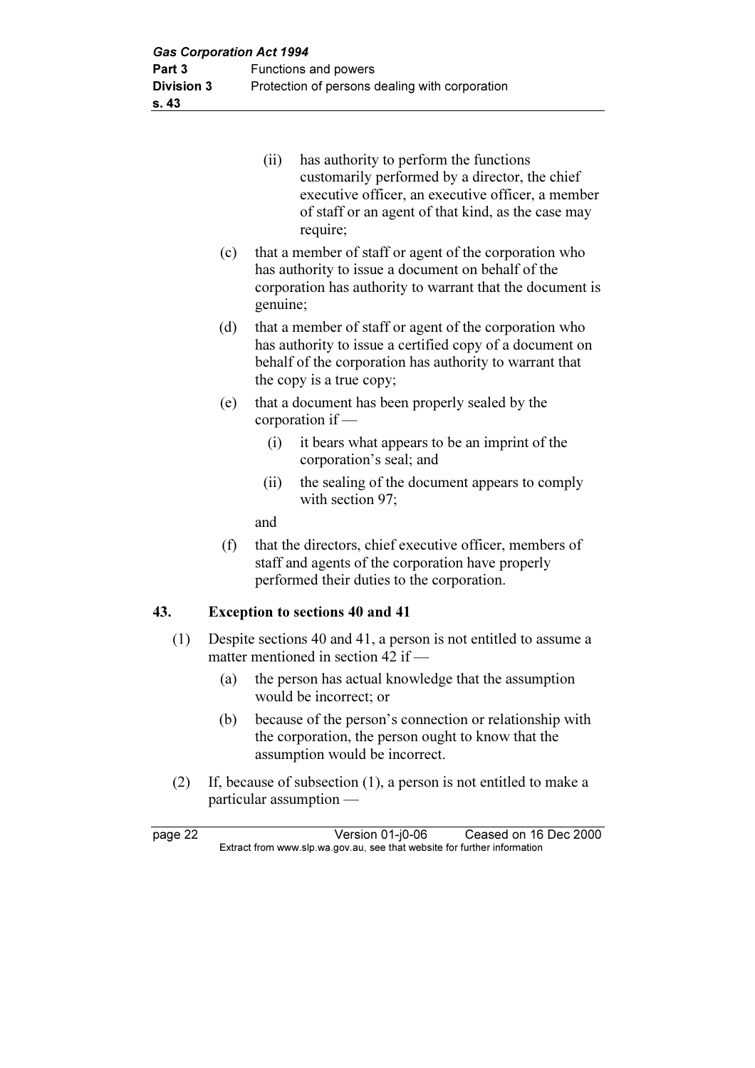(ii) has authority to perform the functions customarily performed by a director, the chief executive officer, an executive officer, a member of staff or an agent of that kind, as the case may require;

(c) that a member of staff or agent of the corporation who has authority to issue a document on behalf of the corporation has authority to warrant that the document is genuine;

(d) that a member of staff or agent of the corporation who has authority to issue a certified copy of a document on behalf of the corporation has authority to warrant that the copy is a true copy;

(e) that a document has been properly sealed by the corporation if —

(i) it bears what appears to be an imprint of the corporation's seal; and

(ii) the sealing of the document appears to comply with section 97;

and

(f) that the directors, chief executive officer, members of staff and agents of the corporation have properly performed their duties to the corporation.

## 43. Exception to sections 40 and 41

(1) Despite sections 40 and 41, a person is not entitled to assume a matter mentioned in section 42 if —

(a) the person has actual knowledge that the assumption would be incorrect; or

(b) because of the person's connection or relationship with the corporation, the person ought to know that the assumption would be incorrect.

(2) If, because of subsection (1), a person is not entitled to make a particular assumption —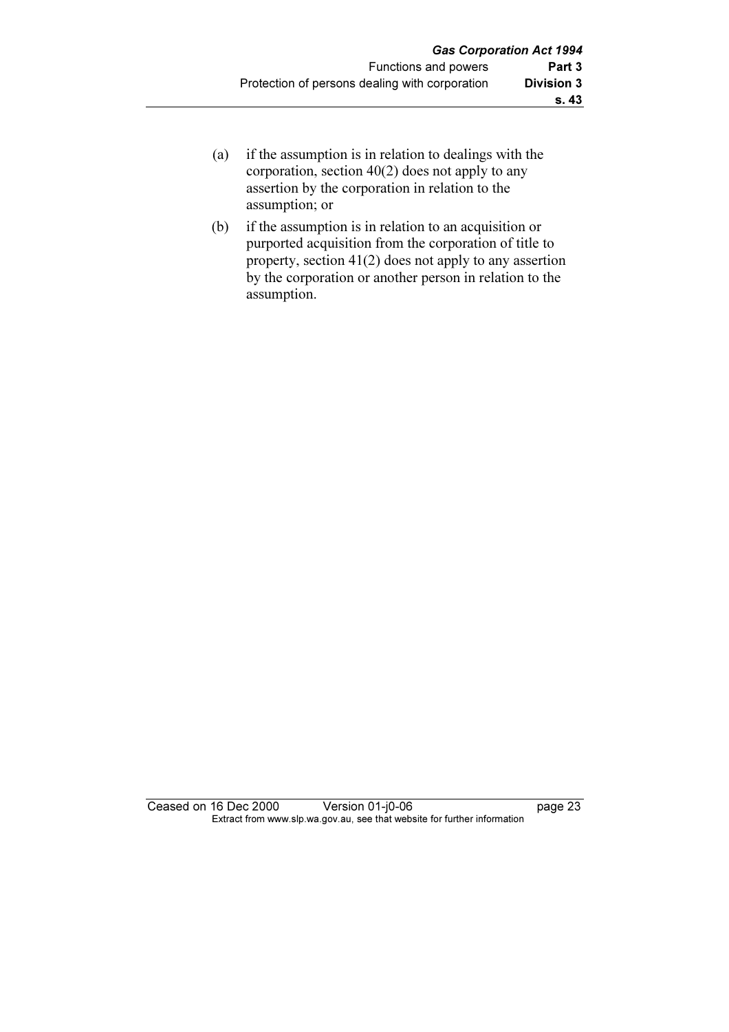(a) if the assumption is in relation to dealings with the corporation, section 40(2) does not apply to any assertion by the corporation in relation to the assumption; or

(b) if the assumption is in relation to an acquisition or purported acquisition from the corporation of title to property, section 41(2) does not apply to any assertion by the corporation or another person in relation to the assumption.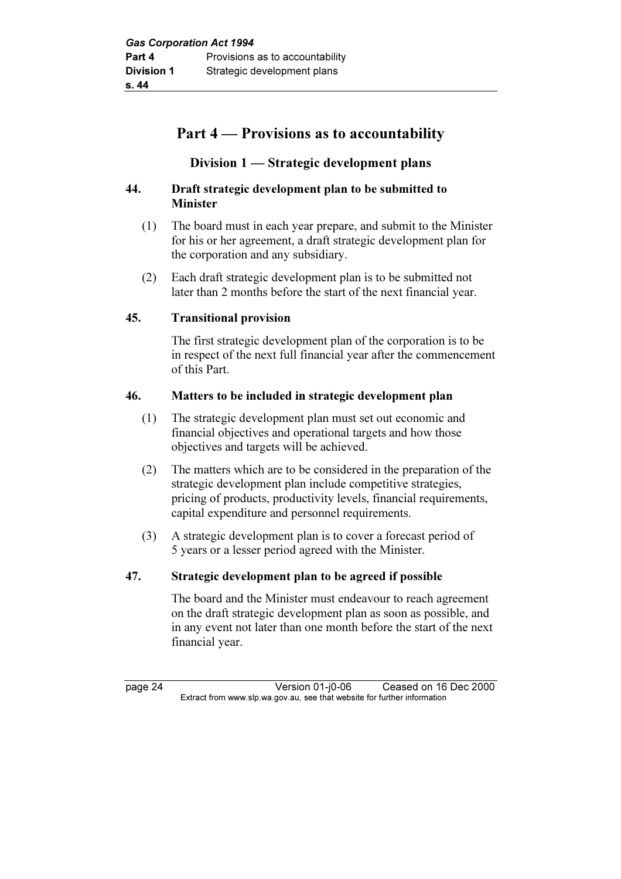# Part 4 — Provisions as to accountability

## Division 1 — Strategic development plans

### 44. Draft strategic development plan to be submitted to Minister

(1) The board must in each year prepare, and submit to the Minister for his or her agreement, a draft strategic development plan for the corporation and any subsidiary.

(2) Each draft strategic development plan is to be submitted not later than 2 months before the start of the next financial year.

### 45. Transitional provision

The first strategic development plan of the corporation is to be in respect of the next full financial year after the commencement of this Part.

### 46. Matters to be included in strategic development plan

(1) The strategic development plan must set out economic and financial objectives and operational targets and how those objectives and targets will be achieved.

(2) The matters which are to be considered in the preparation of the strategic development plan include competitive strategies, pricing of products, productivity levels, financial requirements, capital expenditure and personnel requirements.

(3) A strategic development plan is to cover a forecast period of 5 years or a lesser period agreed with the Minister.

### 47. Strategic development plan to be agreed if possible

The board and the Minister must endeavour to reach agreement on the draft strategic development plan as soon as possible, and in any event not later than one month before the start of the next financial year.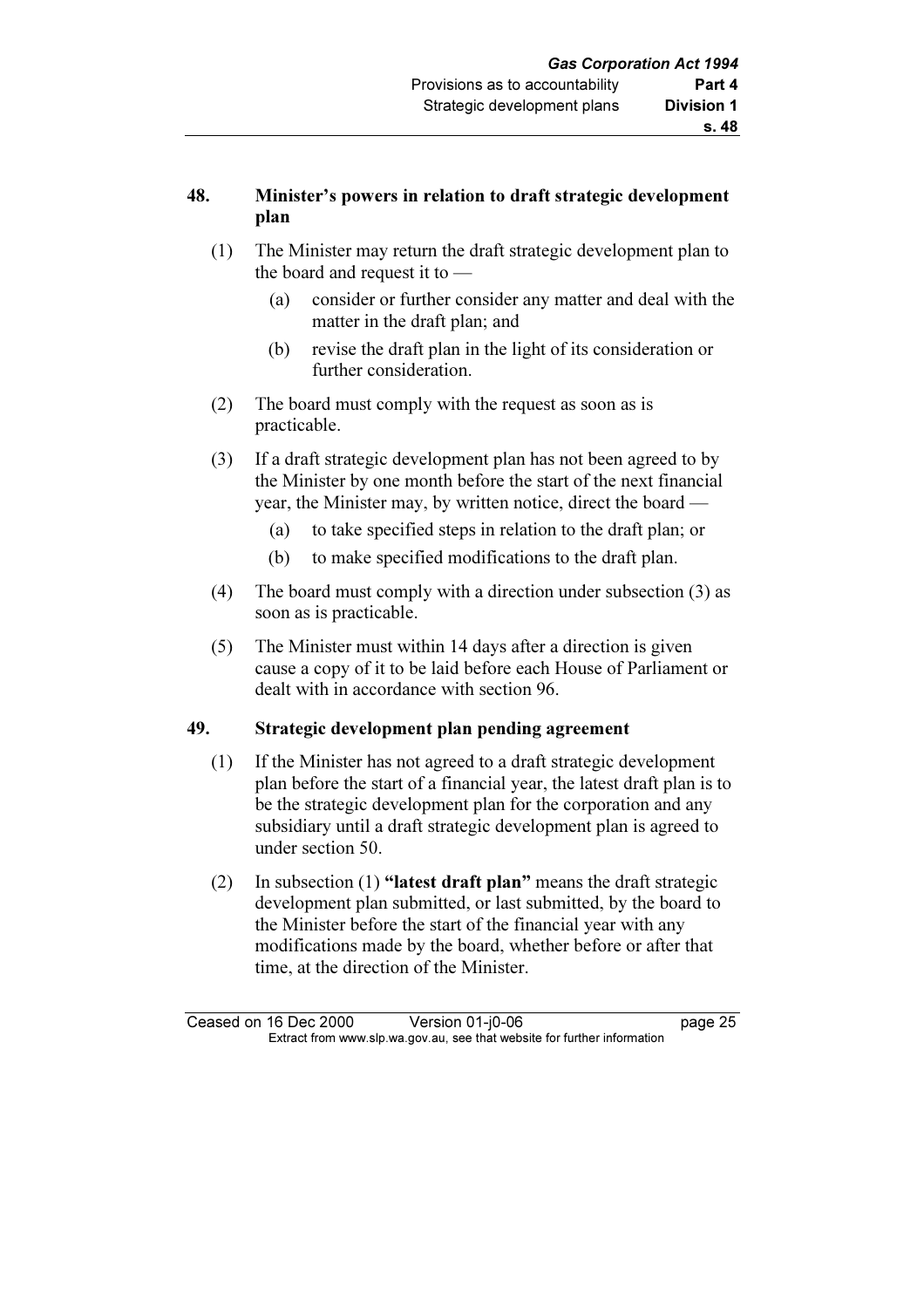### 48. Minister's powers in relation to draft strategic development plan

(1) The Minister may return the draft strategic development plan to the board and request it to —

- (a) consider or further consider any matter and deal with the matter in the draft plan; and
- (b) revise the draft plan in the light of its consideration or further consideration.

(2) The board must comply with the request as soon as is practicable.

(3) If a draft strategic development plan has not been agreed to by the Minister by one month before the start of the next financial year, the Minister may, by written notice, direct the board —

- (a) to take specified steps in relation to the draft plan; or
- (b) to make specified modifications to the draft plan.

(4) The board must comply with a direction under subsection (3) as soon as is practicable.

(5) The Minister must within 14 days after a direction is given cause a copy of it to be laid before each House of Parliament or dealt with in accordance with section 96.

### 49. Strategic development plan pending agreement

(1) If the Minister has not agreed to a draft strategic development plan before the start of a financial year, the latest draft plan is to be the strategic development plan for the corporation and any subsidiary until a draft strategic development plan is agreed to under section 50.

(2) In subsection (1) **"latest draft plan"** means the draft strategic development plan submitted, or last submitted, by the board to the Minister before the start of the financial year with any modifications made by the board, whether before or after that time, at the direction of the Minister.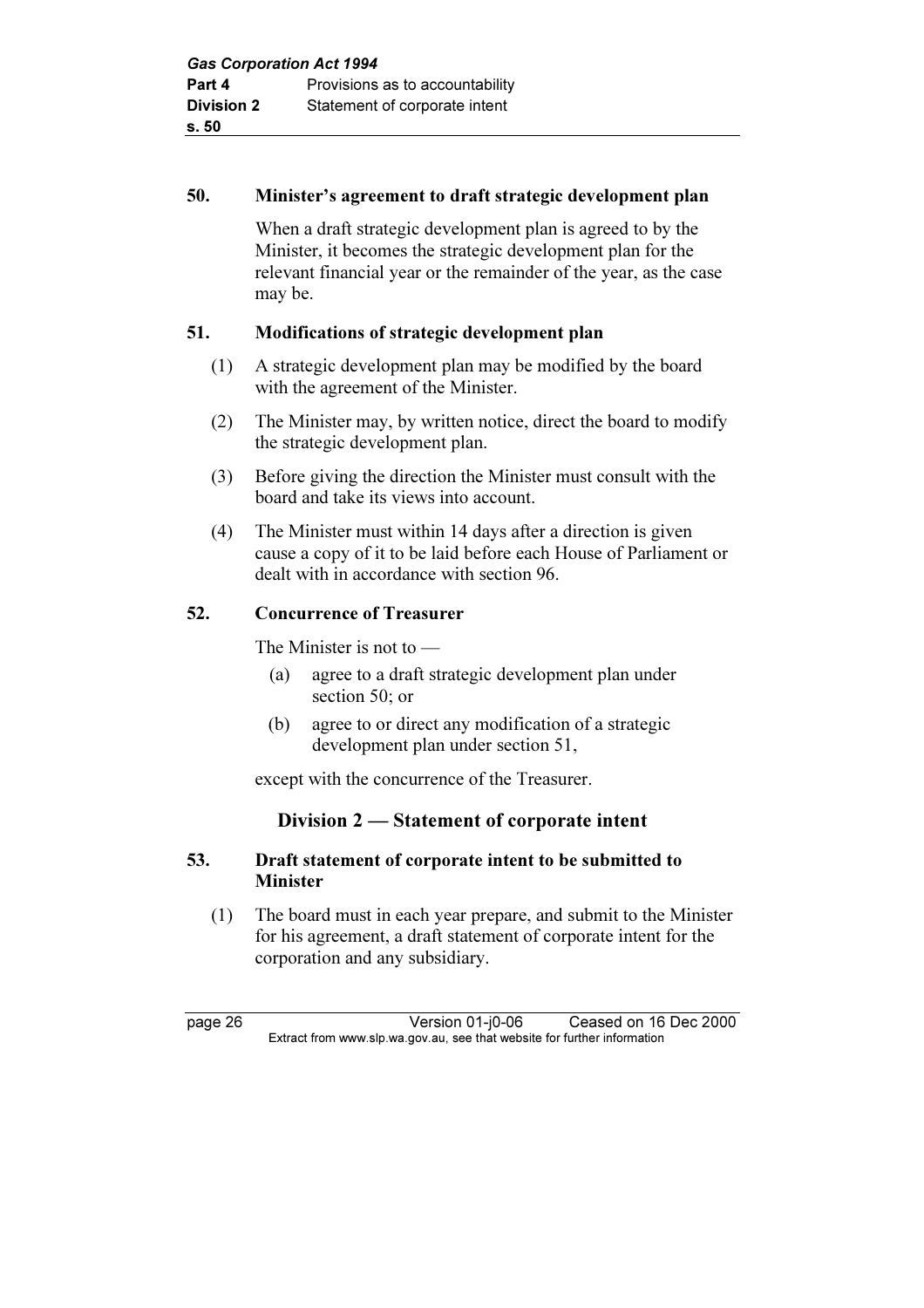**50. Minister's agreement to draft strategic development plan**

When a draft strategic development plan is agreed to by the Minister, it becomes the strategic development plan for the relevant financial year or the remainder of the year, as the case may be.

**51. Modifications of strategic development plan**

(1) A strategic development plan may be modified by the board with the agreement of the Minister.

(2) The Minister may, by written notice, direct the board to modify the strategic development plan.

(3) Before giving the direction the Minister must consult with the board and take its views into account.

(4) The Minister must within 14 days after a direction is given cause a copy of it to be laid before each House of Parliament or dealt with in accordance with section 96.

**52. Concurrence of Treasurer**

The Minister is not to —

(a) agree to a draft strategic development plan under section 50; or

(b) agree to or direct any modification of a strategic development plan under section 51,

except with the concurrence of the Treasurer.

## Division 2 — Statement of corporate intent

**53. Draft statement of corporate intent to be submitted to Minister**

(1) The board must in each year prepare, and submit to the Minister for his agreement, a draft statement of corporate intent for the corporation and any subsidiary.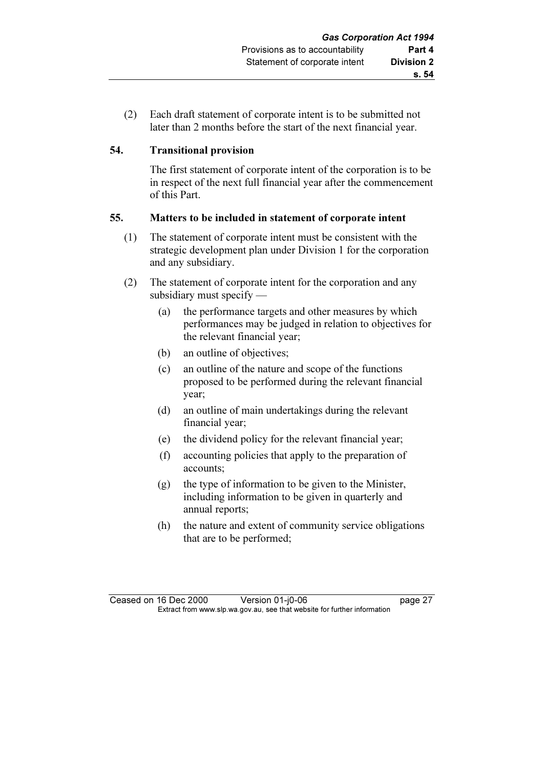(2) Each draft statement of corporate intent is to be submitted not later than 2 months before the start of the next financial year.

### 54. Transitional provision

The first statement of corporate intent of the corporation is to be in respect of the next full financial year after the commencement of this Part.

### 55. Matters to be included in statement of corporate intent

(1) The statement of corporate intent must be consistent with the strategic development plan under Division 1 for the corporation and any subsidiary.

(2) The statement of corporate intent for the corporation and any subsidiary must specify —

- (a) the performance targets and other measures by which performances may be judged in relation to objectives for the relevant financial year;
- (b) an outline of objectives;
- (c) an outline of the nature and scope of the functions proposed to be performed during the relevant financial year;
- (d) an outline of main undertakings during the relevant financial year;
- (e) the dividend policy for the relevant financial year;
- (f) accounting policies that apply to the preparation of accounts;
- (g) the type of information to be given to the Minister, including information to be given in quarterly and annual reports;
- (h) the nature and extent of community service obligations that are to be performed;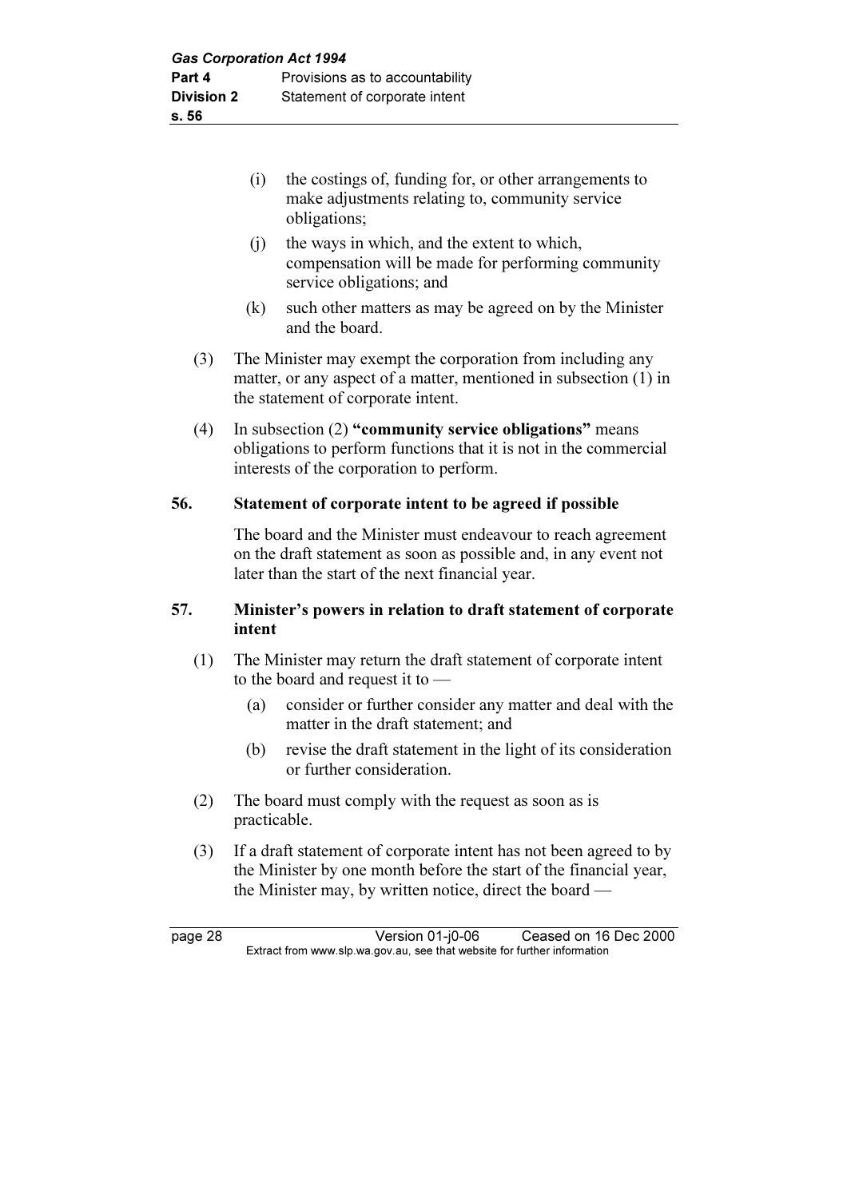(i) the costings of, funding for, or other arrangements to make adjustments relating to, community service obligations;

(j) the ways in which, and the extent to which, compensation will be made for performing community service obligations; and

(k) such other matters as may be agreed on by the Minister and the board.

(3) The Minister may exempt the corporation from including any matter, or any aspect of a matter, mentioned in subsection (1) in the statement of corporate intent.

(4) In subsection (2) **"community service obligations"** means obligations to perform functions that it is not in the commercial interests of the corporation to perform.

## 56. Statement of corporate intent to be agreed if possible

The board and the Minister must endeavour to reach agreement on the draft statement as soon as possible and, in any event not later than the start of the next financial year.

## 57. Minister's powers in relation to draft statement of corporate intent

(1) The Minister may return the draft statement of corporate intent to the board and request it to —

(a) consider or further consider any matter and deal with the matter in the draft statement; and

(b) revise the draft statement in the light of its consideration or further consideration.

(2) The board must comply with the request as soon as is practicable.

(3) If a draft statement of corporate intent has not been agreed to by the Minister by one month before the start of the financial year, the Minister may, by written notice, direct the board —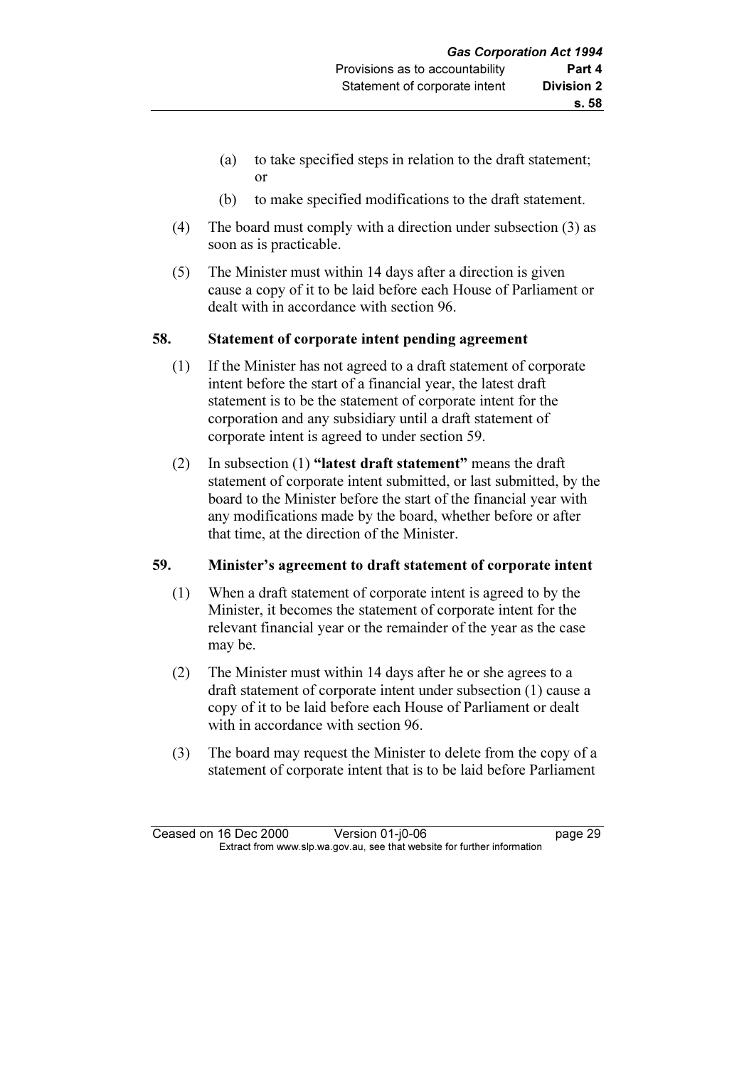(a) to take specified steps in relation to the draft statement; or

(b) to make specified modifications to the draft statement.

(4) The board must comply with a direction under subsection (3) as soon as is practicable.

(5) The Minister must within 14 days after a direction is given cause a copy of it to be laid before each House of Parliament or dealt with in accordance with section 96.

## 58. Statement of corporate intent pending agreement

(1) If the Minister has not agreed to a draft statement of corporate intent before the start of a financial year, the latest draft statement is to be the statement of corporate intent for the corporation and any subsidiary until a draft statement of corporate intent is agreed to under section 59.

(2) In subsection (1) **"latest draft statement"** means the draft statement of corporate intent submitted, or last submitted, by the board to the Minister before the start of the financial year with any modifications made by the board, whether before or after that time, at the direction of the Minister.

## 59. Minister's agreement to draft statement of corporate intent

(1) When a draft statement of corporate intent is agreed to by the Minister, it becomes the statement of corporate intent for the relevant financial year or the remainder of the year as the case may be.

(2) The Minister must within 14 days after he or she agrees to a draft statement of corporate intent under subsection (1) cause a copy of it to be laid before each House of Parliament or dealt with in accordance with section 96.

(3) The board may request the Minister to delete from the copy of a statement of corporate intent that is to be laid before Parliament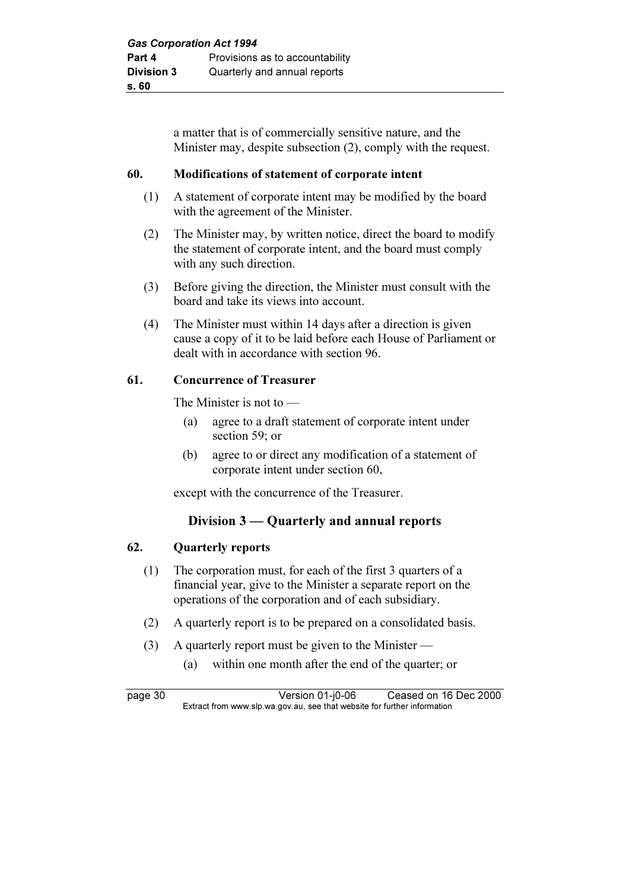a matter that is of commercially sensitive nature, and the Minister may, despite subsection (2), comply with the request.

### 60. Modifications of statement of corporate intent

(1) A statement of corporate intent may be modified by the board with the agreement of the Minister.

(2) The Minister may, by written notice, direct the board to modify the statement of corporate intent, and the board must comply with any such direction.

(3) Before giving the direction, the Minister must consult with the board and take its views into account.

(4) The Minister must within 14 days after a direction is given cause a copy of it to be laid before each House of Parliament or dealt with in accordance with section 96.

### 61. Concurrence of Treasurer

The Minister is not to —

(a) agree to a draft statement of corporate intent under section 59; or

(b) agree to or direct any modification of a statement of corporate intent under section 60,

except with the concurrence of the Treasurer.

## Division 3 — Quarterly and annual reports

### 62. Quarterly reports

(1) The corporation must, for each of the first 3 quarters of a financial year, give to the Minister a separate report on the operations of the corporation and of each subsidiary.

(2) A quarterly report is to be prepared on a consolidated basis.

(3) A quarterly report must be given to the Minister —

(a) within one month after the end of the quarter; or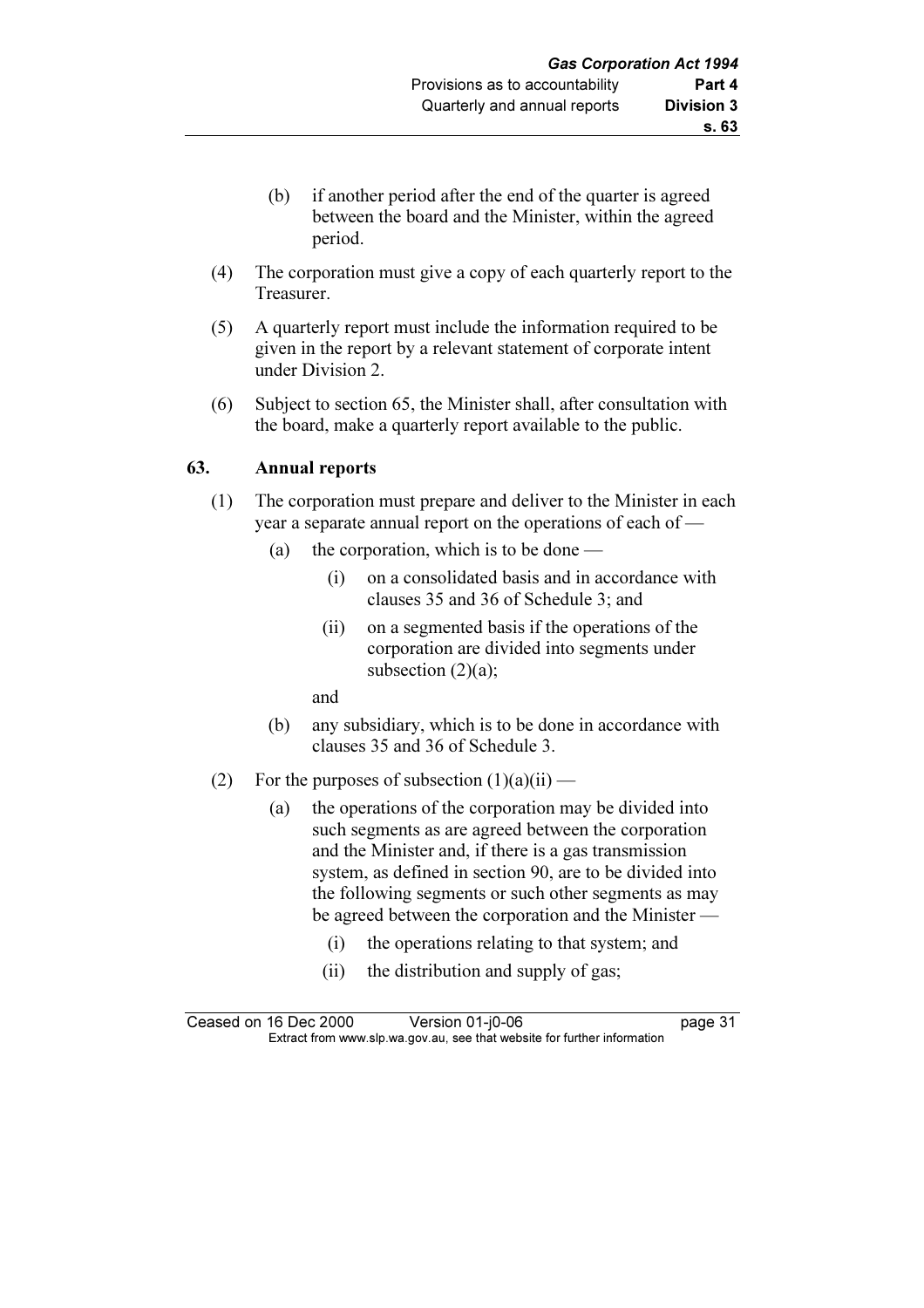(b) if another period after the end of the quarter is agreed between the board and the Minister, within the agreed period.

(4) The corporation must give a copy of each quarterly report to the Treasurer.

(5) A quarterly report must include the information required to be given in the report by a relevant statement of corporate intent under Division 2.

(6) Subject to section 65, the Minister shall, after consultation with the board, make a quarterly report available to the public.

**63. Annual reports**

(1) The corporation must prepare and deliver to the Minister in each year a separate annual report on the operations of each of —

(a) the corporation, which is to be done —

(i) on a consolidated basis and in accordance with clauses 35 and 36 of Schedule 3; and

(ii) on a segmented basis if the operations of the corporation are divided into segments under subsection (2)(a);

and

(b) any subsidiary, which is to be done in accordance with clauses 35 and 36 of Schedule 3.

(2) For the purposes of subsection (1)(a)(ii) —

(a) the operations of the corporation may be divided into such segments as are agreed between the corporation and the Minister and, if there is a gas transmission system, as defined in section 90, are to be divided into the following segments or such other segments as may be agreed between the corporation and the Minister —

(i) the operations relating to that system; and

(ii) the distribution and supply of gas;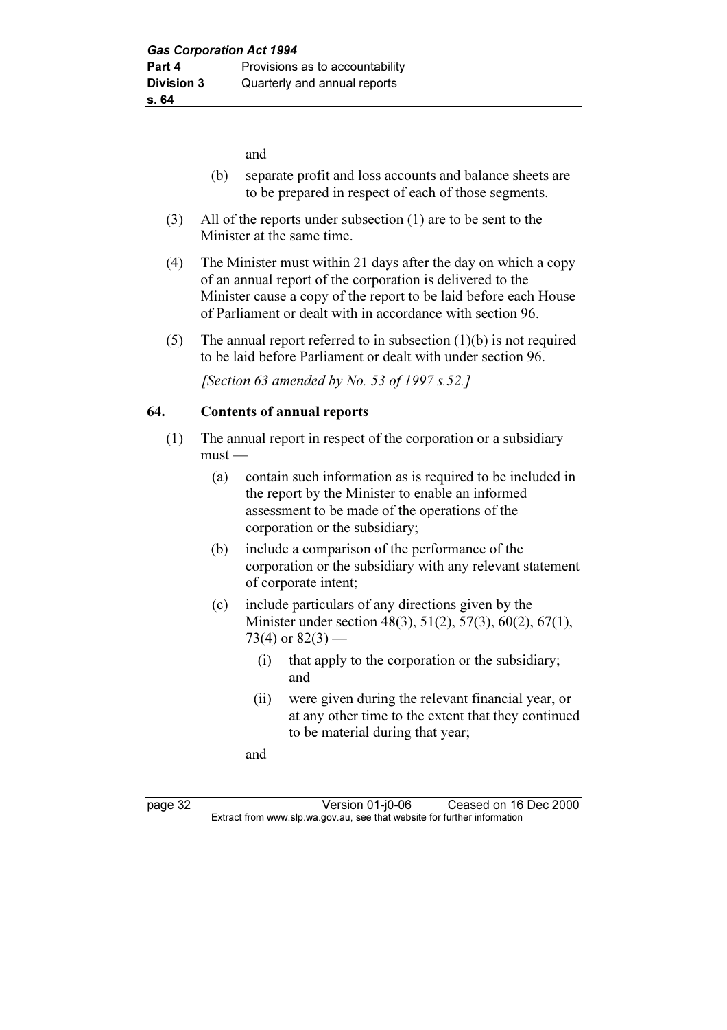and

(b) separate profit and loss accounts and balance sheets are to be prepared in respect of each of those segments.

(3) All of the reports under subsection (1) are to be sent to the Minister at the same time.

(4) The Minister must within 21 days after the day on which a copy of an annual report of the corporation is delivered to the Minister cause a copy of the report to be laid before each House of Parliament or dealt with in accordance with section 96.

(5) The annual report referred to in subsection (1)(b) is not required to be laid before Parliament or dealt with under section 96.

*[Section 63 amended by No. 53 of 1997 s.52.]*

### 64. Contents of annual reports

(1) The annual report in respect of the corporation or a subsidiary must —

(a) contain such information as is required to be included in the report by the Minister to enable an informed assessment to be made of the operations of the corporation or the subsidiary;

(b) include a comparison of the performance of the corporation or the subsidiary with any relevant statement of corporate intent;

(c) include particulars of any directions given by the Minister under section 48(3), 51(2), 57(3), 60(2), 67(1), 73(4) or 82(3) —

(i) that apply to the corporation or the subsidiary; and

(ii) were given during the relevant financial year, or at any other time to the extent that they continued to be material during that year;

and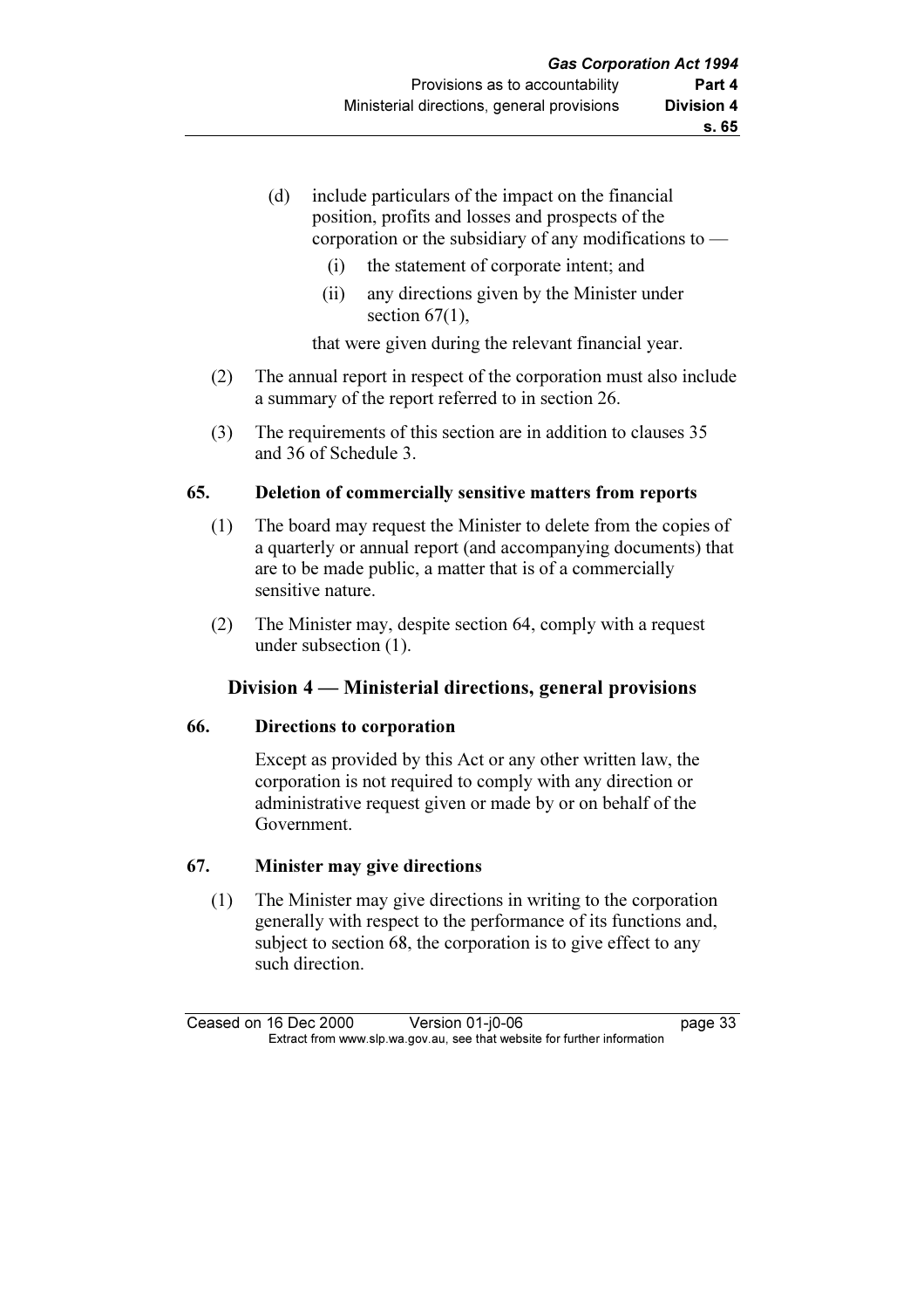(d) include particulars of the impact on the financial position, profits and losses and prospects of the corporation or the subsidiary of any modifications to —

  (i) the statement of corporate intent; and

  (ii) any directions given by the Minister under section 67(1),

that were given during the relevant financial year.

(2) The annual report in respect of the corporation must also include a summary of the report referred to in section 26.

(3) The requirements of this section are in addition to clauses 35 and 36 of Schedule 3.

### 65. Deletion of commercially sensitive matters from reports

(1) The board may request the Minister to delete from the copies of a quarterly or annual report (and accompanying documents) that are to be made public, a matter that is of a commercially sensitive nature.

(2) The Minister may, despite section 64, comply with a request under subsection (1).

## Division 4 — Ministerial directions, general provisions

### 66. Directions to corporation

Except as provided by this Act or any other written law, the corporation is not required to comply with any direction or administrative request given or made by or on behalf of the Government.

### 67. Minister may give directions

(1) The Minister may give directions in writing to the corporation generally with respect to the performance of its functions and, subject to section 68, the corporation is to give effect to any such direction.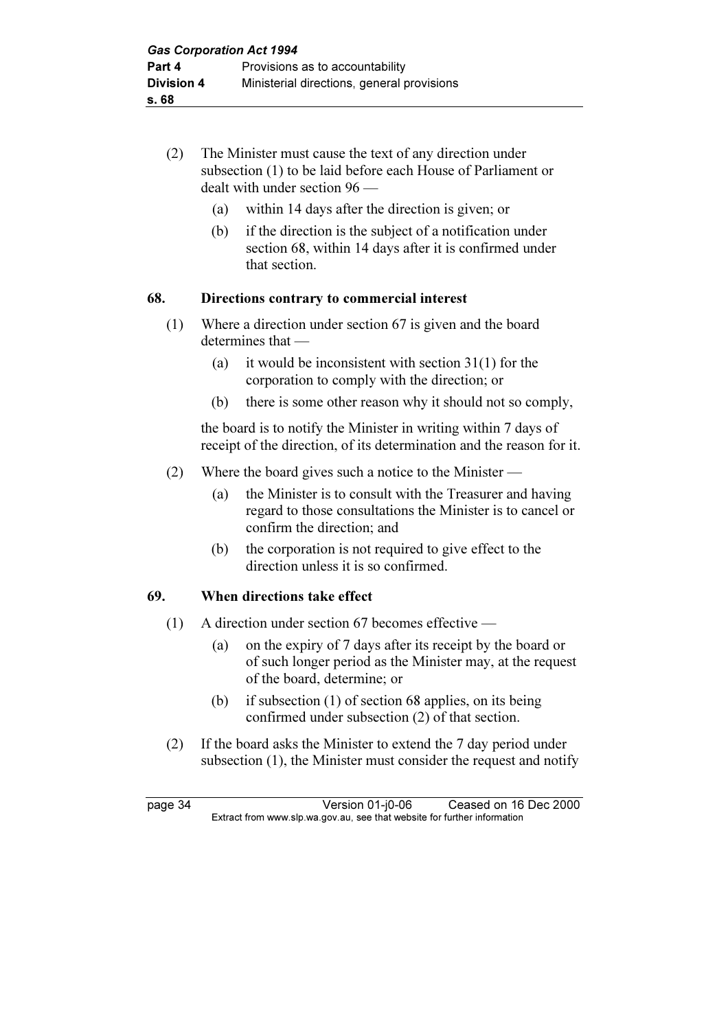(2) The Minister must cause the text of any direction under subsection (1) to be laid before each House of Parliament or dealt with under section 96 —

  (a) within 14 days after the direction is given; or

  (b) if the direction is the subject of a notification under section 68, within 14 days after it is confirmed under that section.

## 68. Directions contrary to commercial interest

(1) Where a direction under section 67 is given and the board determines that —

  (a) it would be inconsistent with section 31(1) for the corporation to comply with the direction; or

  (b) there is some other reason why it should not so comply,

the board is to notify the Minister in writing within 7 days of receipt of the direction, of its determination and the reason for it.

(2) Where the board gives such a notice to the Minister —

  (a) the Minister is to consult with the Treasurer and having regard to those consultations the Minister is to cancel or confirm the direction; and

  (b) the corporation is not required to give effect to the direction unless it is so confirmed.

## 69. When directions take effect

(1) A direction under section 67 becomes effective —

  (a) on the expiry of 7 days after its receipt by the board or of such longer period as the Minister may, at the request of the board, determine; or

  (b) if subsection (1) of section 68 applies, on its being confirmed under subsection (2) of that section.

(2) If the board asks the Minister to extend the 7 day period under subsection (1), the Minister must consider the request and notify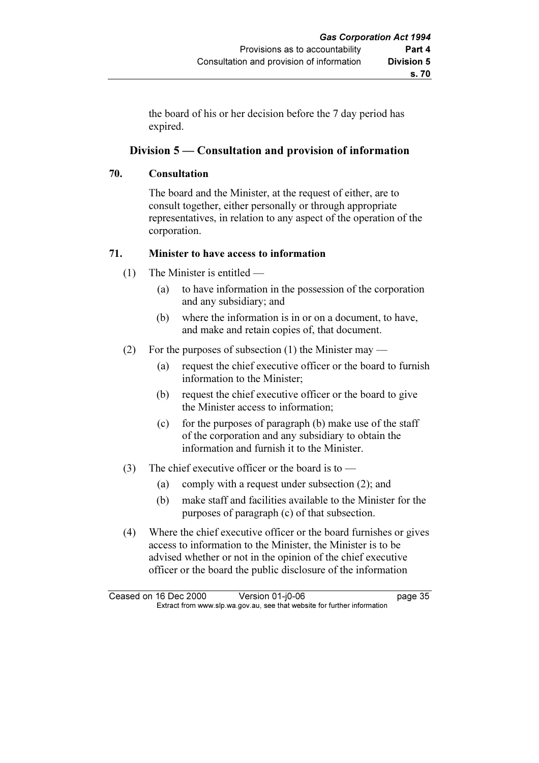the board of his or her decision before the 7 day period has expired.

## Division 5 — Consultation and provision of information

### 70. Consultation

The board and the Minister, at the request of either, are to consult together, either personally or through appropriate representatives, in relation to any aspect of the operation of the corporation.

### 71. Minister to have access to information

(1) The Minister is entitled —

(a) to have information in the possession of the corporation and any subsidiary; and

(b) where the information is in or on a document, to have, and make and retain copies of, that document.

(2) For the purposes of subsection (1) the Minister may —

(a) request the chief executive officer or the board to furnish information to the Minister;

(b) request the chief executive officer or the board to give the Minister access to information;

(c) for the purposes of paragraph (b) make use of the staff of the corporation and any subsidiary to obtain the information and furnish it to the Minister.

(3) The chief executive officer or the board is to —

(a) comply with a request under subsection (2); and

(b) make staff and facilities available to the Minister for the purposes of paragraph (c) of that subsection.

(4) Where the chief executive officer or the board furnishes or gives access to information to the Minister, the Minister is to be advised whether or not in the opinion of the chief executive officer or the board the public disclosure of the information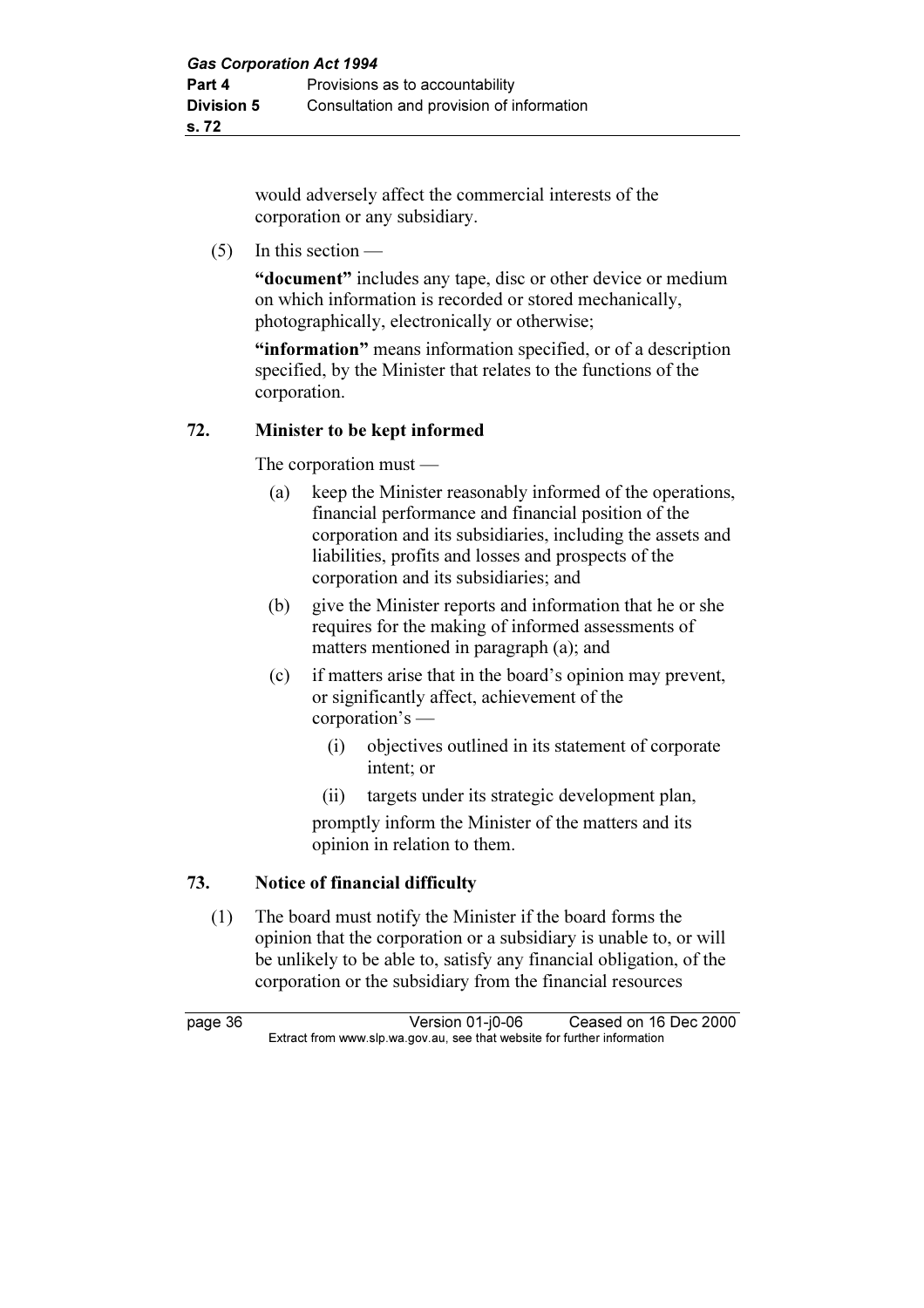would adversely affect the commercial interests of the corporation or any subsidiary.

(5) In this section —

**"document"** includes any tape, disc or other device or medium on which information is recorded or stored mechanically, photographically, electronically or otherwise;

**"information"** means information specified, or of a description specified, by the Minister that relates to the functions of the corporation.

### 72. Minister to be kept informed

The corporation must —

(a) keep the Minister reasonably informed of the operations, financial performance and financial position of the corporation and its subsidiaries, including the assets and liabilities, profits and losses and prospects of the corporation and its subsidiaries; and

(b) give the Minister reports and information that he or she requires for the making of informed assessments of matters mentioned in paragraph (a); and

(c) if matters arise that in the board's opinion may prevent, or significantly affect, achievement of the corporation's —

(i) objectives outlined in its statement of corporate intent; or

(ii) targets under its strategic development plan,

promptly inform the Minister of the matters and its opinion in relation to them.

### 73. Notice of financial difficulty

(1) The board must notify the Minister if the board forms the opinion that the corporation or a subsidiary is unable to, or will be unlikely to be able to, satisfy any financial obligation, of the corporation or the subsidiary from the financial resources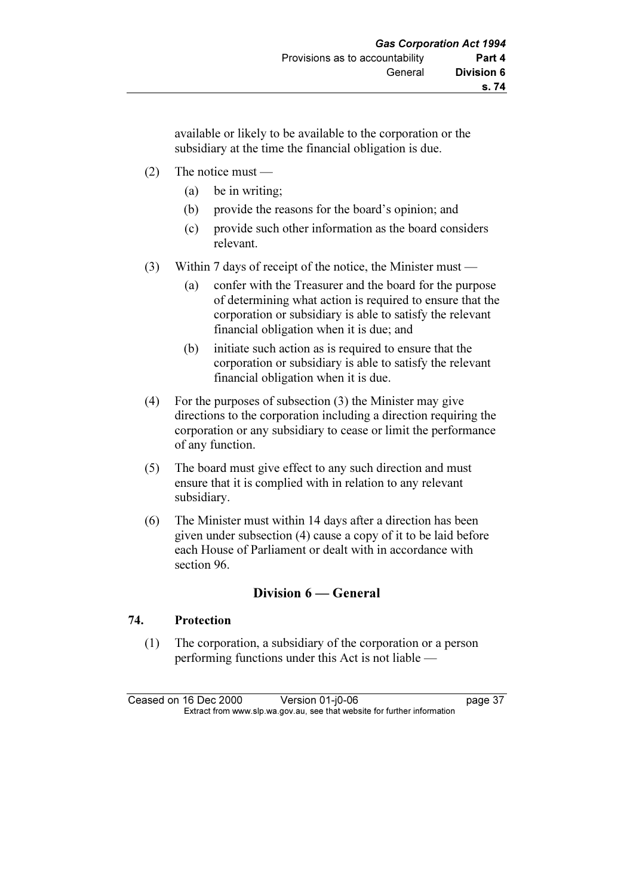available or likely to be available to the corporation or the subsidiary at the time the financial obligation is due.

(2) The notice must —

(a) be in writing;

(b) provide the reasons for the board's opinion; and

(c) provide such other information as the board considers relevant.

(3) Within 7 days of receipt of the notice, the Minister must —

(a) confer with the Treasurer and the board for the purpose of determining what action is required to ensure that the corporation or subsidiary is able to satisfy the relevant financial obligation when it is due; and

(b) initiate such action as is required to ensure that the corporation or subsidiary is able to satisfy the relevant financial obligation when it is due.

(4) For the purposes of subsection (3) the Minister may give directions to the corporation including a direction requiring the corporation or any subsidiary to cease or limit the performance of any function.

(5) The board must give effect to any such direction and must ensure that it is complied with in relation to any relevant subsidiary.

(6) The Minister must within 14 days after a direction has been given under subsection (4) cause a copy of it to be laid before each House of Parliament or dealt with in accordance with section 96.

## Division 6 — General

### 74. Protection

(1) The corporation, a subsidiary of the corporation or a person performing functions under this Act is not liable —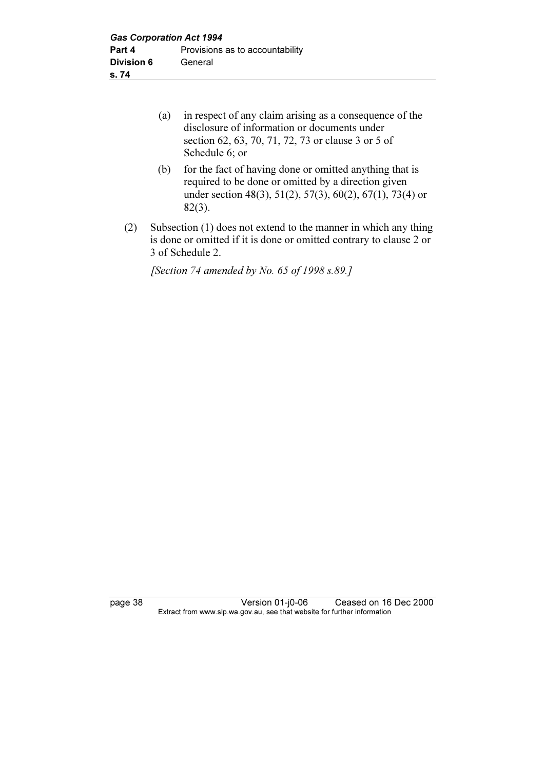(a) in respect of any claim arising as a consequence of the disclosure of information or documents under section 62, 63, 70, 71, 72, 73 or clause 3 or 5 of Schedule 6; or

(b) for the fact of having done or omitted anything that is required to be done or omitted by a direction given under section 48(3), 51(2), 57(3), 60(2), 67(1), 73(4) or 82(3).

(2) Subsection (1) does not extend to the manner in which any thing is done or omitted if it is done or omitted contrary to clause 2 or 3 of Schedule 2.

*[Section 74 amended by No. 65 of 1998 s.89.]*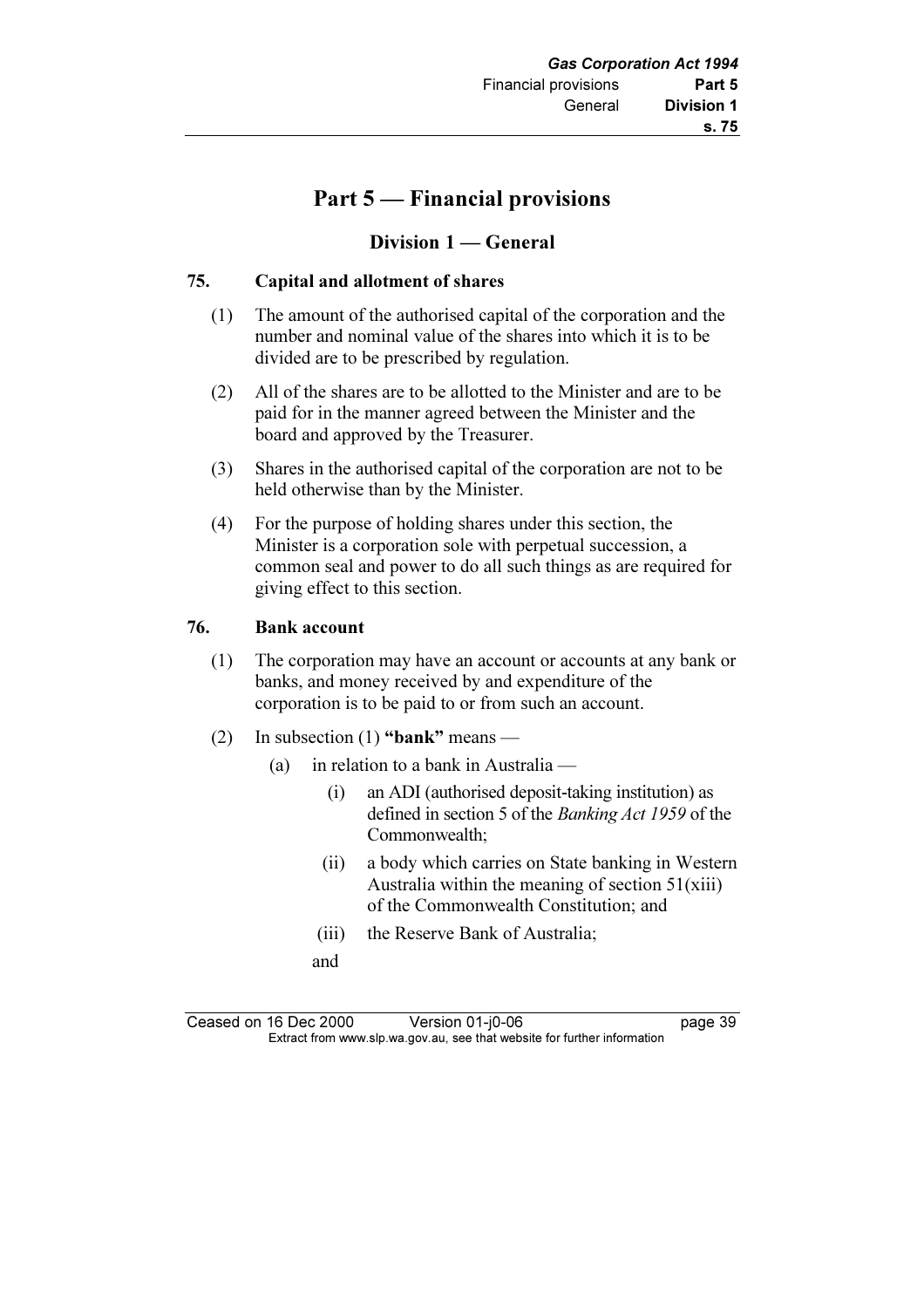# Part 5 — Financial provisions

## Division 1 — General

### 75. Capital and allotment of shares

(1) The amount of the authorised capital of the corporation and the number and nominal value of the shares into which it is to be divided are to be prescribed by regulation.

(2) All of the shares are to be allotted to the Minister and are to be paid for in the manner agreed between the Minister and the board and approved by the Treasurer.

(3) Shares in the authorised capital of the corporation are not to be held otherwise than by the Minister.

(4) For the purpose of holding shares under this section, the Minister is a corporation sole with perpetual succession, a common seal and power to do all such things as are required for giving effect to this section.

### 76. Bank account

(1) The corporation may have an account or accounts at any bank or banks, and money received by and expenditure of the corporation is to be paid to or from such an account.

(2) In subsection (1) **"bank"** means —

- (a) in relation to a bank in Australia —
  - (i) an ADI (authorised deposit-taking institution) as defined in section 5 of the *Banking Act 1959* of the Commonwealth;
  - (ii) a body which carries on State banking in Western Australia within the meaning of section 51(xiii) of the Commonwealth Constitution; and
  - (iii) the Reserve Bank of Australia;

  and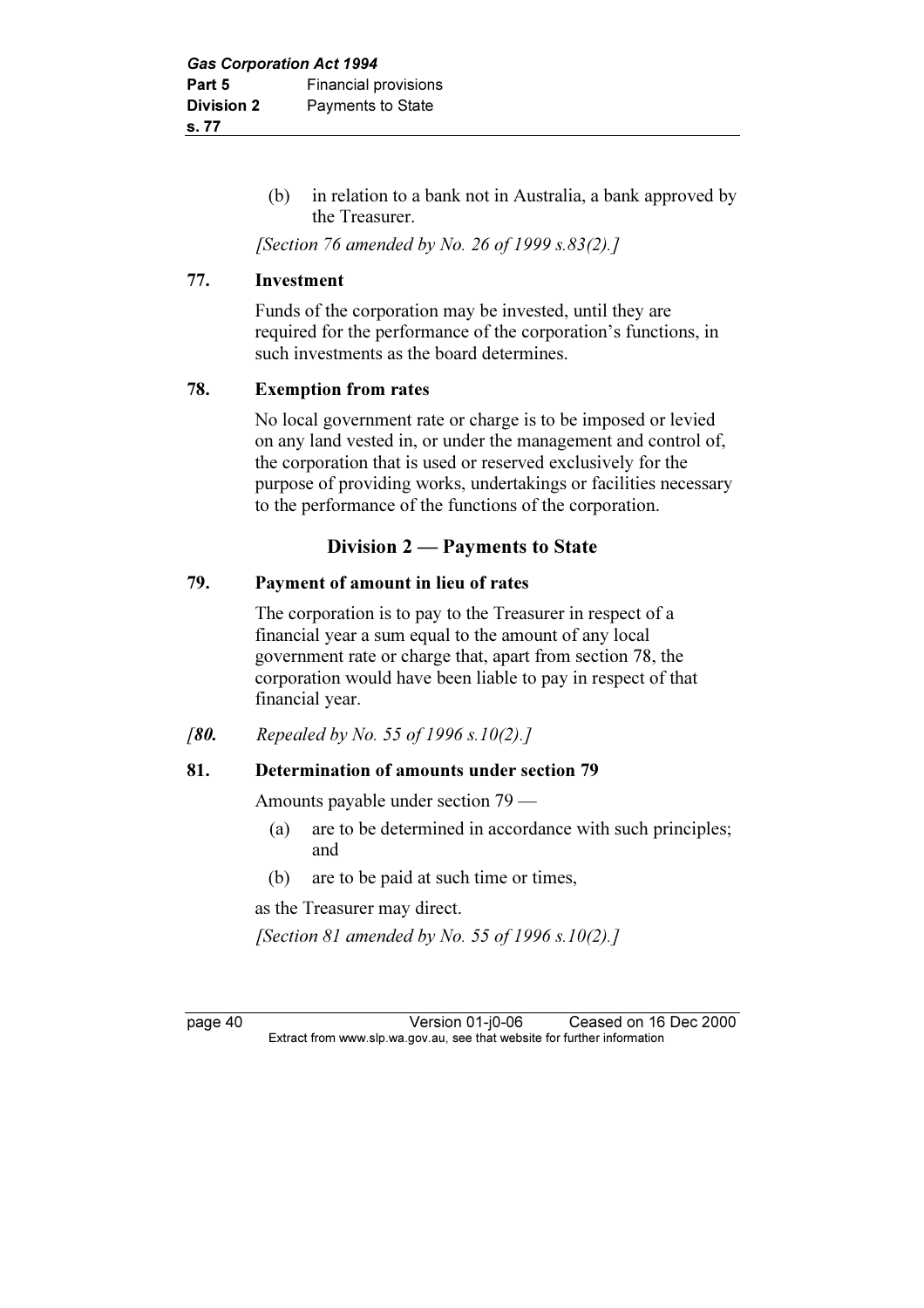(b) in relation to a bank not in Australia, a bank approved by the Treasurer.

*[Section 76 amended by No. 26 of 1999 s.83(2).]*

**77. Investment**

Funds of the corporation may be invested, until they are required for the performance of the corporation's functions, in such investments as the board determines.

**78. Exemption from rates**

No local government rate or charge is to be imposed or levied on any land vested in, or under the management and control of, the corporation that is used or reserved exclusively for the purpose of providing works, undertakings or facilities necessary to the performance of the functions of the corporation.

## Division 2 — Payments to State

**79. Payment of amount in lieu of rates**

The corporation is to pay to the Treasurer in respect of a financial year a sum equal to the amount of any local government rate or charge that, apart from section 78, the corporation would have been liable to pay in respect of that financial year.

*[**80.** Repealed by No. 55 of 1996 s.10(2).]*

**81. Determination of amounts under section 79**

Amounts payable under section 79 —

(a) are to be determined in accordance with such principles; and

(b) are to be paid at such time or times,

as the Treasurer may direct.

*[Section 81 amended by No. 55 of 1996 s.10(2).]*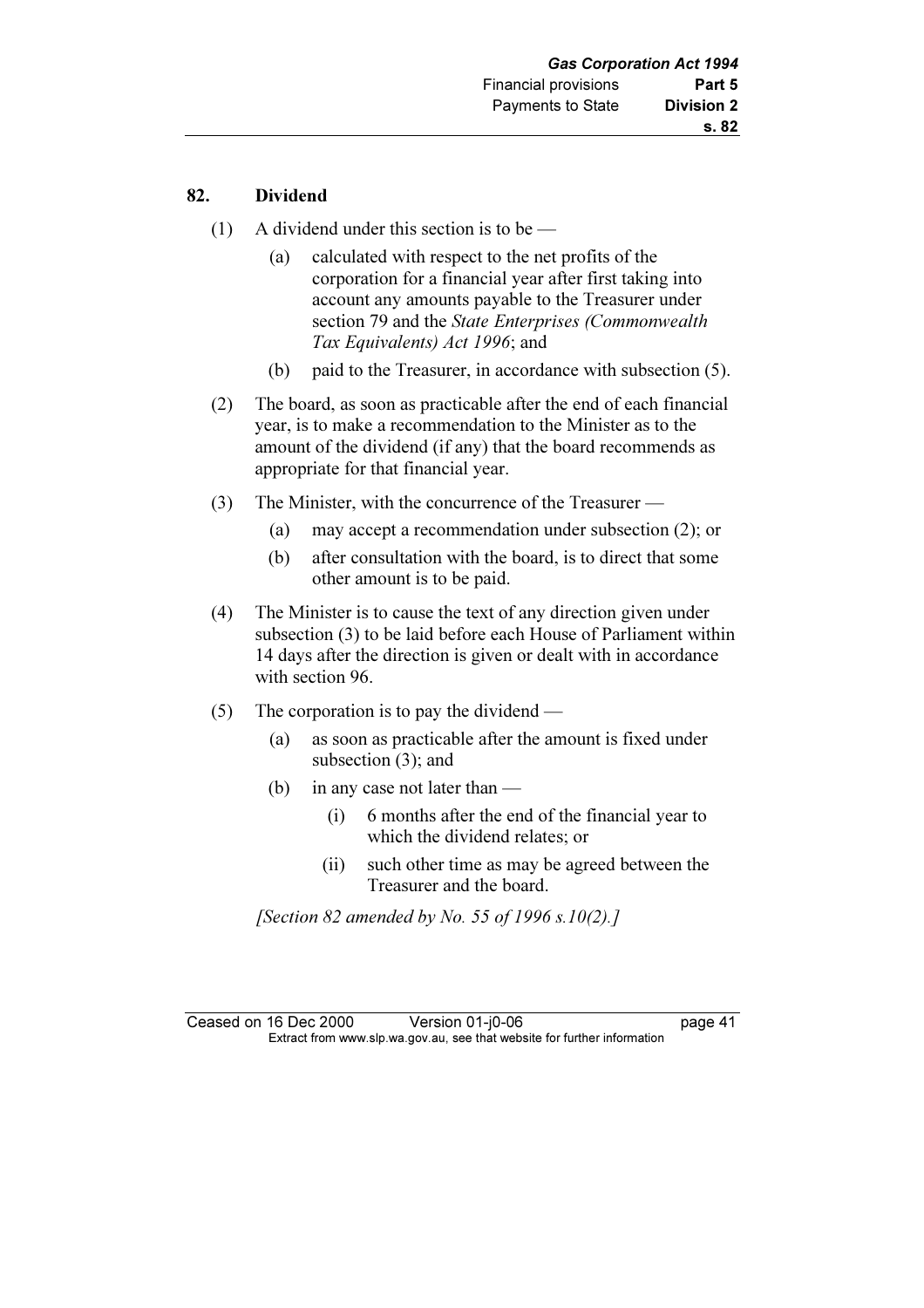## 82. Dividend

(1) A dividend under this section is to be —

 (a) calculated with respect to the net profits of the corporation for a financial year after first taking into account any amounts payable to the Treasurer under section 79 and the *State Enterprises (Commonwealth Tax Equivalents) Act 1996*; and

 (b) paid to the Treasurer, in accordance with subsection (5).

(2) The board, as soon as practicable after the end of each financial year, is to make a recommendation to the Minister as to the amount of the dividend (if any) that the board recommends as appropriate for that financial year.

(3) The Minister, with the concurrence of the Treasurer —

 (a) may accept a recommendation under subsection (2); or

 (b) after consultation with the board, is to direct that some other amount is to be paid.

(4) The Minister is to cause the text of any direction given under subsection (3) to be laid before each House of Parliament within 14 days after the direction is given or dealt with in accordance with section 96.

(5) The corporation is to pay the dividend —

 (a) as soon as practicable after the amount is fixed under subsection (3); and

 (b) in any case not later than —

  (i) 6 months after the end of the financial year to which the dividend relates; or

  (ii) such other time as may be agreed between the Treasurer and the board.

*[Section 82 amended by No. 55 of 1996 s.10(2).]*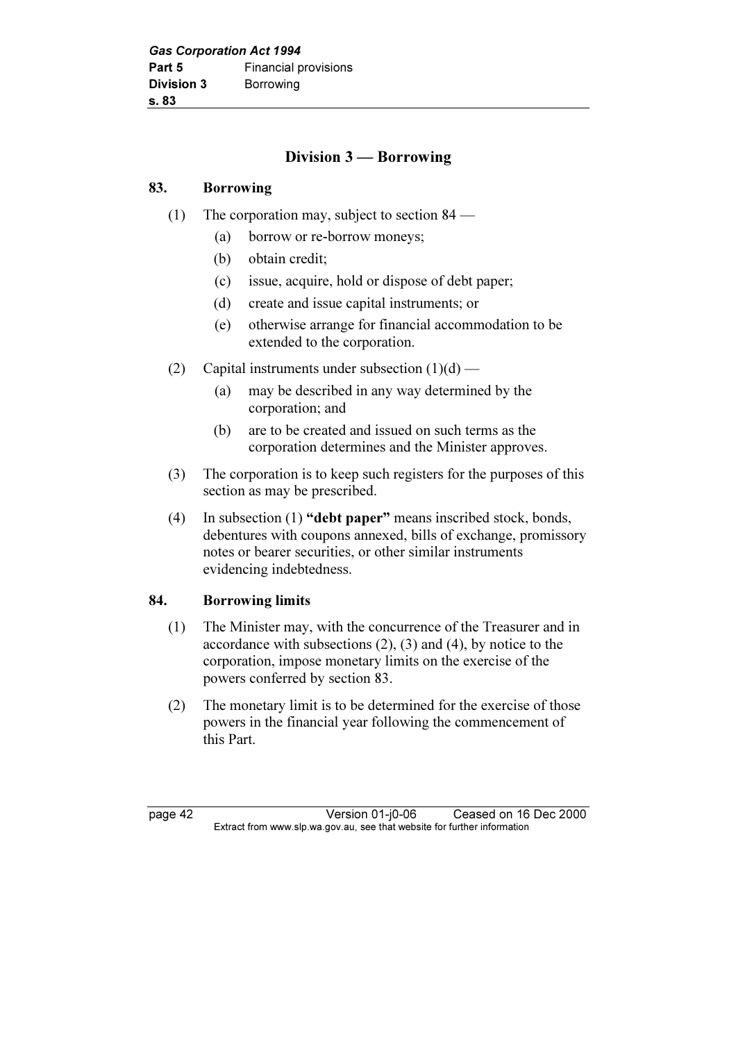## Division 3 — Borrowing

### 83. Borrowing

(1) The corporation may, subject to section 84 —

  (a) borrow or re-borrow moneys;

  (b) obtain credit;

  (c) issue, acquire, hold or dispose of debt paper;

  (d) create and issue capital instruments; or

  (e) otherwise arrange for financial accommodation to be extended to the corporation.

(2) Capital instruments under subsection (1)(d) —

  (a) may be described in any way determined by the corporation; and

  (b) are to be created and issued on such terms as the corporation determines and the Minister approves.

(3) The corporation is to keep such registers for the purposes of this section as may be prescribed.

(4) In subsection (1) **"debt paper"** means inscribed stock, bonds, debentures with coupons annexed, bills of exchange, promissory notes or bearer securities, or other similar instruments evidencing indebtedness.

### 84. Borrowing limits

(1) The Minister may, with the concurrence of the Treasurer and in accordance with subsections (2), (3) and (4), by notice to the corporation, impose monetary limits on the exercise of the powers conferred by section 83.

(2) The monetary limit is to be determined for the exercise of those powers in the financial year following the commencement of this Part.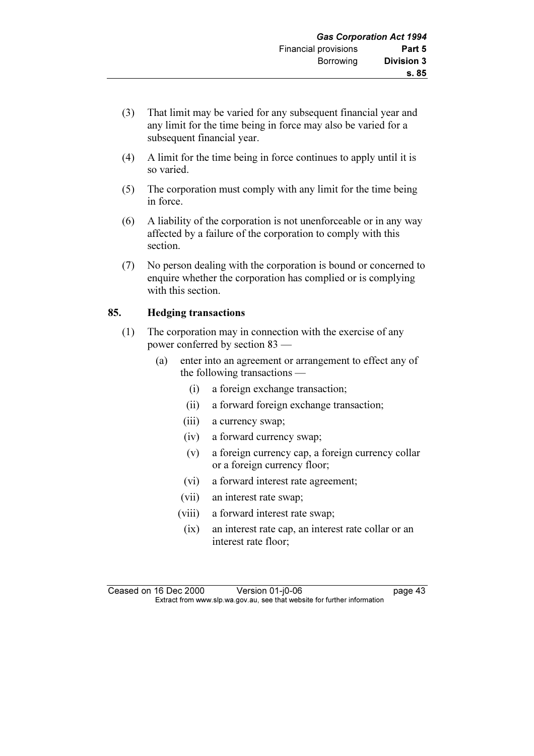(3) That limit may be varied for any subsequent financial year and any limit for the time being in force may also be varied for a subsequent financial year.

(4) A limit for the time being in force continues to apply until it is so varied.

(5) The corporation must comply with any limit for the time being in force.

(6) A liability of the corporation is not unenforceable or in any way affected by a failure of the corporation to comply with this section.

(7) No person dealing with the corporation is bound or concerned to enquire whether the corporation has complied or is complying with this section.

## 85. Hedging transactions

(1) The corporation may in connection with the exercise of any power conferred by section 83 —

 (a) enter into an agreement or arrangement to effect any of the following transactions —

  (i) a foreign exchange transaction;

  (ii) a forward foreign exchange transaction;

  (iii) a currency swap;

  (iv) a forward currency swap;

  (v) a foreign currency cap, a foreign currency collar or a foreign currency floor;

  (vi) a forward interest rate agreement;

  (vii) an interest rate swap;

  (viii) a forward interest rate swap;

  (ix) an interest rate cap, an interest rate collar or an interest rate floor;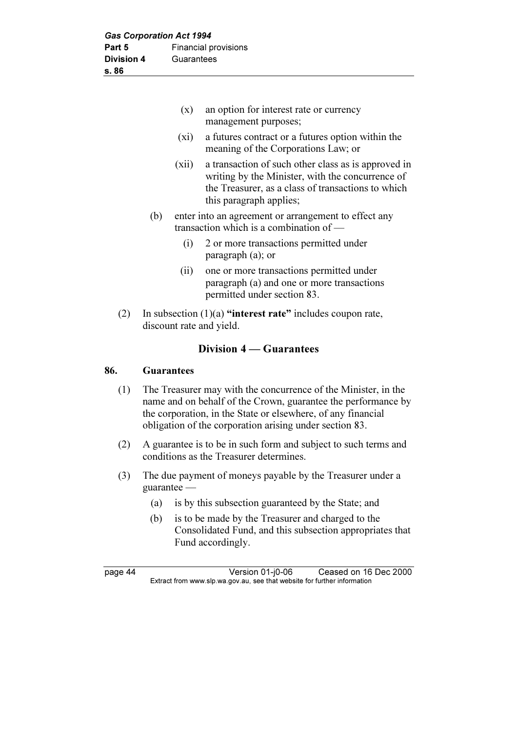(x) an option for interest rate or currency management purposes;

(xi) a futures contract or a futures option within the meaning of the Corporations Law; or

(xii) a transaction of such other class as is approved in writing by the Minister, with the concurrence of the Treasurer, as a class of transactions to which this paragraph applies;

(b) enter into an agreement or arrangement to effect any transaction which is a combination of —

(i) 2 or more transactions permitted under paragraph (a); or

(ii) one or more transactions permitted under paragraph (a) and one or more transactions permitted under section 83.

(2) In subsection (1)(a) **"interest rate"** includes coupon rate, discount rate and yield.

## Division 4 — Guarantees

### 86. Guarantees

(1) The Treasurer may with the concurrence of the Minister, in the name and on behalf of the Crown, guarantee the performance by the corporation, in the State or elsewhere, of any financial obligation of the corporation arising under section 83.

(2) A guarantee is to be in such form and subject to such terms and conditions as the Treasurer determines.

(3) The due payment of moneys payable by the Treasurer under a guarantee —

(a) is by this subsection guaranteed by the State; and

(b) is to be made by the Treasurer and charged to the Consolidated Fund, and this subsection appropriates that Fund accordingly.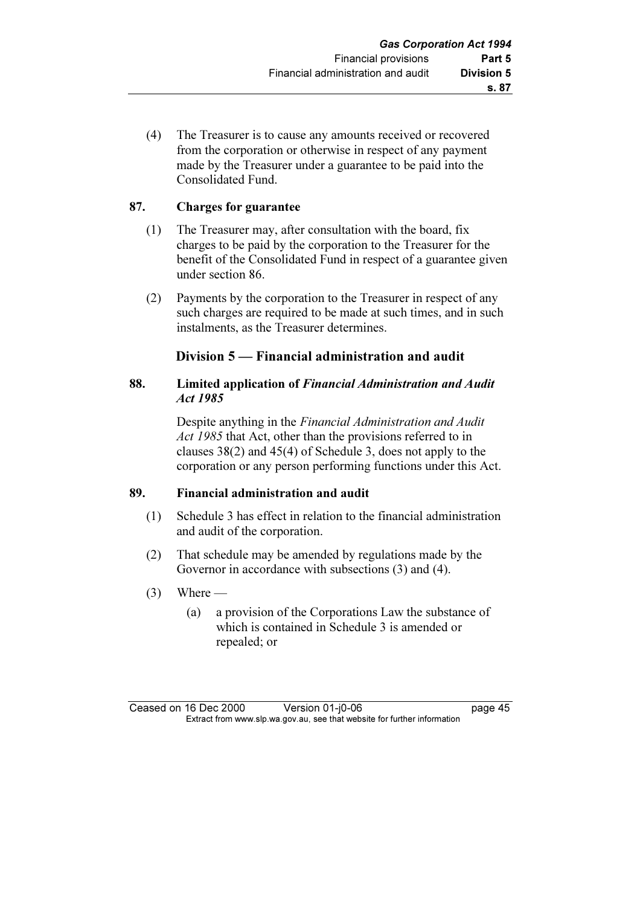(4) The Treasurer is to cause any amounts received or recovered from the corporation or otherwise in respect of any payment made by the Treasurer under a guarantee to be paid into the Consolidated Fund.

### 87. Charges for guarantee

(1) The Treasurer may, after consultation with the board, fix charges to be paid by the corporation to the Treasurer for the benefit of the Consolidated Fund in respect of a guarantee given under section 86.

(2) Payments by the corporation to the Treasurer in respect of any such charges are required to be made at such times, and in such instalments, as the Treasurer determines.

## Division 5 — Financial administration and audit

### 88. Limited application of *Financial Administration and Audit Act 1985*

Despite anything in the *Financial Administration and Audit Act 1985* that Act, other than the provisions referred to in clauses 38(2) and 45(4) of Schedule 3, does not apply to the corporation or any person performing functions under this Act.

### 89. Financial administration and audit

(1) Schedule 3 has effect in relation to the financial administration and audit of the corporation.

(2) That schedule may be amended by regulations made by the Governor in accordance with subsections (3) and (4).

(3) Where —

(a) a provision of the Corporations Law the substance of which is contained in Schedule 3 is amended or repealed; or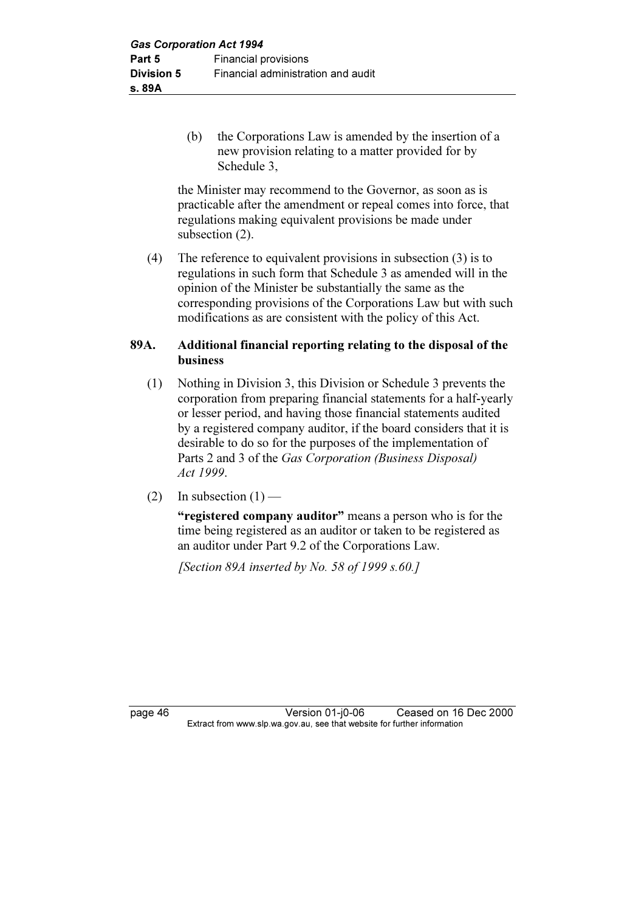(b) the Corporations Law is amended by the insertion of a new provision relating to a matter provided for by Schedule 3,

the Minister may recommend to the Governor, as soon as is practicable after the amendment or repeal comes into force, that regulations making equivalent provisions be made under subsection (2).

(4) The reference to equivalent provisions in subsection (3) is to regulations in such form that Schedule 3 as amended will in the opinion of the Minister be substantially the same as the corresponding provisions of the Corporations Law but with such modifications as are consistent with the policy of this Act.

### 89A. Additional financial reporting relating to the disposal of the business

(1) Nothing in Division 3, this Division or Schedule 3 prevents the corporation from preparing financial statements for a half-yearly or lesser period, and having those financial statements audited by a registered company auditor, if the board considers that it is desirable to do so for the purposes of the implementation of Parts 2 and 3 of the *Gas Corporation (Business Disposal) Act 1999*.

(2) In subsection (1) —

**"registered company auditor"** means a person who is for the time being registered as an auditor or taken to be registered as an auditor under Part 9.2 of the Corporations Law.

*[Section 89A inserted by No. 58 of 1999 s.60.]*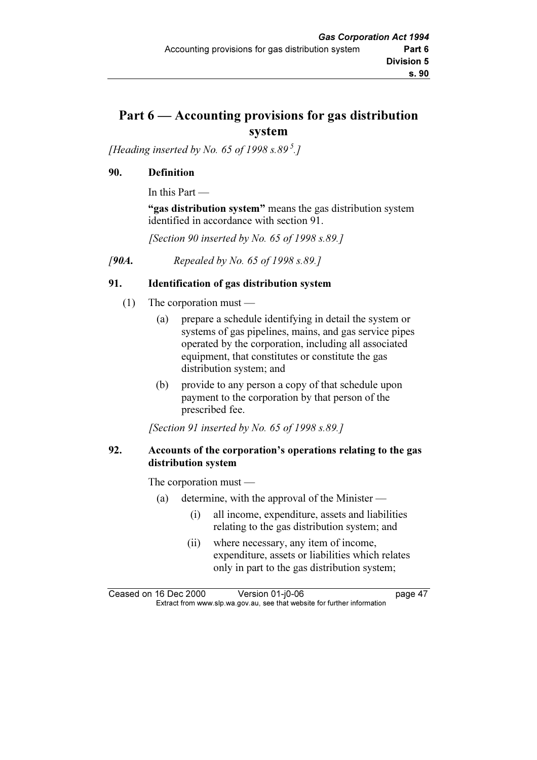# Part 6 — Accounting provisions for gas distribution system

*[Heading inserted by No. 65 of 1998 s.89 [5].]*

**90. Definition**

In this Part —

**"gas distribution system"** means the gas distribution system identified in accordance with section 91.

*[Section 90 inserted by No. 65 of 1998 s.89.]*

*[**90A.** Repealed by No. 65 of 1998 s.89.]*

**91. Identification of gas distribution system**

(1) The corporation must —

(a) prepare a schedule identifying in detail the system or systems of gas pipelines, mains, and gas service pipes operated by the corporation, including all associated equipment, that constitutes or constitute the gas distribution system; and

(b) provide to any person a copy of that schedule upon payment to the corporation by that person of the prescribed fee.

*[Section 91 inserted by No. 65 of 1998 s.89.]*

**92. Accounts of the corporation's operations relating to the gas distribution system**

The corporation must —

(a) determine, with the approval of the Minister —

(i) all income, expenditure, assets and liabilities relating to the gas distribution system; and

(ii) where necessary, any item of income, expenditure, assets or liabilities which relates only in part to the gas distribution system;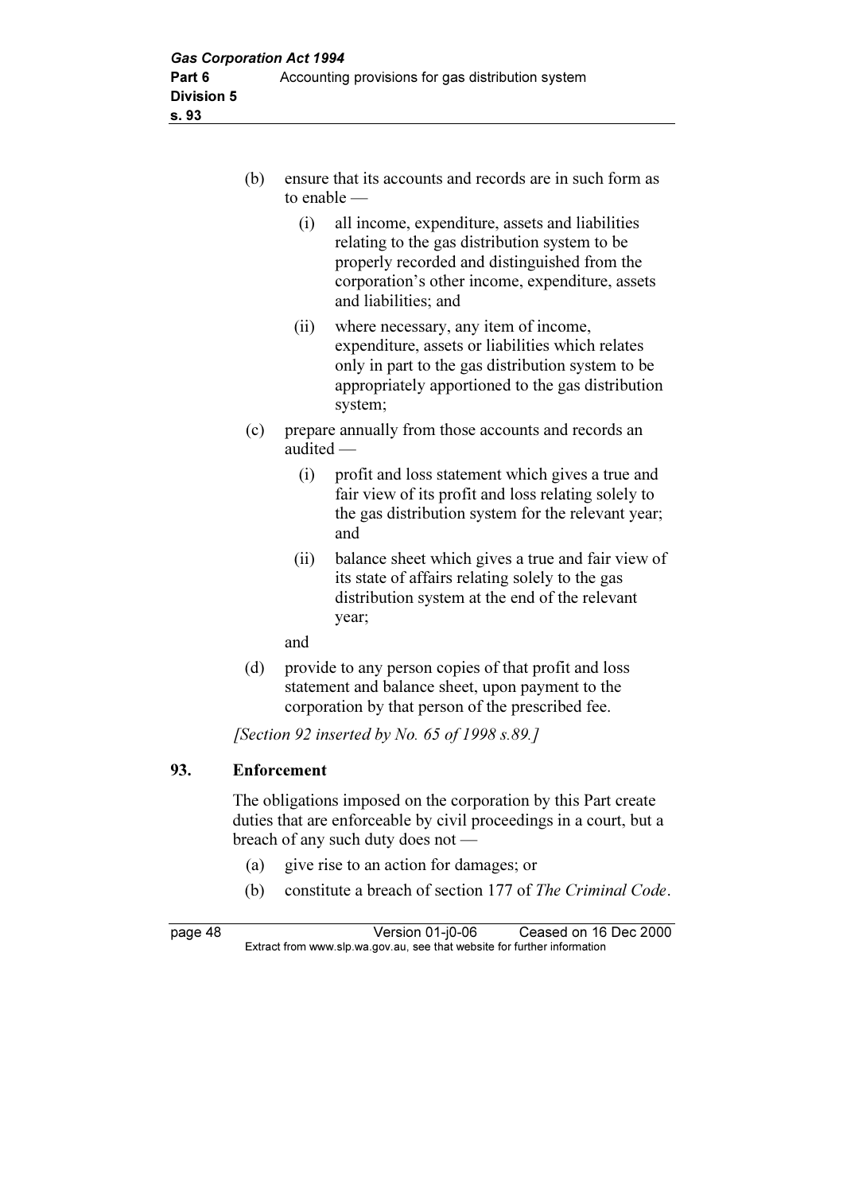(b) ensure that its accounts and records are in such form as to enable —

   (i) all income, expenditure, assets and liabilities relating to the gas distribution system to be properly recorded and distinguished from the corporation's other income, expenditure, assets and liabilities; and

   (ii) where necessary, any item of income, expenditure, assets or liabilities which relates only in part to the gas distribution system to be appropriately apportioned to the gas distribution system;

(c) prepare annually from those accounts and records an audited —

   (i) profit and loss statement which gives a true and fair view of its profit and loss relating solely to the gas distribution system for the relevant year; and

   (ii) balance sheet which gives a true and fair view of its state of affairs relating solely to the gas distribution system at the end of the relevant year;

   and

(d) provide to any person copies of that profit and loss statement and balance sheet, upon payment to the corporation by that person of the prescribed fee.

*[Section 92 inserted by No. 65 of 1998 s.89.]*

**93. Enforcement**

The obligations imposed on the corporation by this Part create duties that are enforceable by civil proceedings in a court, but a breach of any such duty does not —

(a) give rise to an action for damages; or

(b) constitute a breach of section 177 of *The Criminal Code*.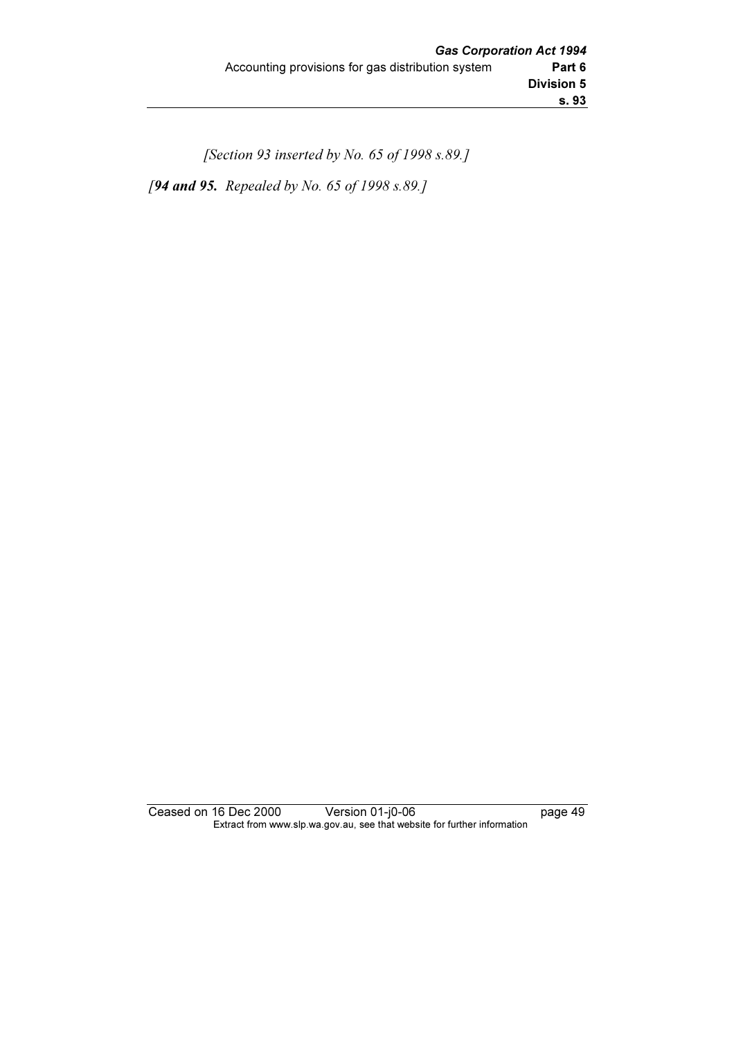*[Section 93 inserted by No. 65 of 1998 s.89.]*

*[**94 and 95.** Repealed by No. 65 of 1998 s.89.]*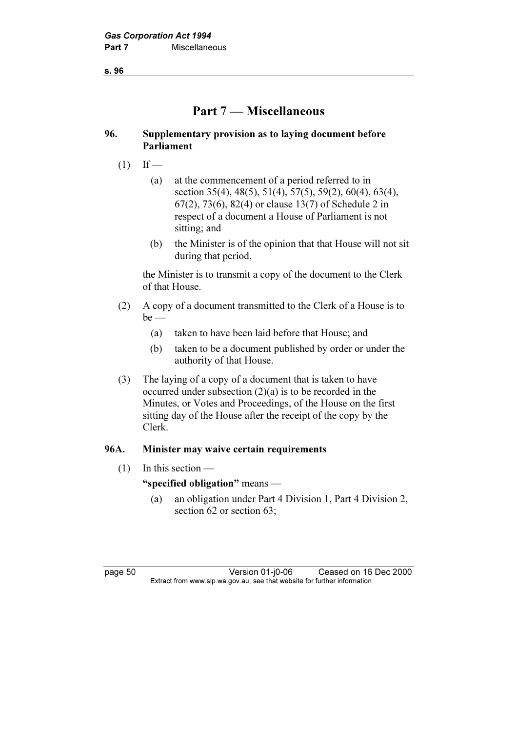## Part 7 — Miscellaneous

### 96. Supplementary provision as to laying document before Parliament

(1) If —

(a) at the commencement of a period referred to in section 35(4), 48(5), 51(4), 57(5), 59(2), 60(4), 63(4), 67(2), 73(6), 82(4) or clause 13(7) of Schedule 2 in respect of a document a House of Parliament is not sitting; and

(b) the Minister is of the opinion that that House will not sit during that period,

the Minister is to transmit a copy of the document to the Clerk of that House.

(2) A copy of a document transmitted to the Clerk of a House is to be —

(a) taken to have been laid before that House; and

(b) taken to be a document published by order or under the authority of that House.

(3) The laying of a copy of a document that is taken to have occurred under subsection (2)(a) is to be recorded in the Minutes, or Votes and Proceedings, of the House on the first sitting day of the House after the receipt of the copy by the Clerk.

### 96A. Minister may waive certain requirements

(1) In this section —

**"specified obligation"** means —

(a) an obligation under Part 4 Division 1, Part 4 Division 2, section 62 or section 63;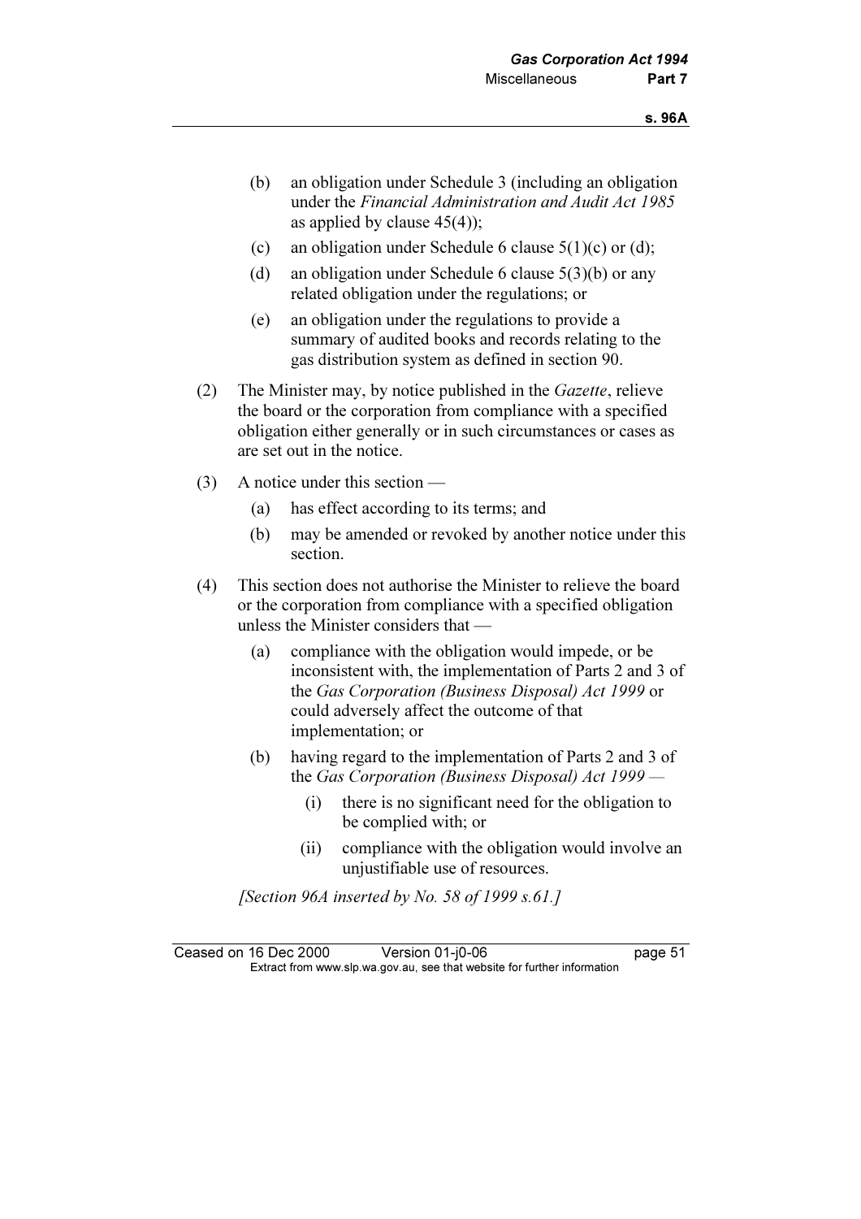(b) an obligation under Schedule 3 (including an obligation under the *Financial Administration and Audit Act 1985* as applied by clause 45(4));

(c) an obligation under Schedule 6 clause 5(1)(c) or (d);

(d) an obligation under Schedule 6 clause 5(3)(b) or any related obligation under the regulations; or

(e) an obligation under the regulations to provide a summary of audited books and records relating to the gas distribution system as defined in section 90.

(2) The Minister may, by notice published in the *Gazette*, relieve the board or the corporation from compliance with a specified obligation either generally or in such circumstances or cases as are set out in the notice.

(3) A notice under this section —

(a) has effect according to its terms; and

(b) may be amended or revoked by another notice under this section.

(4) This section does not authorise the Minister to relieve the board or the corporation from compliance with a specified obligation unless the Minister considers that —

(a) compliance with the obligation would impede, or be inconsistent with, the implementation of Parts 2 and 3 of the *Gas Corporation (Business Disposal) Act 1999* or could adversely affect the outcome of that implementation; or

(b) having regard to the implementation of Parts 2 and 3 of the *Gas Corporation (Business Disposal) Act 1999* —

(i) there is no significant need for the obligation to be complied with; or

(ii) compliance with the obligation would involve an unjustifiable use of resources.

*[Section 96A inserted by No. 58 of 1999 s.61.]*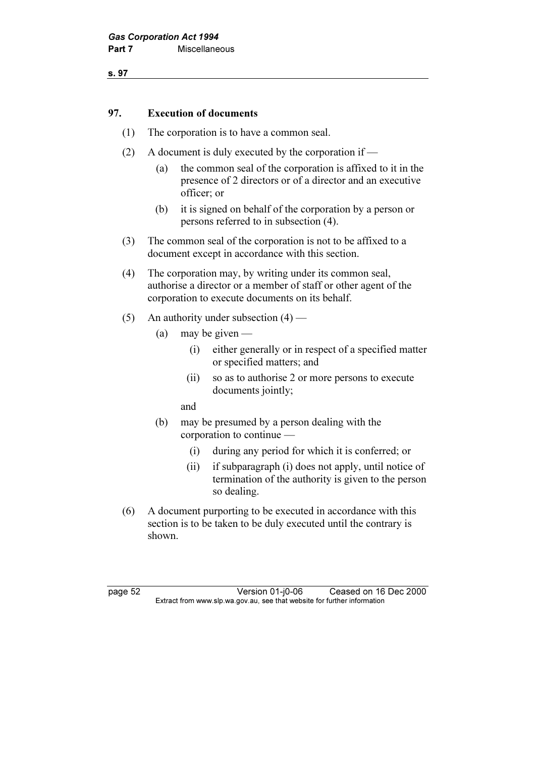## 97. Execution of documents

(1) The corporation is to have a common seal.

(2) A document is duly executed by the corporation if —

- (a) the common seal of the corporation is affixed to it in the presence of 2 directors or of a director and an executive officer; or
- (b) it is signed on behalf of the corporation by a person or persons referred to in subsection (4).

(3) The common seal of the corporation is not to be affixed to a document except in accordance with this section.

(4) The corporation may, by writing under its common seal, authorise a director or a member of staff or other agent of the corporation to execute documents on its behalf.

(5) An authority under subsection (4) —

- (a) may be given —
  - (i) either generally or in respect of a specified matter or specified matters; and
  - (ii) so as to authorise 2 or more persons to execute documents jointly;

  and
- (b) may be presumed by a person dealing with the corporation to continue —
  - (i) during any period for which it is conferred; or
  - (ii) if subparagraph (i) does not apply, until notice of termination of the authority is given to the person so dealing.

(6) A document purporting to be executed in accordance with this section is to be taken to be duly executed until the contrary is shown.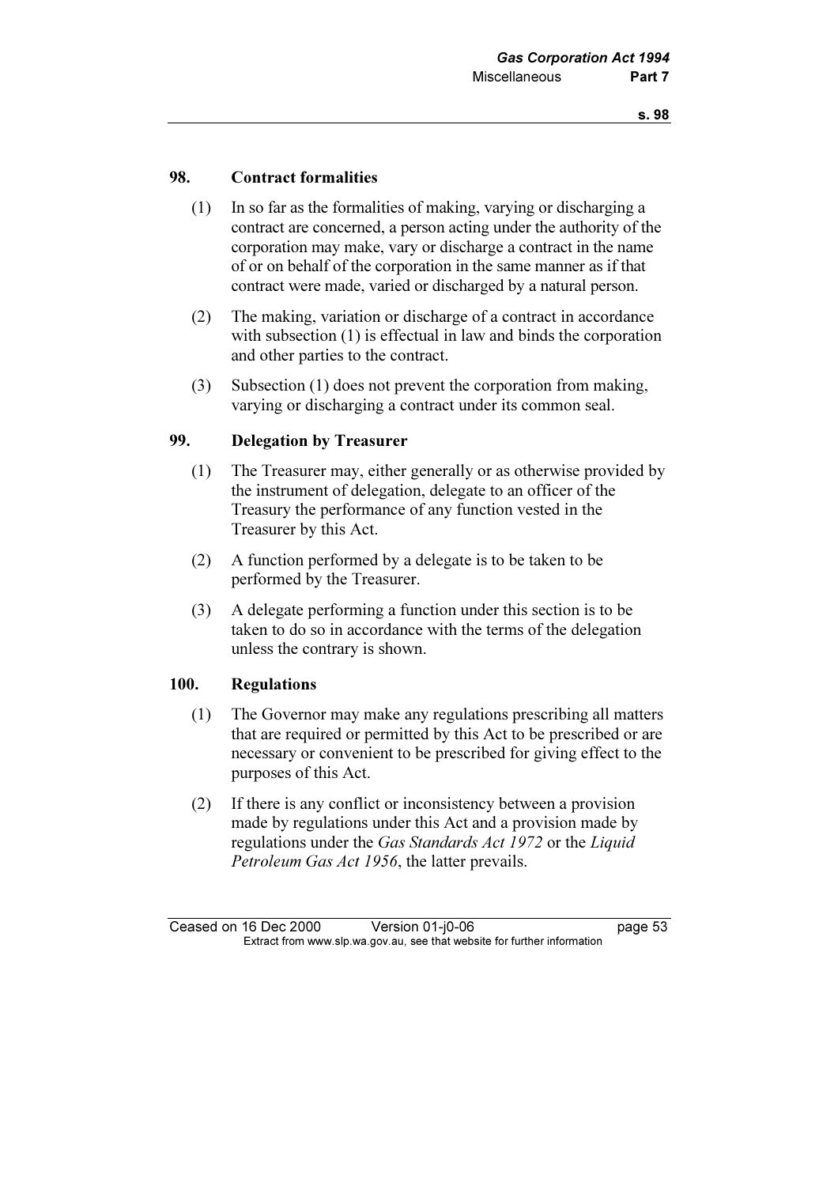## 98. Contract formalities

(1) In so far as the formalities of making, varying or discharging a contract are concerned, a person acting under the authority of the corporation may make, vary or discharge a contract in the name of or on behalf of the corporation in the same manner as if that contract were made, varied or discharged by a natural person.

(2) The making, variation or discharge of a contract in accordance with subsection (1) is effectual in law and binds the corporation and other parties to the contract.

(3) Subsection (1) does not prevent the corporation from making, varying or discharging a contract under its common seal.

## 99. Delegation by Treasurer

(1) The Treasurer may, either generally or as otherwise provided by the instrument of delegation, delegate to an officer of the Treasury the performance of any function vested in the Treasurer by this Act.

(2) A function performed by a delegate is to be taken to be performed by the Treasurer.

(3) A delegate performing a function under this section is to be taken to do so in accordance with the terms of the delegation unless the contrary is shown.

## 100. Regulations

(1) The Governor may make any regulations prescribing all matters that are required or permitted by this Act to be prescribed or are necessary or convenient to be prescribed for giving effect to the purposes of this Act.

(2) If there is any conflict or inconsistency between a provision made by regulations under this Act and a provision made by regulations under the *Gas Standards Act 1972* or the *Liquid Petroleum Gas Act 1956*, the latter prevails.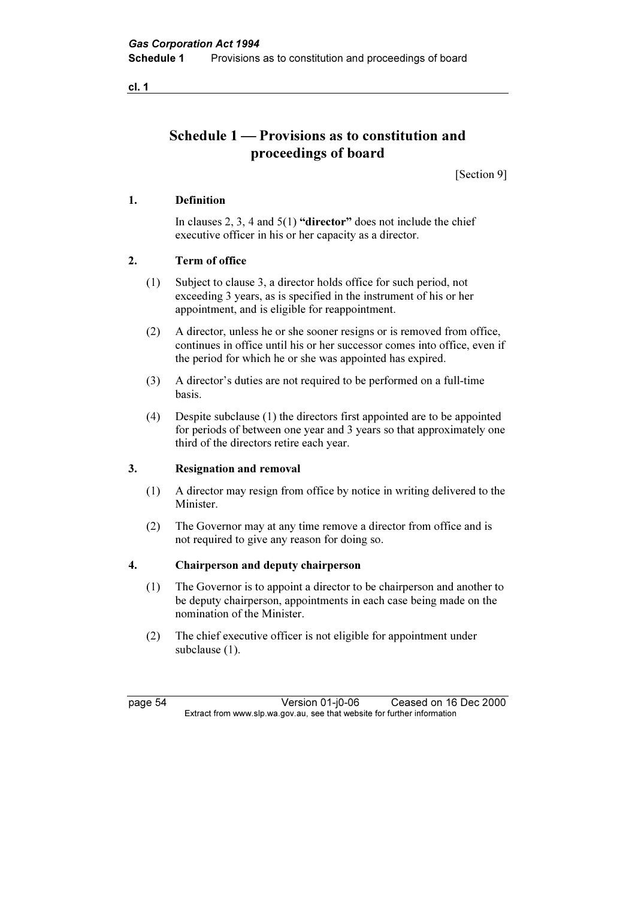# Schedule 1 — Provisions as to constitution and proceedings of board

[Section 9]

### 1. Definition

In clauses 2, 3, 4 and 5(1) **"director"** does not include the chief executive officer in his or her capacity as a director.

### 2. Term of office

(1) Subject to clause 3, a director holds office for such period, not exceeding 3 years, as is specified in the instrument of his or her appointment, and is eligible for reappointment.

(2) A director, unless he or she sooner resigns or is removed from office, continues in office until his or her successor comes into office, even if the period for which he or she was appointed has expired.

(3) A director's duties are not required to be performed on a full-time basis.

(4) Despite subclause (1) the directors first appointed are to be appointed for periods of between one year and 3 years so that approximately one third of the directors retire each year.

### 3. Resignation and removal

(1) A director may resign from office by notice in writing delivered to the Minister.

(2) The Governor may at any time remove a director from office and is not required to give any reason for doing so.

### 4. Chairperson and deputy chairperson

(1) The Governor is to appoint a director to be chairperson and another to be deputy chairperson, appointments in each case being made on the nomination of the Minister.

(2) The chief executive officer is not eligible for appointment under subclause (1).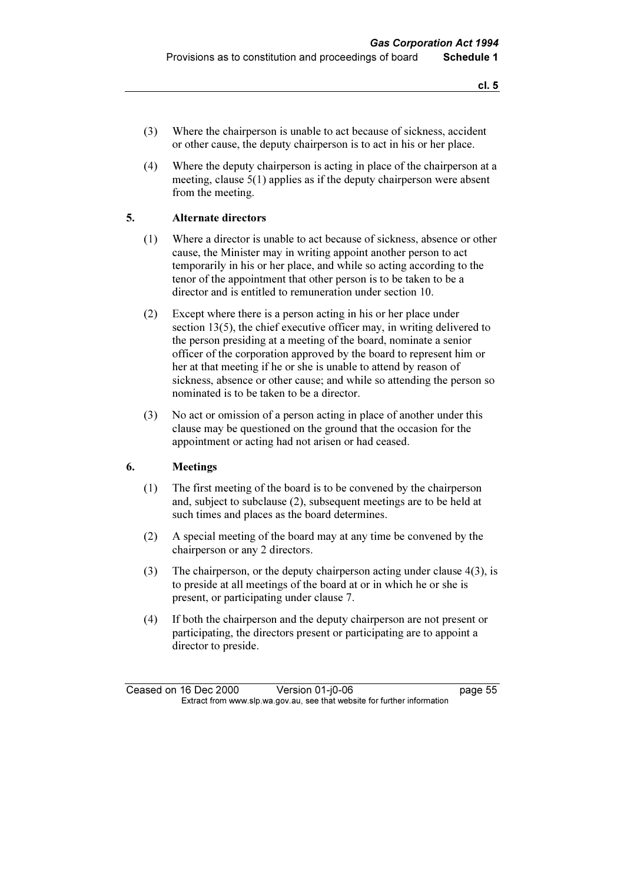(3) Where the chairperson is unable to act because of sickness, accident or other cause, the deputy chairperson is to act in his or her place.

(4) Where the deputy chairperson is acting in place of the chairperson at a meeting, clause 5(1) applies as if the deputy chairperson were absent from the meeting.

**5. Alternate directors**

(1) Where a director is unable to act because of sickness, absence or other cause, the Minister may in writing appoint another person to act temporarily in his or her place, and while so acting according to the tenor of the appointment that other person is to be taken to be a director and is entitled to remuneration under section 10.

(2) Except where there is a person acting in his or her place under section 13(5), the chief executive officer may, in writing delivered to the person presiding at a meeting of the board, nominate a senior officer of the corporation approved by the board to represent him or her at that meeting if he or she is unable to attend by reason of sickness, absence or other cause; and while so attending the person so nominated is to be taken to be a director.

(3) No act or omission of a person acting in place of another under this clause may be questioned on the ground that the occasion for the appointment or acting had not arisen or had ceased.

**6. Meetings**

(1) The first meeting of the board is to be convened by the chairperson and, subject to subclause (2), subsequent meetings are to be held at such times and places as the board determines.

(2) A special meeting of the board may at any time be convened by the chairperson or any 2 directors.

(3) The chairperson, or the deputy chairperson acting under clause 4(3), is to preside at all meetings of the board at or in which he or she is present, or participating under clause 7.

(4) If both the chairperson and the deputy chairperson are not present or participating, the directors present or participating are to appoint a director to preside.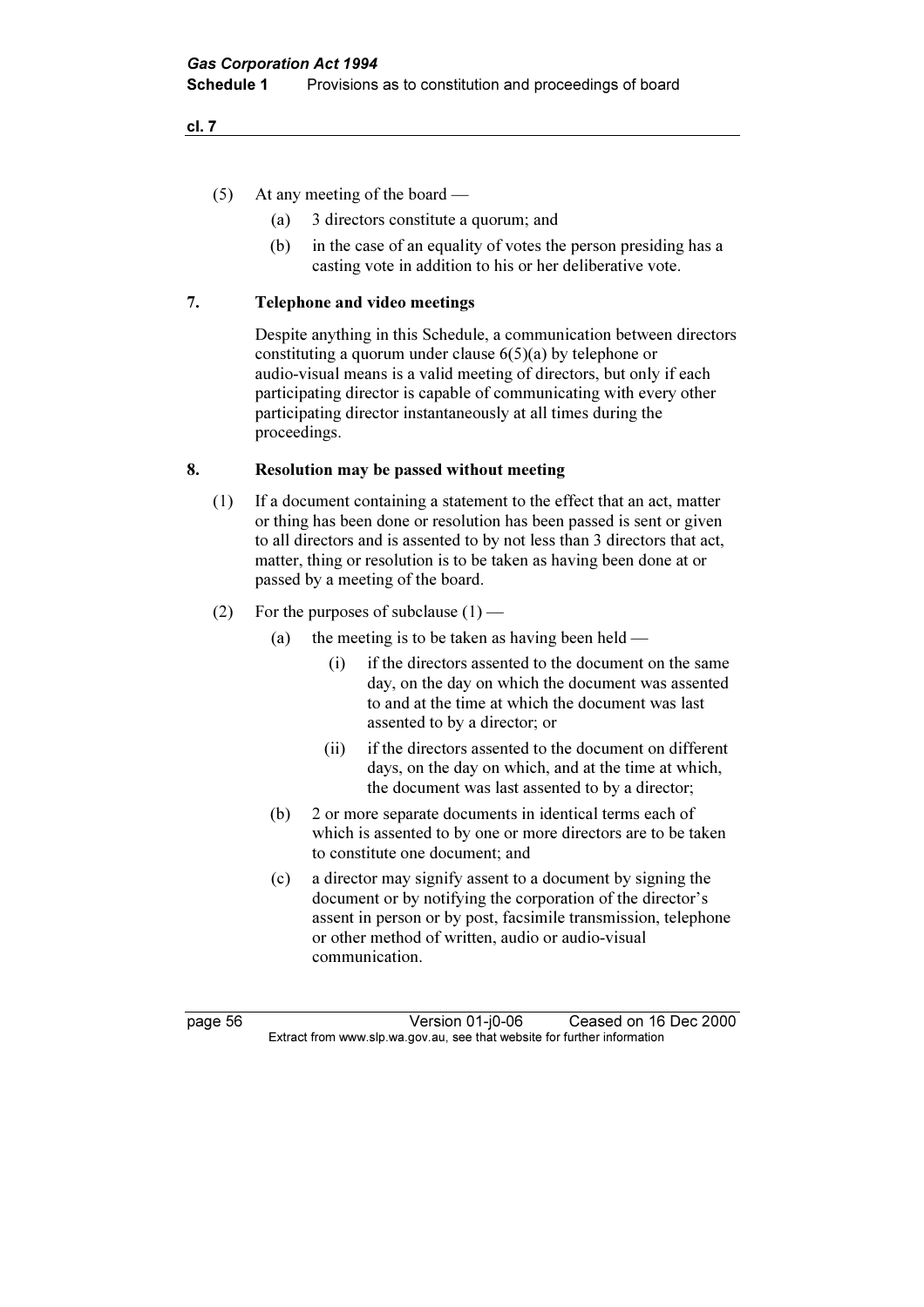(5) At any meeting of the board —

(a) 3 directors constitute a quorum; and

(b) in the case of an equality of votes the person presiding has a casting vote in addition to his or her deliberative vote.

## 7. Telephone and video meetings

Despite anything in this Schedule, a communication between directors constituting a quorum under clause 6(5)(a) by telephone or audio-visual means is a valid meeting of directors, but only if each participating director is capable of communicating with every other participating director instantaneously at all times during the proceedings.

## 8. Resolution may be passed without meeting

(1) If a document containing a statement to the effect that an act, matter or thing has been done or resolution has been passed is sent or given to all directors and is assented to by not less than 3 directors that act, matter, thing or resolution is to be taken as having been done at or passed by a meeting of the board.

(2) For the purposes of subclause (1) —

(a) the meeting is to be taken as having been held —

(i) if the directors assented to the document on the same day, on the day on which the document was assented to and at the time at which the document was last assented to by a director; or

(ii) if the directors assented to the document on different days, on the day on which, and at the time at which, the document was last assented to by a director;

(b) 2 or more separate documents in identical terms each of which is assented to by one or more directors are to be taken to constitute one document; and

(c) a director may signify assent to a document by signing the document or by notifying the corporation of the director's assent in person or by post, facsimile transmission, telephone or other method of written, audio or audio-visual communication.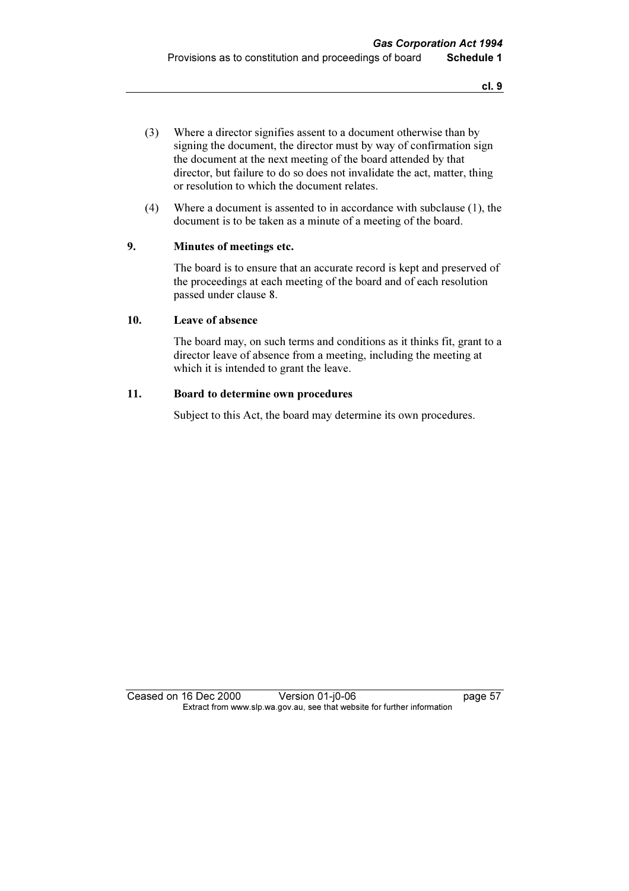(3) Where a director signifies assent to a document otherwise than by signing the document, the director must by way of confirmation sign the document at the next meeting of the board attended by that director, but failure to do so does not invalidate the act, matter, thing or resolution to which the document relates.

(4) Where a document is assented to in accordance with subclause (1), the document is to be taken as a minute of a meeting of the board.

**9. Minutes of meetings etc.**

The board is to ensure that an accurate record is kept and preserved of the proceedings at each meeting of the board and of each resolution passed under clause 8.

**10. Leave of absence**

The board may, on such terms and conditions as it thinks fit, grant to a director leave of absence from a meeting, including the meeting at which it is intended to grant the leave.

**11. Board to determine own procedures**

Subject to this Act, the board may determine its own procedures.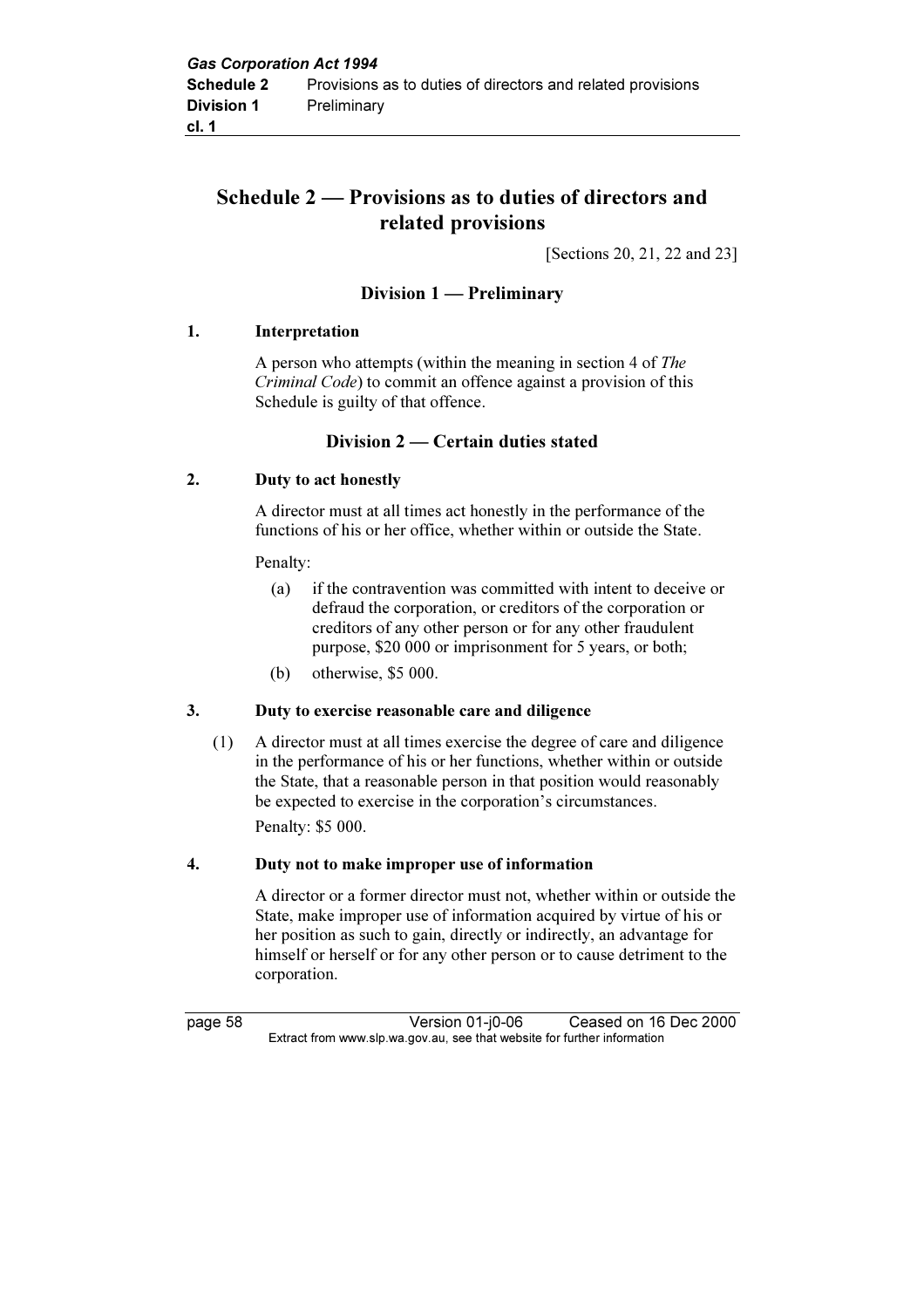# Schedule 2 — Provisions as to duties of directors and related provisions

[Sections 20, 21, 22 and 23]

## Division 1 — Preliminary

### 1. Interpretation

A person who attempts (within the meaning in section 4 of *The Criminal Code*) to commit an offence against a provision of this Schedule is guilty of that offence.

## Division 2 — Certain duties stated

### 2. Duty to act honestly

A director must at all times act honestly in the performance of the functions of his or her office, whether within or outside the State.

Penalty:

(a) if the contravention was committed with intent to deceive or defraud the corporation, or creditors of the corporation or creditors of any other person or for any other fraudulent purpose, $20 000 or imprisonment for 5 years, or both;

(b) otherwise, $5 000.

### 3. Duty to exercise reasonable care and diligence

(1) A director must at all times exercise the degree of care and diligence in the performance of his or her functions, whether within or outside the State, that a reasonable person in that position would reasonably be expected to exercise in the corporation's circumstances.

Penalty: $5 000.

### 4. Duty not to make improper use of information

A director or a former director must not, whether within or outside the State, make improper use of information acquired by virtue of his or her position as such to gain, directly or indirectly, an advantage for himself or herself or for any other person or to cause detriment to the corporation.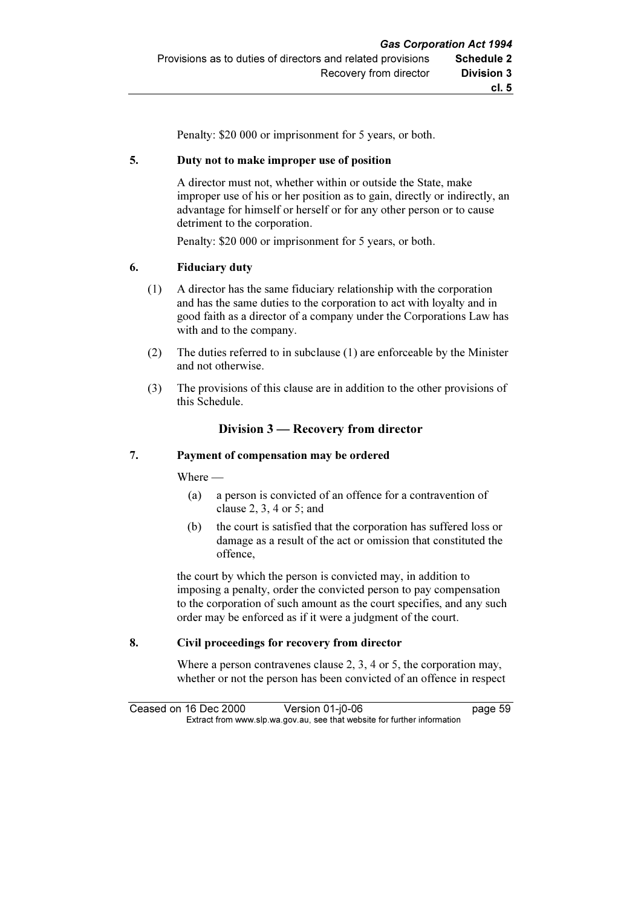Penalty: $20 000 or imprisonment for 5 years, or both.

### 5. Duty not to make improper use of position

A director must not, whether within or outside the State, make improper use of his or her position as to gain, directly or indirectly, an advantage for himself or herself or for any other person or to cause detriment to the corporation.

Penalty: $20 000 or imprisonment for 5 years, or both.

### 6. Fiduciary duty

(1) A director has the same fiduciary relationship with the corporation and has the same duties to the corporation to act with loyalty and in good faith as a director of a company under the Corporations Law has with and to the company.

(2) The duties referred to in subclause (1) are enforceable by the Minister and not otherwise.

(3) The provisions of this clause are in addition to the other provisions of this Schedule.

## Division 3 — Recovery from director

### 7. Payment of compensation may be ordered

Where —

(a) a person is convicted of an offence for a contravention of clause 2, 3, 4 or 5; and

(b) the court is satisfied that the corporation has suffered loss or damage as a result of the act or omission that constituted the offence,

the court by which the person is convicted may, in addition to imposing a penalty, order the convicted person to pay compensation to the corporation of such amount as the court specifies, and any such order may be enforced as if it were a judgment of the court.

### 8. Civil proceedings for recovery from director

Where a person contravenes clause 2, 3, 4 or 5, the corporation may, whether or not the person has been convicted of an offence in respect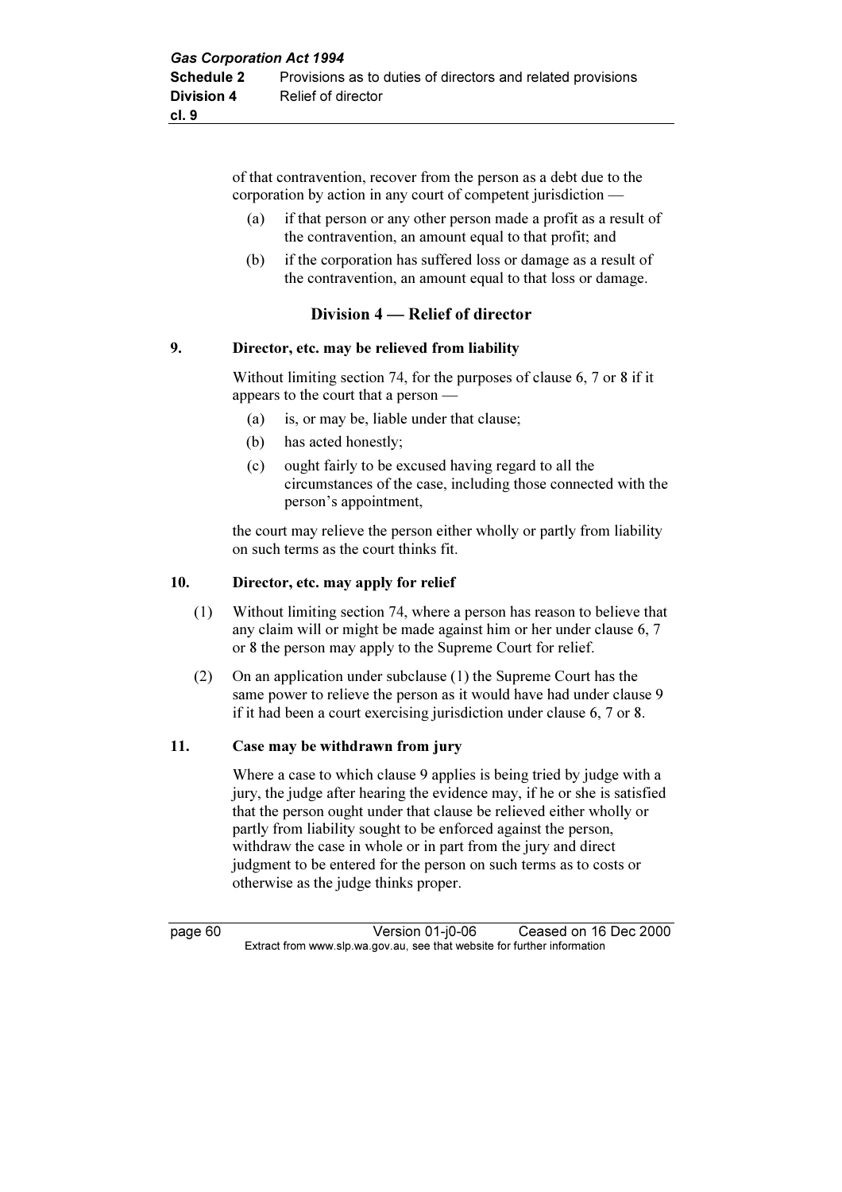of that contravention, recover from the person as a debt due to the corporation by action in any court of competent jurisdiction —

(a) if that person or any other person made a profit as a result of the contravention, an amount equal to that profit; and

(b) if the corporation has suffered loss or damage as a result of the contravention, an amount equal to that loss or damage.

## Division 4 — Relief of director

### 9. Director, etc. may be relieved from liability

Without limiting section 74, for the purposes of clause 6, 7 or 8 if it appears to the court that a person —

(a) is, or may be, liable under that clause;

(b) has acted honestly;

(c) ought fairly to be excused having regard to all the circumstances of the case, including those connected with the person's appointment,

the court may relieve the person either wholly or partly from liability on such terms as the court thinks fit.

### 10. Director, etc. may apply for relief

(1) Without limiting section 74, where a person has reason to believe that any claim will or might be made against him or her under clause 6, 7 or 8 the person may apply to the Supreme Court for relief.

(2) On an application under subclause (1) the Supreme Court has the same power to relieve the person as it would have had under clause 9 if it had been a court exercising jurisdiction under clause 6, 7 or 8.

### 11. Case may be withdrawn from jury

Where a case to which clause 9 applies is being tried by judge with a jury, the judge after hearing the evidence may, if he or she is satisfied that the person ought under that clause be relieved either wholly or partly from liability sought to be enforced against the person, withdraw the case in whole or in part from the jury and direct judgment to be entered for the person on such terms as to costs or otherwise as the judge thinks proper.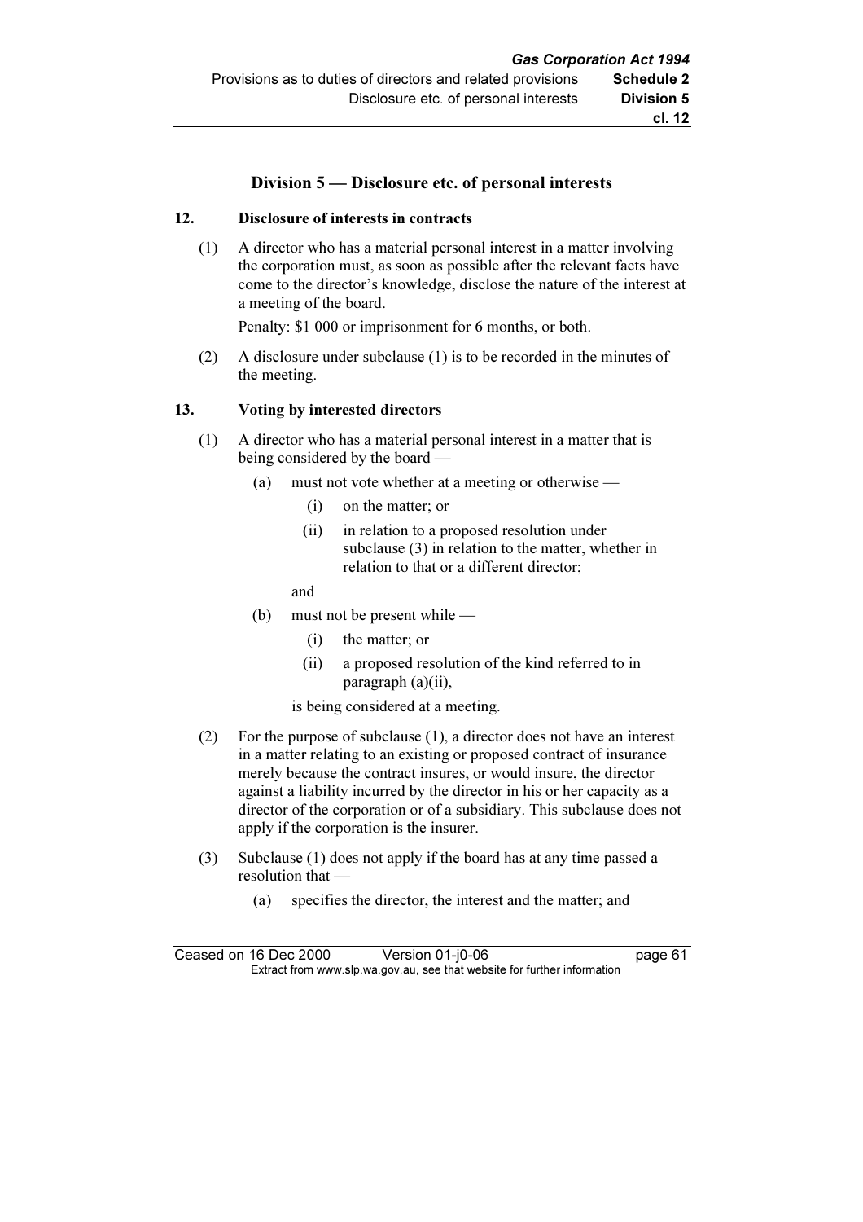## Division 5 — Disclosure etc. of personal interests

### 12. Disclosure of interests in contracts

(1) A director who has a material personal interest in a matter involving the corporation must, as soon as possible after the relevant facts have come to the director's knowledge, disclose the nature of the interest at a meeting of the board.

Penalty: $1 000 or imprisonment for 6 months, or both.

(2) A disclosure under subclause (1) is to be recorded in the minutes of the meeting.

### 13. Voting by interested directors

(1) A director who has a material personal interest in a matter that is being considered by the board —

- (a) must not vote whether at a meeting or otherwise —
  - (i) on the matter; or
  - (ii) in relation to a proposed resolution under subclause (3) in relation to the matter, whether in relation to that or a different director;

  and
- (b) must not be present while —
  - (i) the matter; or
  - (ii) a proposed resolution of the kind referred to in paragraph (a)(ii),

  is being considered at a meeting.

(2) For the purpose of subclause (1), a director does not have an interest in a matter relating to an existing or proposed contract of insurance merely because the contract insures, or would insure, the director against a liability incurred by the director in his or her capacity as a director of the corporation or of a subsidiary. This subclause does not apply if the corporation is the insurer.

(3) Subclause (1) does not apply if the board has at any time passed a resolution that —

- (a) specifies the director, the interest and the matter; and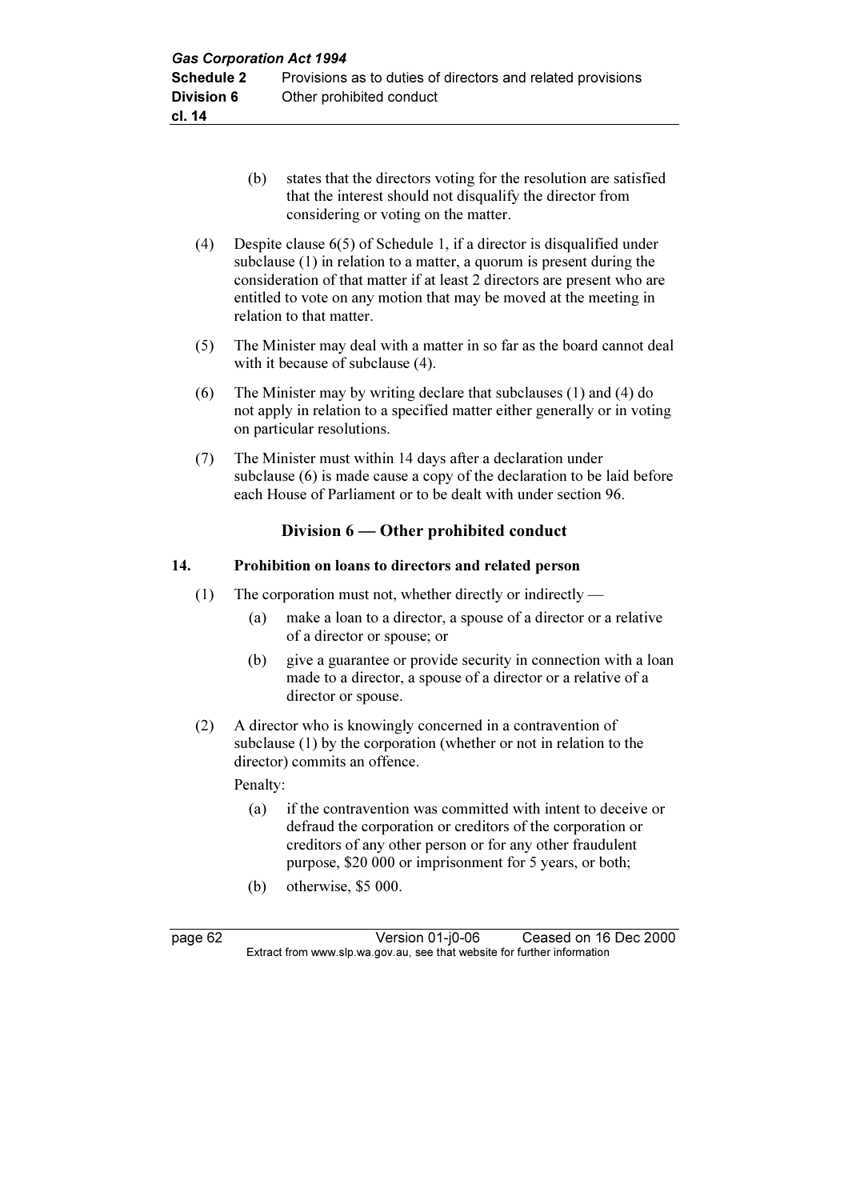(b) states that the directors voting for the resolution are satisfied that the interest should not disqualify the director from considering or voting on the matter.

(4) Despite clause 6(5) of Schedule 1, if a director is disqualified under subclause (1) in relation to a matter, a quorum is present during the consideration of that matter if at least 2 directors are present who are entitled to vote on any motion that may be moved at the meeting in relation to that matter.

(5) The Minister may deal with a matter in so far as the board cannot deal with it because of subclause (4).

(6) The Minister may by writing declare that subclauses (1) and (4) do not apply in relation to a specified matter either generally or in voting on particular resolutions.

(7) The Minister must within 14 days after a declaration under subclause (6) is made cause a copy of the declaration to be laid before each House of Parliament or to be dealt with under section 96.

## Division 6 — Other prohibited conduct

### 14. Prohibition on loans to directors and related person

(1) The corporation must not, whether directly or indirectly —

(a) make a loan to a director, a spouse of a director or a relative of a director or spouse; or

(b) give a guarantee or provide security in connection with a loan made to a director, a spouse of a director or a relative of a director or spouse.

(2) A director who is knowingly concerned in a contravention of subclause (1) by the corporation (whether or not in relation to the director) commits an offence.

Penalty:

(a) if the contravention was committed with intent to deceive or defraud the corporation or creditors of the corporation or creditors of any other person or for any other fraudulent purpose, \$20 000 or imprisonment for 5 years, or both;

(b) otherwise, \$5 000.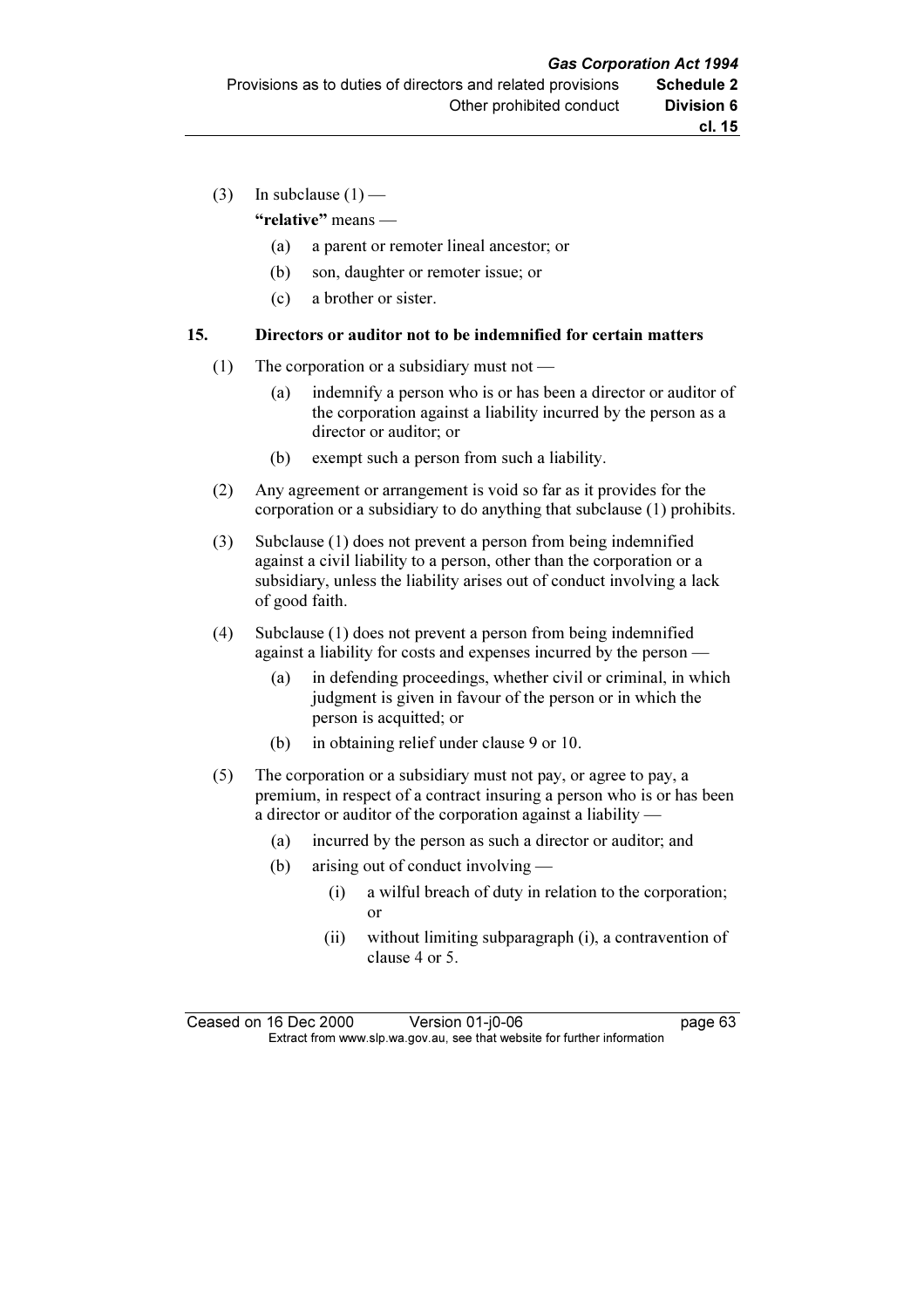(3) In subclause (1) —

**"relative"** means —

(a) a parent or remoter lineal ancestor; or

(b) son, daughter or remoter issue; or

(c) a brother or sister.

**15. Directors or auditor not to be indemnified for certain matters**

(1) The corporation or a subsidiary must not —

(a) indemnify a person who is or has been a director or auditor of the corporation against a liability incurred by the person as a director or auditor; or

(b) exempt such a person from such a liability.

(2) Any agreement or arrangement is void so far as it provides for the corporation or a subsidiary to do anything that subclause (1) prohibits.

(3) Subclause (1) does not prevent a person from being indemnified against a civil liability to a person, other than the corporation or a subsidiary, unless the liability arises out of conduct involving a lack of good faith.

(4) Subclause (1) does not prevent a person from being indemnified against a liability for costs and expenses incurred by the person —

(a) in defending proceedings, whether civil or criminal, in which judgment is given in favour of the person or in which the person is acquitted; or

(b) in obtaining relief under clause 9 or 10.

(5) The corporation or a subsidiary must not pay, or agree to pay, a premium, in respect of a contract insuring a person who is or has been a director or auditor of the corporation against a liability —

(a) incurred by the person as such a director or auditor; and

(b) arising out of conduct involving —

(i) a wilful breach of duty in relation to the corporation; or

(ii) without limiting subparagraph (i), a contravention of clause 4 or 5.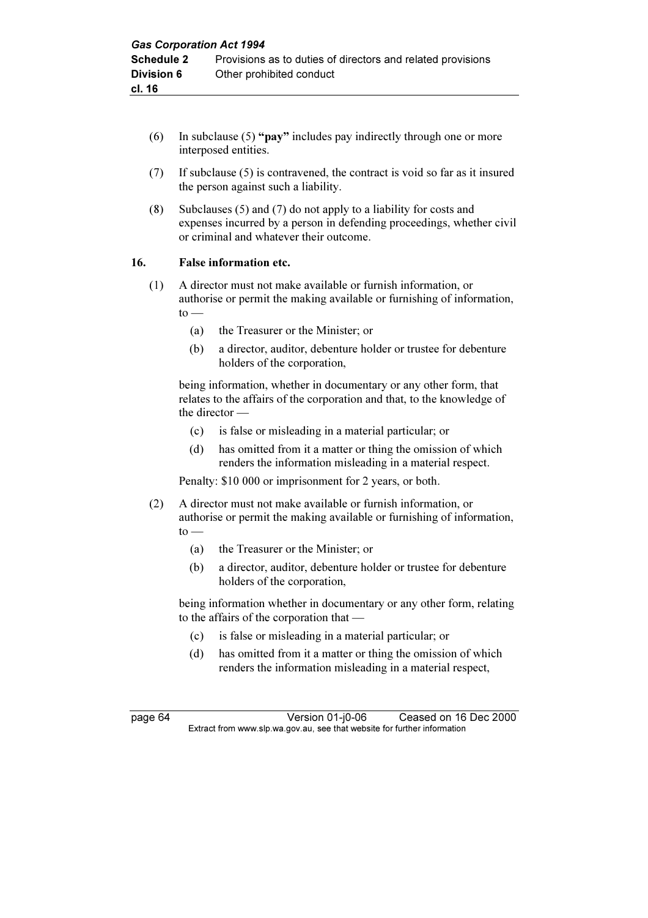(6) In subclause (5) **"pay"** includes pay indirectly through one or more interposed entities.

(7) If subclause (5) is contravened, the contract is void so far as it insured the person against such a liability.

(8) Subclauses (5) and (7) do not apply to a liability for costs and expenses incurred by a person in defending proceedings, whether civil or criminal and whatever their outcome.

### 16. False information etc.

(1) A director must not make available or furnish information, or authorise or permit the making available or furnishing of information, to —

(a) the Treasurer or the Minister; or

(b) a director, auditor, debenture holder or trustee for debenture holders of the corporation,

being information, whether in documentary or any other form, that relates to the affairs of the corporation and that, to the knowledge of the director —

(c) is false or misleading in a material particular; or

(d) has omitted from it a matter or thing the omission of which renders the information misleading in a material respect.

Penalty: $10 000 or imprisonment for 2 years, or both.

(2) A director must not make available or furnish information, or authorise or permit the making available or furnishing of information, to —

(a) the Treasurer or the Minister; or

(b) a director, auditor, debenture holder or trustee for debenture holders of the corporation,

being information whether in documentary or any other form, relating to the affairs of the corporation that —

(c) is false or misleading in a material particular; or

(d) has omitted from it a matter or thing the omission of which renders the information misleading in a material respect,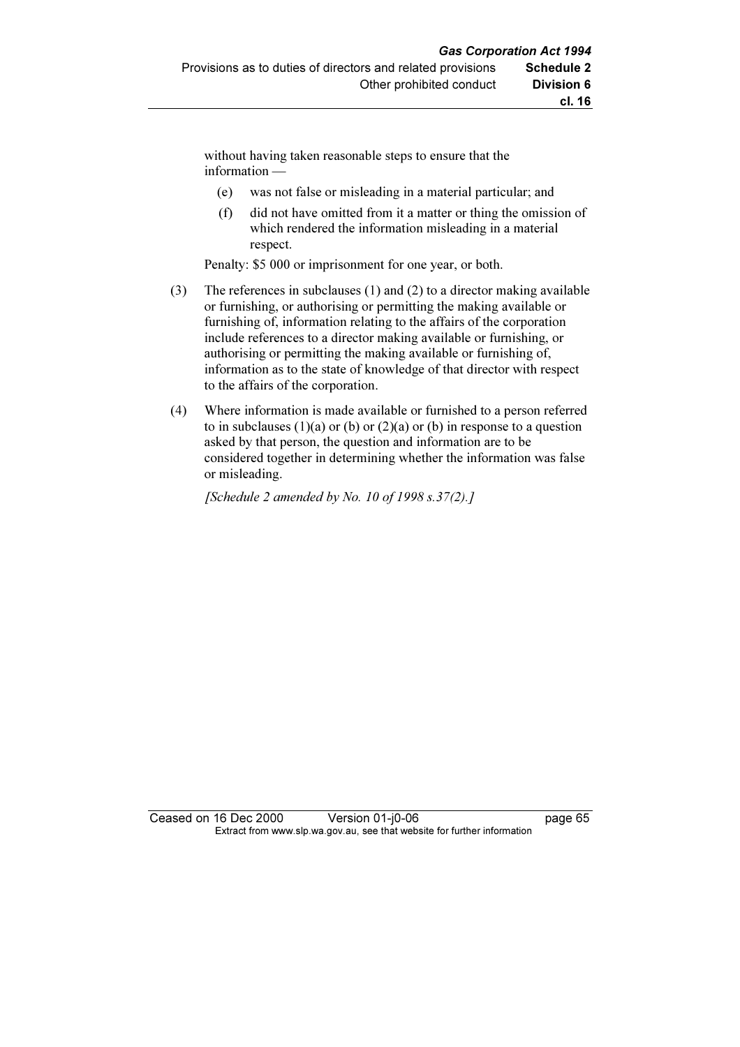without having taken reasonable steps to ensure that the information —

(e) was not false or misleading in a material particular; and

(f) did not have omitted from it a matter or thing the omission of which rendered the information misleading in a material respect.

Penalty: $5 000 or imprisonment for one year, or both.

(3) The references in subclauses (1) and (2) to a director making available or furnishing, or authorising or permitting the making available or furnishing of, information relating to the affairs of the corporation include references to a director making available or furnishing, or authorising or permitting the making available or furnishing of, information as to the state of knowledge of that director with respect to the affairs of the corporation.

(4) Where information is made available or furnished to a person referred to in subclauses (1)(a) or (b) or (2)(a) or (b) in response to a question asked by that person, the question and information are to be considered together in determining whether the information was false or misleading.

*[Schedule 2 amended by No. 10 of 1998 s.37(2).]*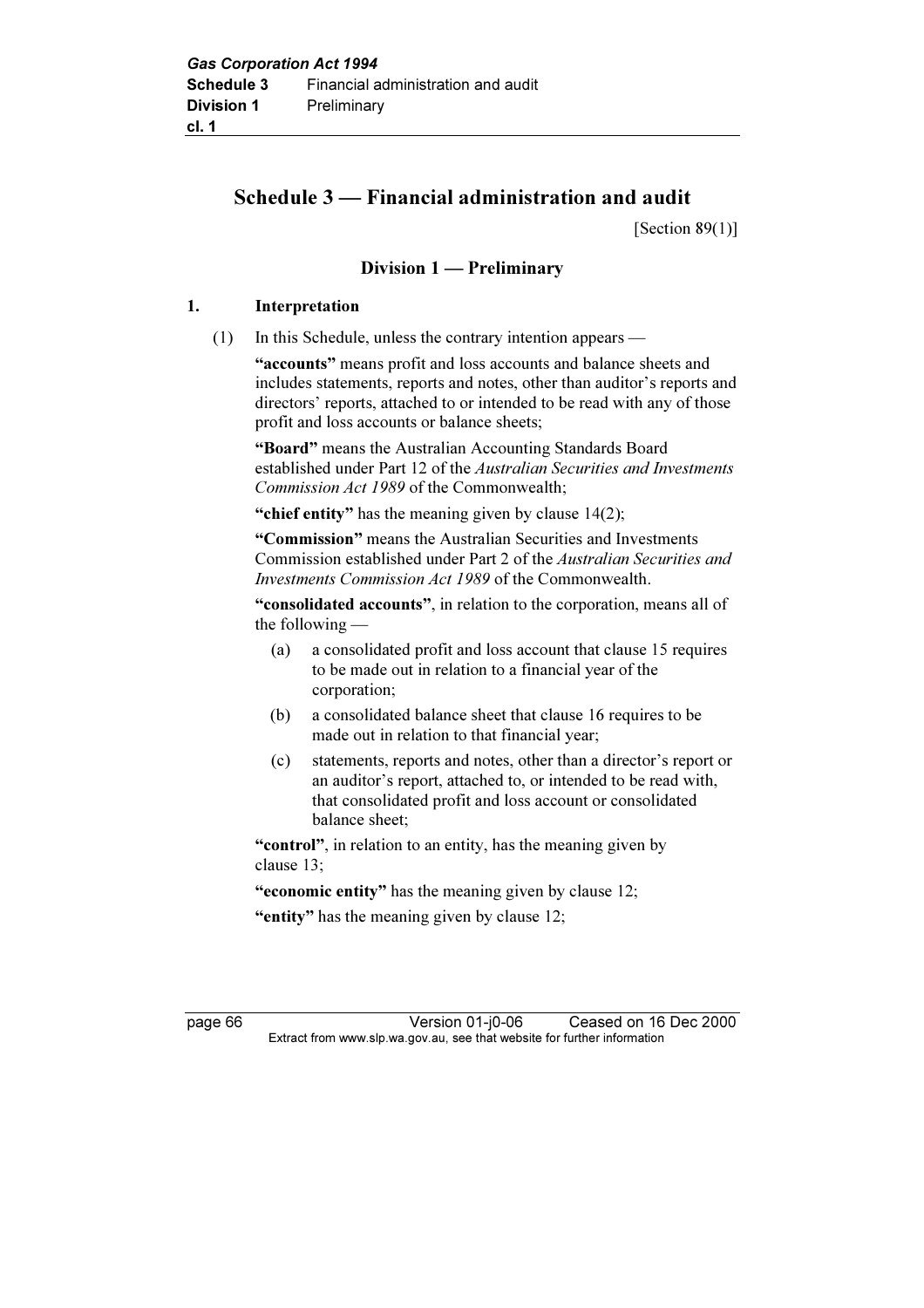# Schedule 3 — Financial administration and audit

[Section 89(1)]

## Division 1 — Preliminary

### 1. Interpretation

(1) In this Schedule, unless the contrary intention appears —

**"accounts"** means profit and loss accounts and balance sheets and includes statements, reports and notes, other than auditor's reports and directors' reports, attached to or intended to be read with any of those profit and loss accounts or balance sheets;

**"Board"** means the Australian Accounting Standards Board established under Part 12 of the *Australian Securities and Investments Commission Act 1989* of the Commonwealth;

**"chief entity"** has the meaning given by clause 14(2);

**"Commission"** means the Australian Securities and Investments Commission established under Part 2 of the *Australian Securities and Investments Commission Act 1989* of the Commonwealth.

**"consolidated accounts"**, in relation to the corporation, means all of the following —

(a) a consolidated profit and loss account that clause 15 requires to be made out in relation to a financial year of the corporation;

(b) a consolidated balance sheet that clause 16 requires to be made out in relation to that financial year;

(c) statements, reports and notes, other than a director's report or an auditor's report, attached to, or intended to be read with, that consolidated profit and loss account or consolidated balance sheet;

**"control"**, in relation to an entity, has the meaning given by clause 13;

**"economic entity"** has the meaning given by clause 12;

**"entity"** has the meaning given by clause 12;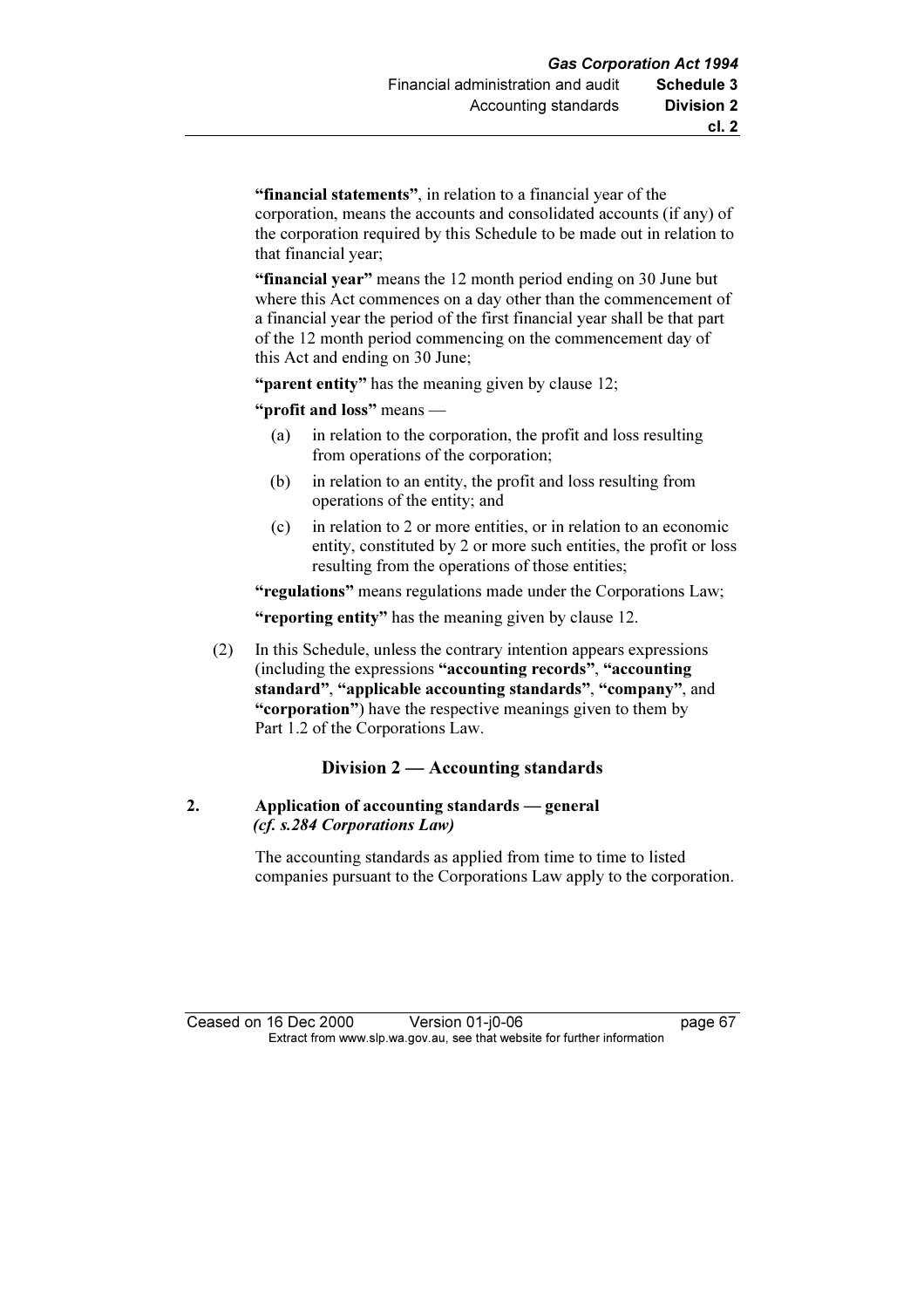**"financial statements"**, in relation to a financial year of the corporation, means the accounts and consolidated accounts (if any) of the corporation required by this Schedule to be made out in relation to that financial year;

**"financial year"** means the 12 month period ending on 30 June but where this Act commences on a day other than the commencement of a financial year the period of the first financial year shall be that part of the 12 month period commencing on the commencement day of this Act and ending on 30 June;

**"parent entity"** has the meaning given by clause 12;

**"profit and loss"** means —

- (a) in relation to the corporation, the profit and loss resulting from operations of the corporation;
- (b) in relation to an entity, the profit and loss resulting from operations of the entity; and
- (c) in relation to 2 or more entities, or in relation to an economic entity, constituted by 2 or more such entities, the profit or loss resulting from the operations of those entities;

**"regulations"** means regulations made under the Corporations Law;

**"reporting entity"** has the meaning given by clause 12.

(2) In this Schedule, unless the contrary intention appears expressions (including the expressions **"accounting records"**, **"accounting standard"**, **"applicable accounting standards"**, **"company"**, and **"corporation"**) have the respective meanings given to them by Part 1.2 of the Corporations Law.

## Division 2 — Accounting standards

### 2. Application of accounting standards — general *(cf. s.284 Corporations Law)*

The accounting standards as applied from time to time to listed companies pursuant to the Corporations Law apply to the corporation.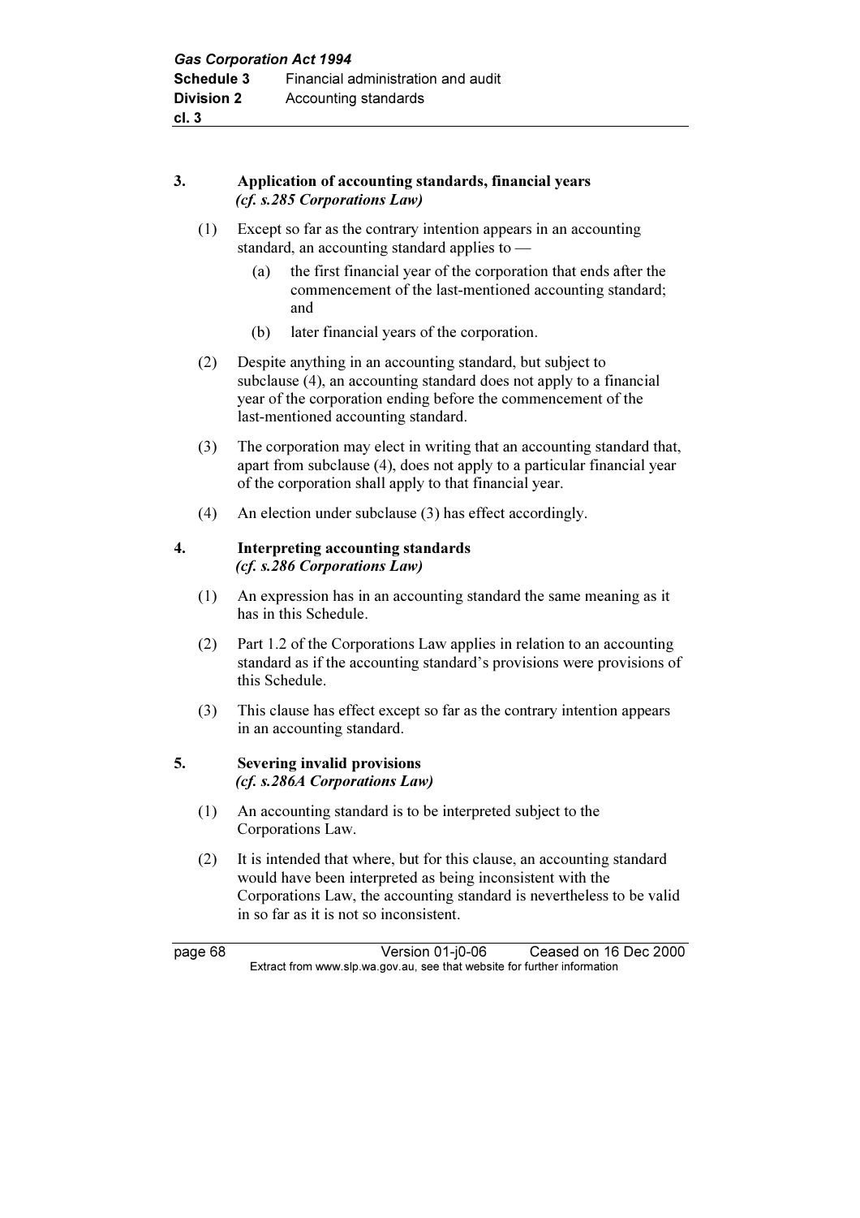### 3. Application of accounting standards, financial years
*(cf. s.285 Corporations Law)*

(1) Except so far as the contrary intention appears in an accounting standard, an accounting standard applies to —

(a) the first financial year of the corporation that ends after the commencement of the last-mentioned accounting standard; and

(b) later financial years of the corporation.

(2) Despite anything in an accounting standard, but subject to subclause (4), an accounting standard does not apply to a financial year of the corporation ending before the commencement of the last-mentioned accounting standard.

(3) The corporation may elect in writing that an accounting standard that, apart from subclause (4), does not apply to a particular financial year of the corporation shall apply to that financial year.

(4) An election under subclause (3) has effect accordingly.

### 4. Interpreting accounting standards
*(cf. s.286 Corporations Law)*

(1) An expression has in an accounting standard the same meaning as it has in this Schedule.

(2) Part 1.2 of the Corporations Law applies in relation to an accounting standard as if the accounting standard's provisions were provisions of this Schedule.

(3) This clause has effect except so far as the contrary intention appears in an accounting standard.

### 5. Severing invalid provisions
*(cf. s.286A Corporations Law)*

(1) An accounting standard is to be interpreted subject to the Corporations Law.

(2) It is intended that where, but for this clause, an accounting standard would have been interpreted as being inconsistent with the Corporations Law, the accounting standard is nevertheless to be valid in so far as it is not so inconsistent.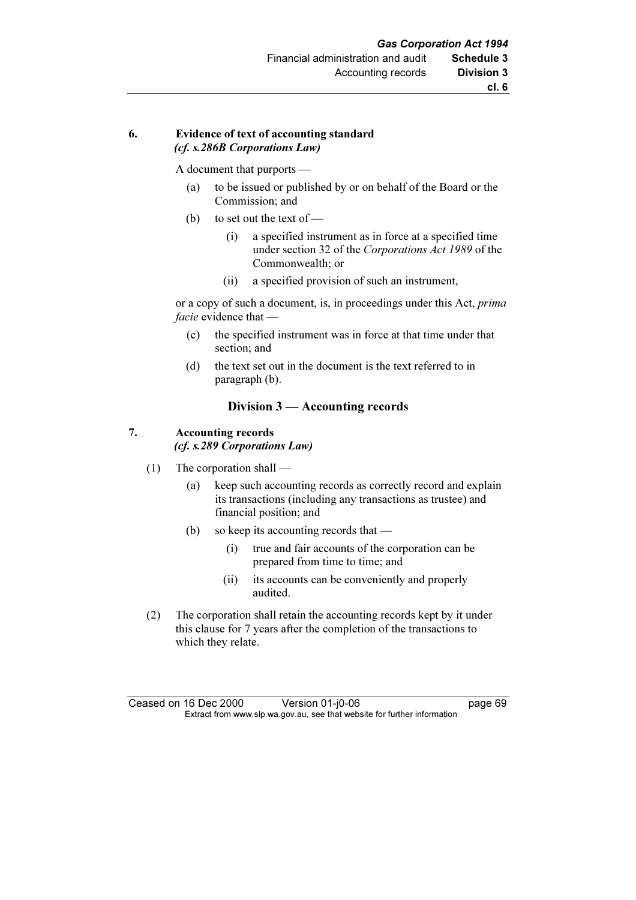**6. Evidence of text of accounting standard**
***(cf. s.286B Corporations Law)***

A document that purports —

(a) to be issued or published by or on behalf of the Board or the Commission; and

(b) to set out the text of —

  (i) a specified instrument as in force at a specified time under section 32 of the *Corporations Act 1989* of the Commonwealth; or

  (ii) a specified provision of such an instrument,

or a copy of such a document, is, in proceedings under this Act, *prima facie* evidence that —

(c) the specified instrument was in force at that time under that section; and

(d) the text set out in the document is the text referred to in paragraph (b).

## Division 3 — Accounting records

**7. Accounting records**
***(cf. s.289 Corporations Law)***

(1) The corporation shall —

  (a) keep such accounting records as correctly record and explain its transactions (including any transactions as trustee) and financial position; and

  (b) so keep its accounting records that —

    (i) true and fair accounts of the corporation can be prepared from time to time; and

    (ii) its accounts can be conveniently and properly audited.

(2) The corporation shall retain the accounting records kept by it under this clause for 7 years after the completion of the transactions to which they relate.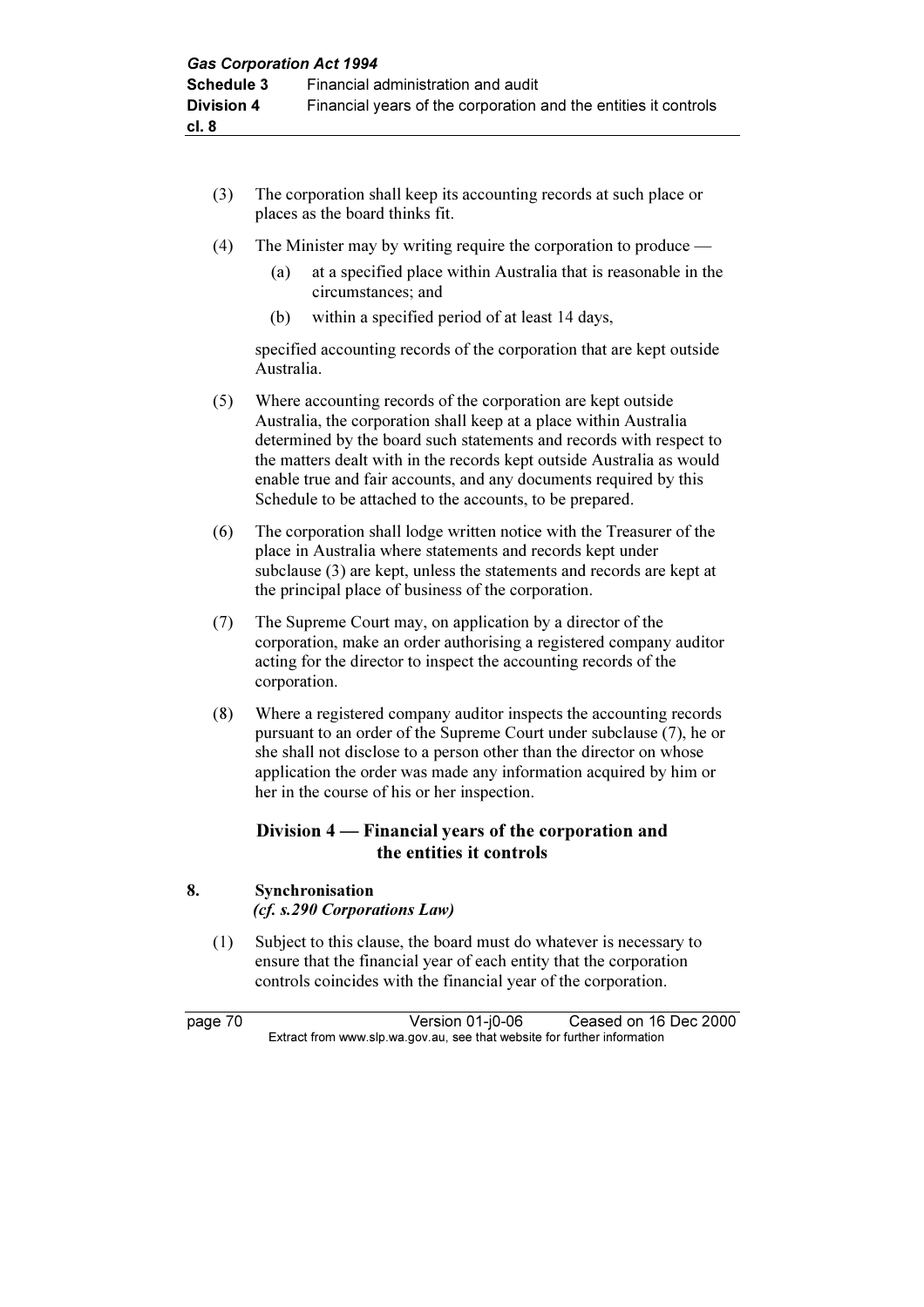(3) The corporation shall keep its accounting records at such place or places as the board thinks fit.

(4) The Minister may by writing require the corporation to produce —

  (a) at a specified place within Australia that is reasonable in the circumstances; and

  (b) within a specified period of at least 14 days,

specified accounting records of the corporation that are kept outside Australia.

(5) Where accounting records of the corporation are kept outside Australia, the corporation shall keep at a place within Australia determined by the board such statements and records with respect to the matters dealt with in the records kept outside Australia as would enable true and fair accounts, and any documents required by this Schedule to be attached to the accounts, to be prepared.

(6) The corporation shall lodge written notice with the Treasurer of the place in Australia where statements and records kept under subclause (3) are kept, unless the statements and records are kept at the principal place of business of the corporation.

(7) The Supreme Court may, on application by a director of the corporation, make an order authorising a registered company auditor acting for the director to inspect the accounting records of the corporation.

(8) Where a registered company auditor inspects the accounting records pursuant to an order of the Supreme Court under subclause (7), he or she shall not disclose to a person other than the director on whose application the order was made any information acquired by him or her in the course of his or her inspection.

## Division 4 — Financial years of the corporation and the entities it controls

### 8. Synchronisation
*(cf. s.290 Corporations Law)*

(1) Subject to this clause, the board must do whatever is necessary to ensure that the financial year of each entity that the corporation controls coincides with the financial year of the corporation.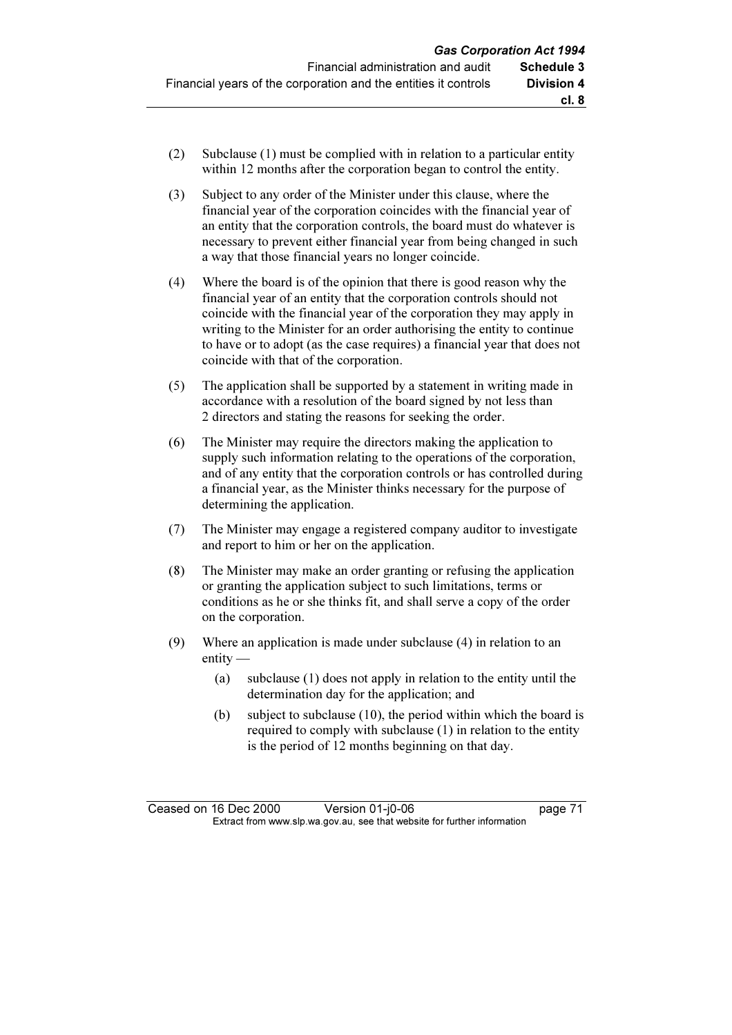(2) Subclause (1) must be complied with in relation to a particular entity within 12 months after the corporation began to control the entity.

(3) Subject to any order of the Minister under this clause, where the financial year of the corporation coincides with the financial year of an entity that the corporation controls, the board must do whatever is necessary to prevent either financial year from being changed in such a way that those financial years no longer coincide.

(4) Where the board is of the opinion that there is good reason why the financial year of an entity that the corporation controls should not coincide with the financial year of the corporation they may apply in writing to the Minister for an order authorising the entity to continue to have or to adopt (as the case requires) a financial year that does not coincide with that of the corporation.

(5) The application shall be supported by a statement in writing made in accordance with a resolution of the board signed by not less than 2 directors and stating the reasons for seeking the order.

(6) The Minister may require the directors making the application to supply such information relating to the operations of the corporation, and of any entity that the corporation controls or has controlled during a financial year, as the Minister thinks necessary for the purpose of determining the application.

(7) The Minister may engage a registered company auditor to investigate and report to him or her on the application.

(8) The Minister may make an order granting or refusing the application or granting the application subject to such limitations, terms or conditions as he or she thinks fit, and shall serve a copy of the order on the corporation.

(9) Where an application is made under subclause (4) in relation to an entity —

  (a) subclause (1) does not apply in relation to the entity until the determination day for the application; and

  (b) subject to subclause (10), the period within which the board is required to comply with subclause (1) in relation to the entity is the period of 12 months beginning on that day.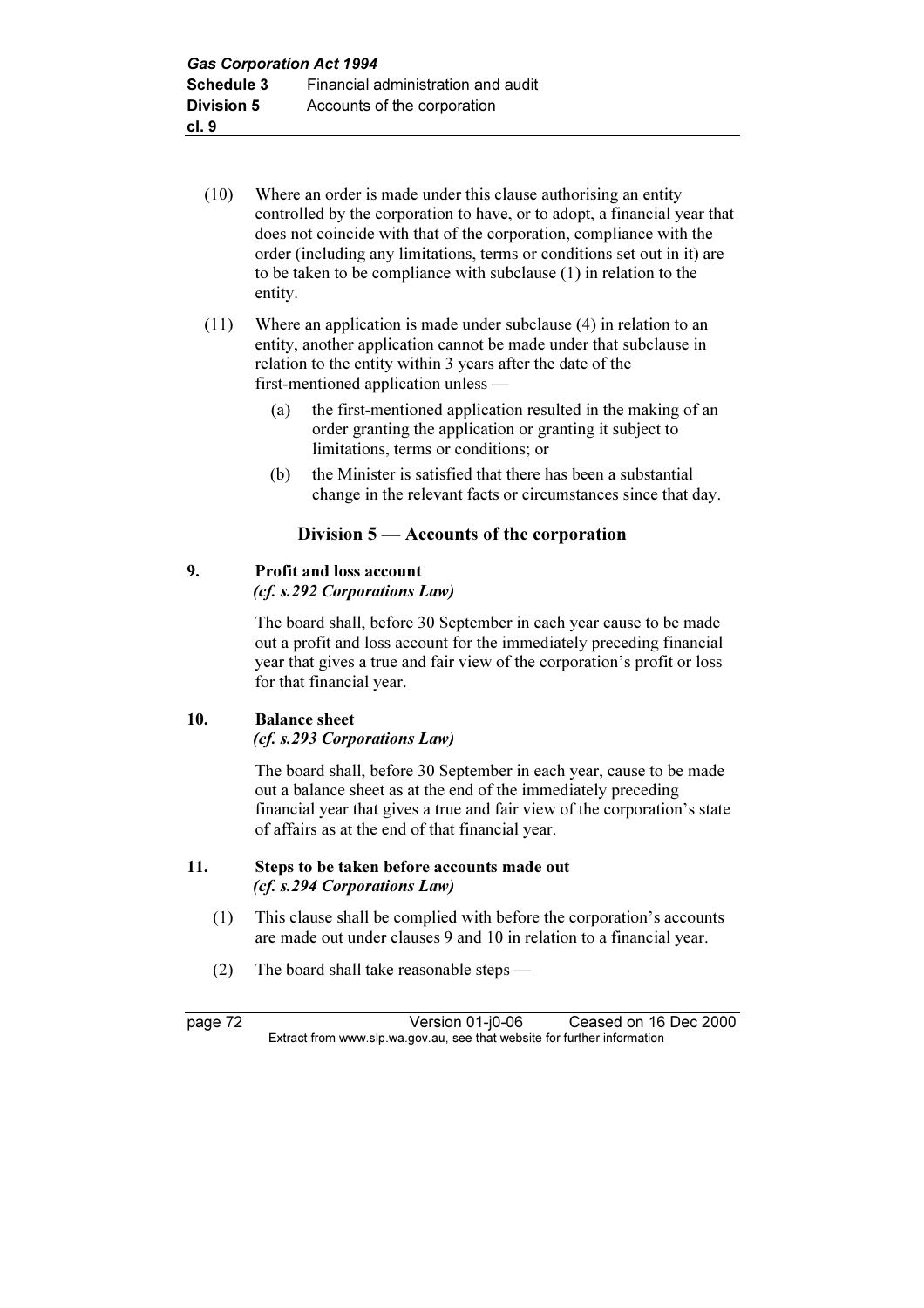(10) Where an order is made under this clause authorising an entity controlled by the corporation to have, or to adopt, a financial year that does not coincide with that of the corporation, compliance with the order (including any limitations, terms or conditions set out in it) are to be taken to be compliance with subclause (1) in relation to the entity.

(11) Where an application is made under subclause (4) in relation to an entity, another application cannot be made under that subclause in relation to the entity within 3 years after the date of the first-mentioned application unless —

(a) the first-mentioned application resulted in the making of an order granting the application or granting it subject to limitations, terms or conditions; or

(b) the Minister is satisfied that there has been a substantial change in the relevant facts or circumstances since that day.

## Division 5 — Accounts of the corporation

### 9. Profit and loss account

*(cf. s.292 Corporations Law)*

The board shall, before 30 September in each year cause to be made out a profit and loss account for the immediately preceding financial year that gives a true and fair view of the corporation's profit or loss for that financial year.

### 10. Balance sheet

*(cf. s.293 Corporations Law)*

The board shall, before 30 September in each year, cause to be made out a balance sheet as at the end of the immediately preceding financial year that gives a true and fair view of the corporation's state of affairs as at the end of that financial year.

### 11. Steps to be taken before accounts made out

*(cf. s.294 Corporations Law)*

(1) This clause shall be complied with before the corporation's accounts are made out under clauses 9 and 10 in relation to a financial year.

(2) The board shall take reasonable steps —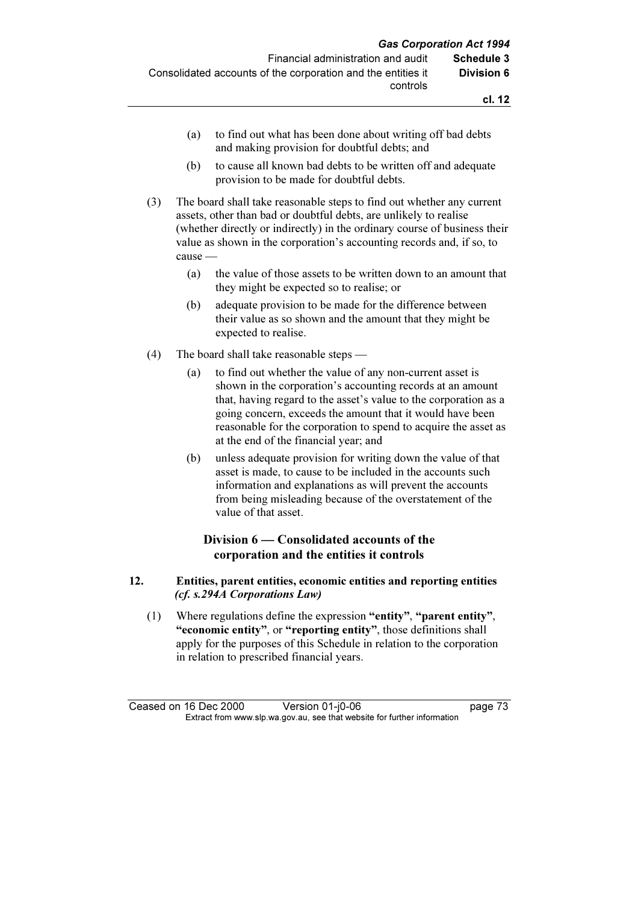(a) to find out what has been done about writing off bad debts and making provision for doubtful debts; and

(b) to cause all known bad debts to be written off and adequate provision to be made for doubtful debts.

(3) The board shall take reasonable steps to find out whether any current assets, other than bad or doubtful debts, are unlikely to realise (whether directly or indirectly) in the ordinary course of business their value as shown in the corporation's accounting records and, if so, to cause —

(a) the value of those assets to be written down to an amount that they might be expected so to realise; or

(b) adequate provision to be made for the difference between their value as so shown and the amount that they might be expected to realise.

(4) The board shall take reasonable steps —

(a) to find out whether the value of any non-current asset is shown in the corporation's accounting records at an amount that, having regard to the asset's value to the corporation as a going concern, exceeds the amount that it would have been reasonable for the corporation to spend to acquire the asset as at the end of the financial year; and

(b) unless adequate provision for writing down the value of that asset is made, to cause to be included in the accounts such information and explanations as will prevent the accounts from being misleading because of the overstatement of the value of that asset.

## Division 6 — Consolidated accounts of the corporation and the entities it controls

### 12. Entities, parent entities, economic entities and reporting entities *(cf. s.294A Corporations Law)*

(1) Where regulations define the expression **"entity"**, **"parent entity"**, **"economic entity"**, or **"reporting entity"**, those definitions shall apply for the purposes of this Schedule in relation to the corporation in relation to prescribed financial years.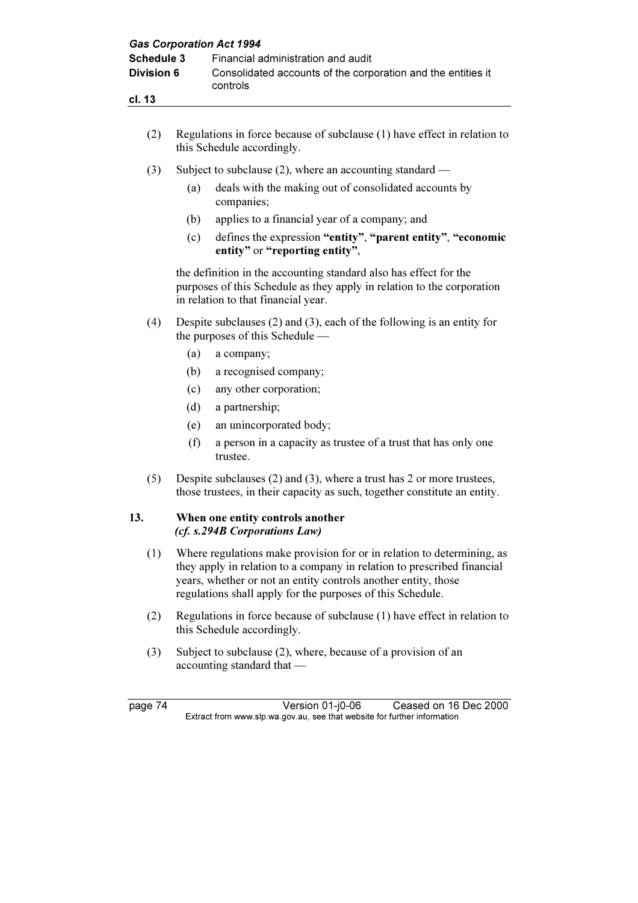(2) Regulations in force because of subclause (1) have effect in relation to this Schedule accordingly.

(3) Subject to subclause (2), where an accounting standard —

(a) deals with the making out of consolidated accounts by companies;

(b) applies to a financial year of a company; and

(c) defines the expression **"entity"**, **"parent entity"**, **"economic entity"** or **"reporting entity"**,

the definition in the accounting standard also has effect for the purposes of this Schedule as they apply in relation to the corporation in relation to that financial year.

(4) Despite subclauses (2) and (3), each of the following is an entity for the purposes of this Schedule —

(a) a company;

(b) a recognised company;

(c) any other corporation;

(d) a partnership;

(e) an unincorporated body;

(f) a person in a capacity as trustee of a trust that has only one trustee.

(5) Despite subclauses (2) and (3), where a trust has 2 or more trustees, those trustees, in their capacity as such, together constitute an entity.

### 13. When one entity controls another
***(cf. s.294B Corporations Law)***

(1) Where regulations make provision for or in relation to determining, as they apply in relation to a company in relation to prescribed financial years, whether or not an entity controls another entity, those regulations shall apply for the purposes of this Schedule.

(2) Regulations in force because of subclause (1) have effect in relation to this Schedule accordingly.

(3) Subject to subclause (2), where, because of a provision of an accounting standard that —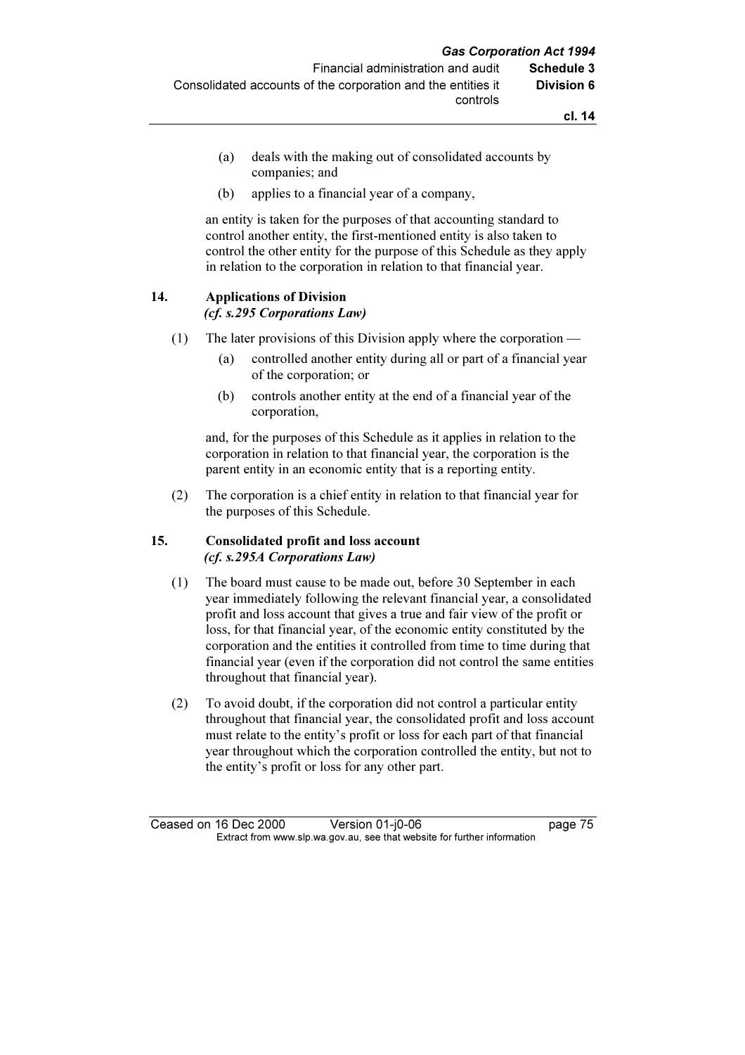(a) deals with the making out of consolidated accounts by companies; and

(b) applies to a financial year of a company,

an entity is taken for the purposes of that accounting standard to control another entity, the first-mentioned entity is also taken to control the other entity for the purpose of this Schedule as they apply in relation to the corporation in relation to that financial year.

## 14. Applications of Division

*(cf. s.295 Corporations Law)*

(1) The later provisions of this Division apply where the corporation —

(a) controlled another entity during all or part of a financial year of the corporation; or

(b) controls another entity at the end of a financial year of the corporation,

and, for the purposes of this Schedule as it applies in relation to the corporation in relation to that financial year, the corporation is the parent entity in an economic entity that is a reporting entity.

(2) The corporation is a chief entity in relation to that financial year for the purposes of this Schedule.

## 15. Consolidated profit and loss account

*(cf. s.295A Corporations Law)*

(1) The board must cause to be made out, before 30 September in each year immediately following the relevant financial year, a consolidated profit and loss account that gives a true and fair view of the profit or loss, for that financial year, of the economic entity constituted by the corporation and the entities it controlled from time to time during that financial year (even if the corporation did not control the same entities throughout that financial year).

(2) To avoid doubt, if the corporation did not control a particular entity throughout that financial year, the consolidated profit and loss account must relate to the entity's profit or loss for each part of that financial year throughout which the corporation controlled the entity, but not to the entity's profit or loss for any other part.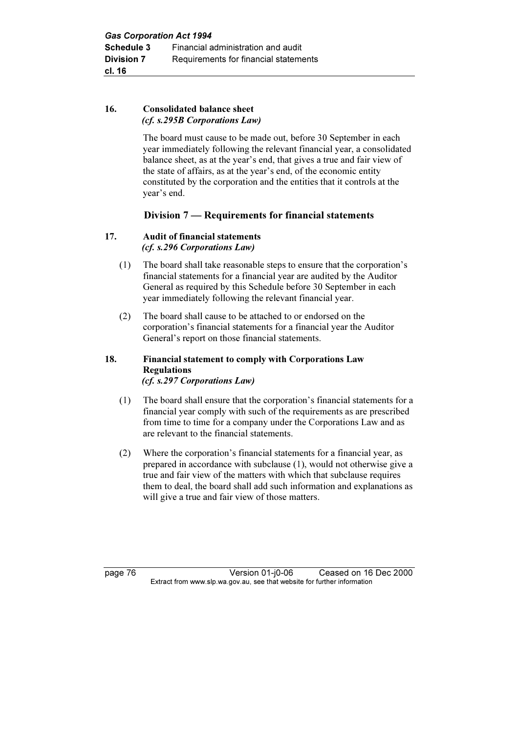### 16. Consolidated balance sheet

*(cf. s.295B Corporations Law)*

The board must cause to be made out, before 30 September in each year immediately following the relevant financial year, a consolidated balance sheet, as at the year's end, that gives a true and fair view of the state of affairs, as at the year's end, of the economic entity constituted by the corporation and the entities that it controls at the year's end.

## Division 7 — Requirements for financial statements

### 17. Audit of financial statements

*(cf. s.296 Corporations Law)*

(1) The board shall take reasonable steps to ensure that the corporation's financial statements for a financial year are audited by the Auditor General as required by this Schedule before 30 September in each year immediately following the relevant financial year.

(2) The board shall cause to be attached to or endorsed on the corporation's financial statements for a financial year the Auditor General's report on those financial statements.

### 18. Financial statement to comply with Corporations Law Regulations

*(cf. s.297 Corporations Law)*

(1) The board shall ensure that the corporation's financial statements for a financial year comply with such of the requirements as are prescribed from time to time for a company under the Corporations Law and as are relevant to the financial statements.

(2) Where the corporation's financial statements for a financial year, as prepared in accordance with subclause (1), would not otherwise give a true and fair view of the matters with which that subclause requires them to deal, the board shall add such information and explanations as will give a true and fair view of those matters.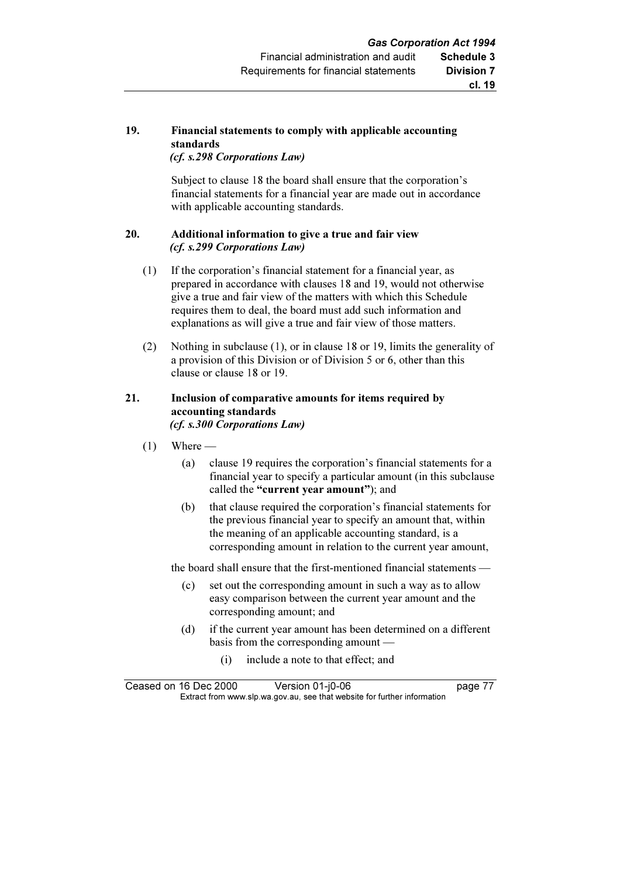**19. Financial statements to comply with applicable accounting standards**
***(cf. s.298 Corporations Law)***

Subject to clause 18 the board shall ensure that the corporation's financial statements for a financial year are made out in accordance with applicable accounting standards.

**20. Additional information to give a true and fair view**
***(cf. s.299 Corporations Law)***

(1) If the corporation's financial statement for a financial year, as prepared in accordance with clauses 18 and 19, would not otherwise give a true and fair view of the matters with which this Schedule requires them to deal, the board must add such information and explanations as will give a true and fair view of those matters.

(2) Nothing in subclause (1), or in clause 18 or 19, limits the generality of a provision of this Division or of Division 5 or 6, other than this clause or clause 18 or 19.

**21. Inclusion of comparative amounts for items required by accounting standards**
***(cf. s.300 Corporations Law)***

(1) Where —

(a) clause 19 requires the corporation's financial statements for a financial year to specify a particular amount (in this subclause called the **"current year amount"**); and

(b) that clause required the corporation's financial statements for the previous financial year to specify an amount that, within the meaning of an applicable accounting standard, is a corresponding amount in relation to the current year amount,

the board shall ensure that the first-mentioned financial statements —

(c) set out the corresponding amount in such a way as to allow easy comparison between the current year amount and the corresponding amount; and

(d) if the current year amount has been determined on a different basis from the corresponding amount —

(i) include a note to that effect; and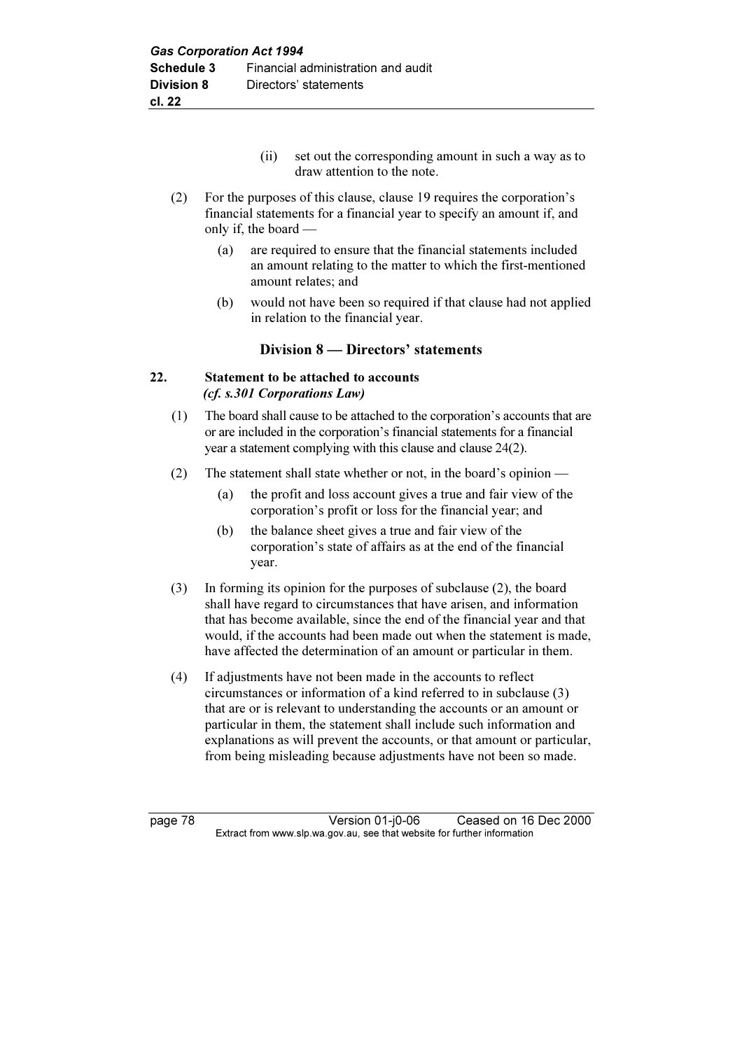(ii) set out the corresponding amount in such a way as to draw attention to the note.

(2) For the purposes of this clause, clause 19 requires the corporation's financial statements for a financial year to specify an amount if, and only if, the board —

(a) are required to ensure that the financial statements included an amount relating to the matter to which the first-mentioned amount relates; and

(b) would not have been so required if that clause had not applied in relation to the financial year.

## Division 8 — Directors' statements

### 22. Statement to be attached to accounts
*(cf. s.301 Corporations Law)*

(1) The board shall cause to be attached to the corporation's accounts that are or are included in the corporation's financial statements for a financial year a statement complying with this clause and clause 24(2).

(2) The statement shall state whether or not, in the board's opinion —

(a) the profit and loss account gives a true and fair view of the corporation's profit or loss for the financial year; and

(b) the balance sheet gives a true and fair view of the corporation's state of affairs as at the end of the financial year.

(3) In forming its opinion for the purposes of subclause (2), the board shall have regard to circumstances that have arisen, and information that has become available, since the end of the financial year and that would, if the accounts had been made out when the statement is made, have affected the determination of an amount or particular in them.

(4) If adjustments have not been made in the accounts to reflect circumstances or information of a kind referred to in subclause (3) that are or is relevant to understanding the accounts or an amount or particular in them, the statement shall include such information and explanations as will prevent the accounts, or that amount or particular, from being misleading because adjustments have not been so made.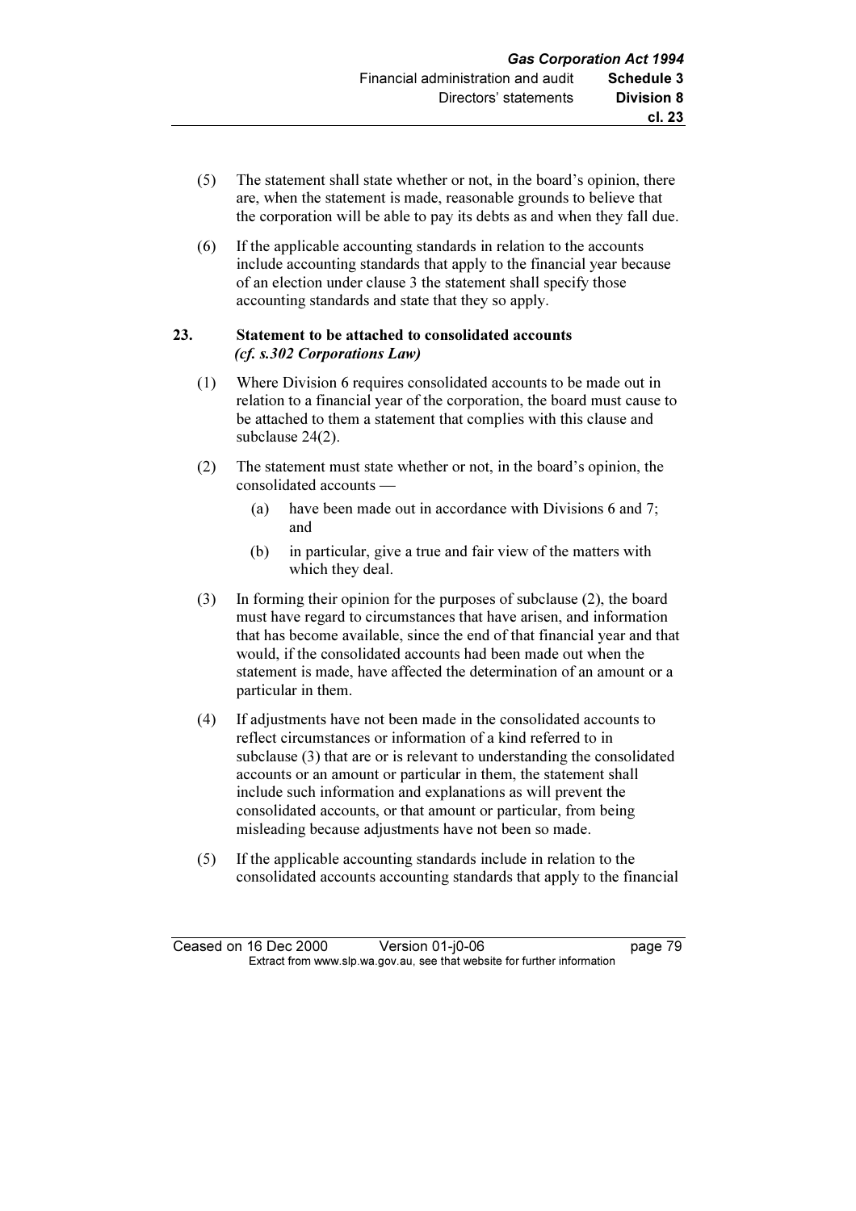(5) The statement shall state whether or not, in the board's opinion, there are, when the statement is made, reasonable grounds to believe that the corporation will be able to pay its debts as and when they fall due.

(6) If the applicable accounting standards in relation to the accounts include accounting standards that apply to the financial year because of an election under clause 3 the statement shall specify those accounting standards and state that they so apply.

### 23. Statement to be attached to consolidated accounts *(cf. s.302 Corporations Law)*

(1) Where Division 6 requires consolidated accounts to be made out in relation to a financial year of the corporation, the board must cause to be attached to them a statement that complies with this clause and subclause 24(2).

(2) The statement must state whether or not, in the board's opinion, the consolidated accounts —

- (a) have been made out in accordance with Divisions 6 and 7; and
- (b) in particular, give a true and fair view of the matters with which they deal.

(3) In forming their opinion for the purposes of subclause (2), the board must have regard to circumstances that have arisen, and information that has become available, since the end of that financial year and that would, if the consolidated accounts had been made out when the statement is made, have affected the determination of an amount or a particular in them.

(4) If adjustments have not been made in the consolidated accounts to reflect circumstances or information of a kind referred to in subclause (3) that are or is relevant to understanding the consolidated accounts or an amount or particular in them, the statement shall include such information and explanations as will prevent the consolidated accounts, or that amount or particular, from being misleading because adjustments have not been so made.

(5) If the applicable accounting standards include in relation to the consolidated accounts accounting standards that apply to the financial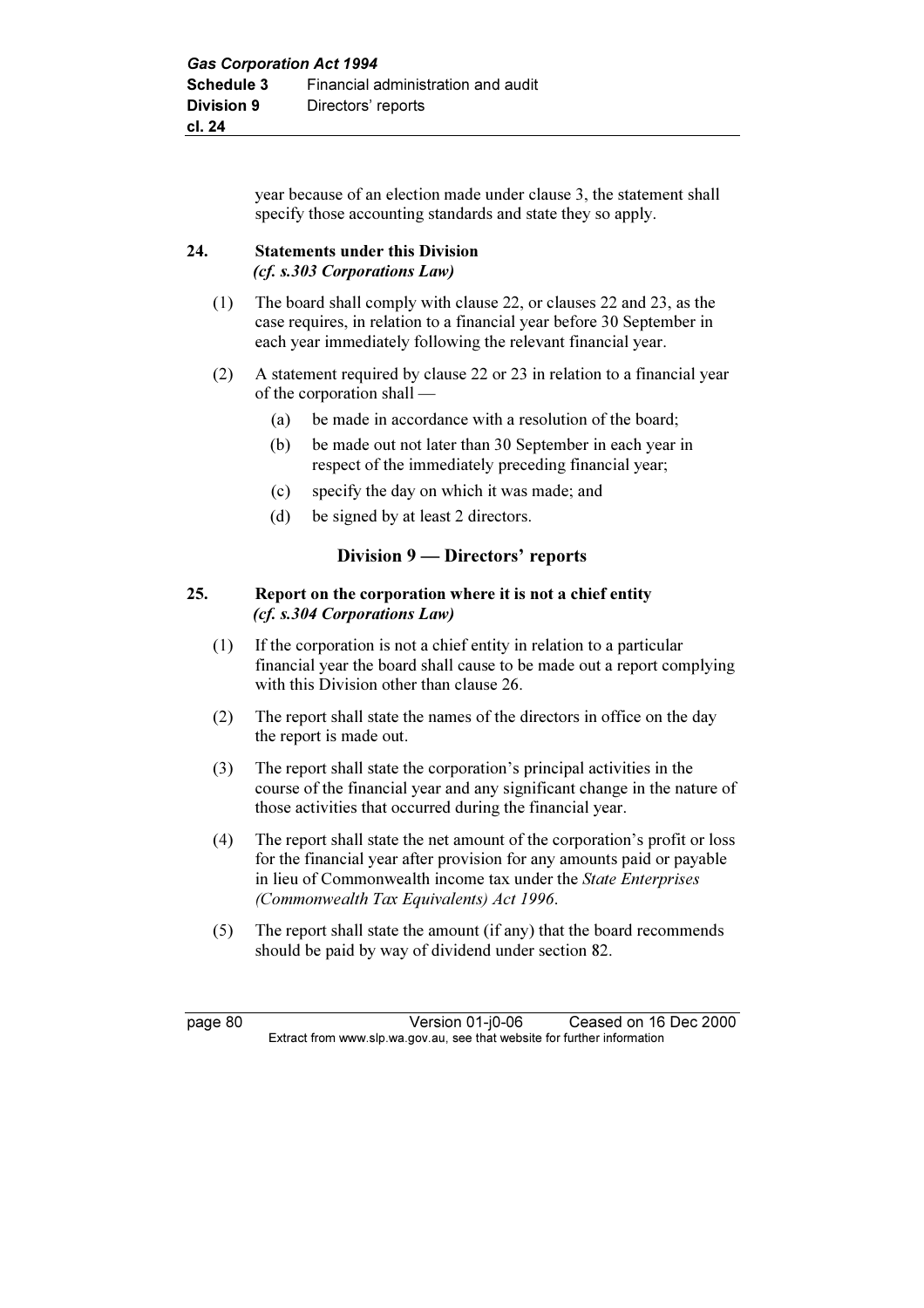year because of an election made under clause 3, the statement shall specify those accounting standards and state they so apply.

**24. Statements under this Division**
*(cf. s.303 Corporations Law)*

(1) The board shall comply with clause 22, or clauses 22 and 23, as the case requires, in relation to a financial year before 30 September in each year immediately following the relevant financial year.

(2) A statement required by clause 22 or 23 in relation to a financial year of the corporation shall —

(a) be made in accordance with a resolution of the board;

(b) be made out not later than 30 September in each year in respect of the immediately preceding financial year;

(c) specify the day on which it was made; and

(d) be signed by at least 2 directors.

## Division 9 — Directors' reports

**25. Report on the corporation where it is not a chief entity**
*(cf. s.304 Corporations Law)*

(1) If the corporation is not a chief entity in relation to a particular financial year the board shall cause to be made out a report complying with this Division other than clause 26.

(2) The report shall state the names of the directors in office on the day the report is made out.

(3) The report shall state the corporation's principal activities in the course of the financial year and any significant change in the nature of those activities that occurred during the financial year.

(4) The report shall state the net amount of the corporation's profit or loss for the financial year after provision for any amounts paid or payable in lieu of Commonwealth income tax under the *State Enterprises (Commonwealth Tax Equivalents) Act 1996*.

(5) The report shall state the amount (if any) that the board recommends should be paid by way of dividend under section 82.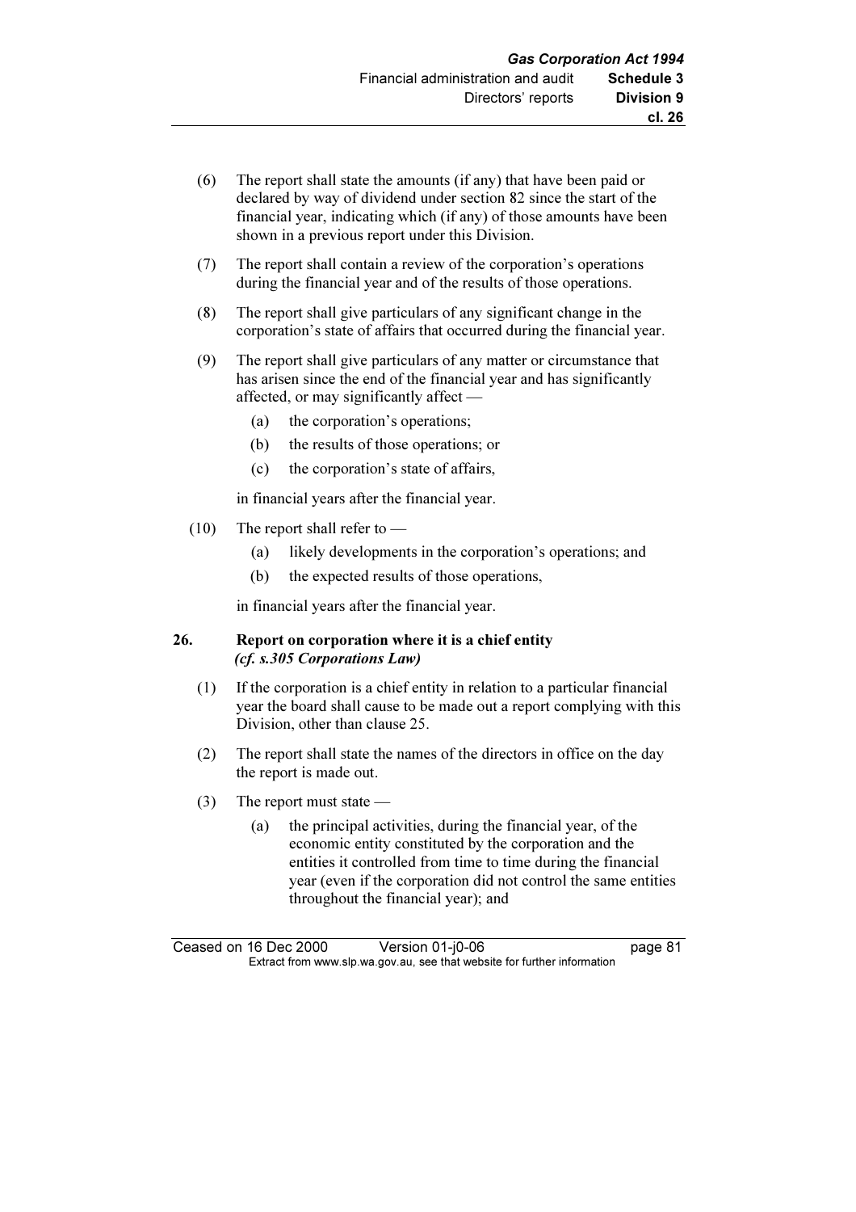(6) The report shall state the amounts (if any) that have been paid or declared by way of dividend under section 82 since the start of the financial year, indicating which (if any) of those amounts have been shown in a previous report under this Division.

(7) The report shall contain a review of the corporation's operations during the financial year and of the results of those operations.

(8) The report shall give particulars of any significant change in the corporation's state of affairs that occurred during the financial year.

(9) The report shall give particulars of any matter or circumstance that has arisen since the end of the financial year and has significantly affected, or may significantly affect —

- (a) the corporation's operations;
- (b) the results of those operations; or
- (c) the corporation's state of affairs,

in financial years after the financial year.

(10) The report shall refer to —

- (a) likely developments in the corporation's operations; and
- (b) the expected results of those operations,

in financial years after the financial year.

**26. Report on corporation where it is a chief entity** ***(cf. s.305 Corporations Law)***

(1) If the corporation is a chief entity in relation to a particular financial year the board shall cause to be made out a report complying with this Division, other than clause 25.

(2) The report shall state the names of the directors in office on the day the report is made out.

(3) The report must state —

- (a) the principal activities, during the financial year, of the economic entity constituted by the corporation and the entities it controlled from time to time during the financial year (even if the corporation did not control the same entities throughout the financial year); and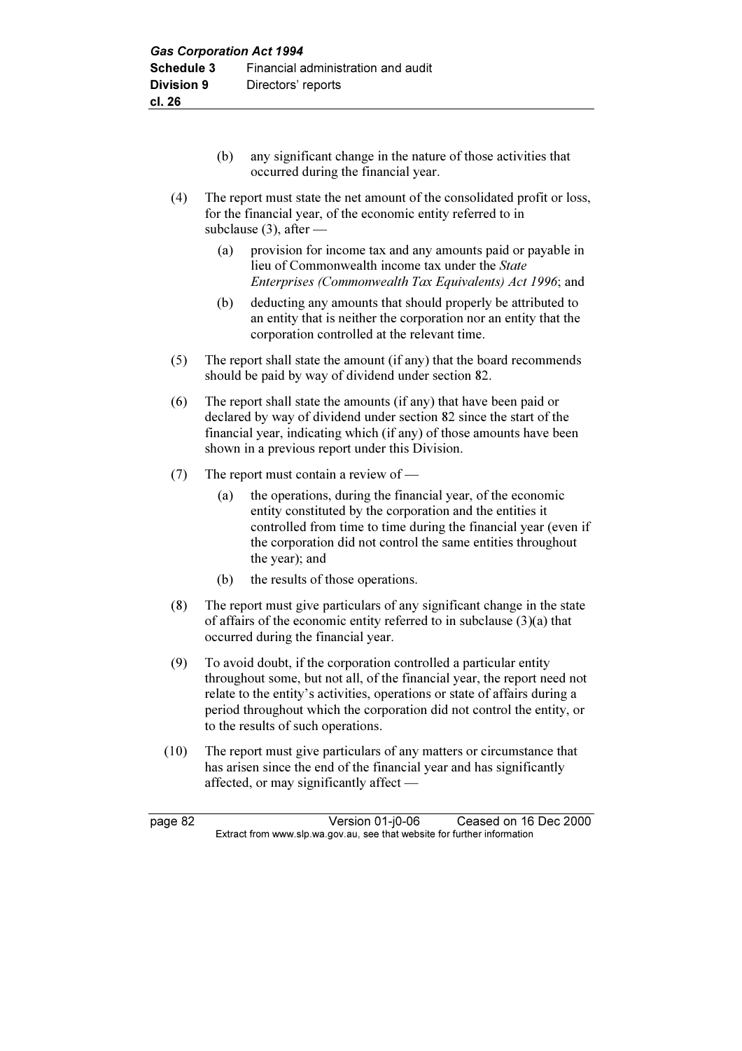(b) any significant change in the nature of those activities that occurred during the financial year.

(4) The report must state the net amount of the consolidated profit or loss, for the financial year, of the economic entity referred to in subclause (3), after —

(a) provision for income tax and any amounts paid or payable in lieu of Commonwealth income tax under the *State Enterprises (Commonwealth Tax Equivalents) Act 1996*; and

(b) deducting any amounts that should properly be attributed to an entity that is neither the corporation nor an entity that the corporation controlled at the relevant time.

(5) The report shall state the amount (if any) that the board recommends should be paid by way of dividend under section 82.

(6) The report shall state the amounts (if any) that have been paid or declared by way of dividend under section 82 since the start of the financial year, indicating which (if any) of those amounts have been shown in a previous report under this Division.

(7) The report must contain a review of —

(a) the operations, during the financial year, of the economic entity constituted by the corporation and the entities it controlled from time to time during the financial year (even if the corporation did not control the same entities throughout the year); and

(b) the results of those operations.

(8) The report must give particulars of any significant change in the state of affairs of the economic entity referred to in subclause (3)(a) that occurred during the financial year.

(9) To avoid doubt, if the corporation controlled a particular entity throughout some, but not all, of the financial year, the report need not relate to the entity's activities, operations or state of affairs during a period throughout which the corporation did not control the entity, or to the results of such operations.

(10) The report must give particulars of any matters or circumstance that has arisen since the end of the financial year and has significantly affected, or may significantly affect —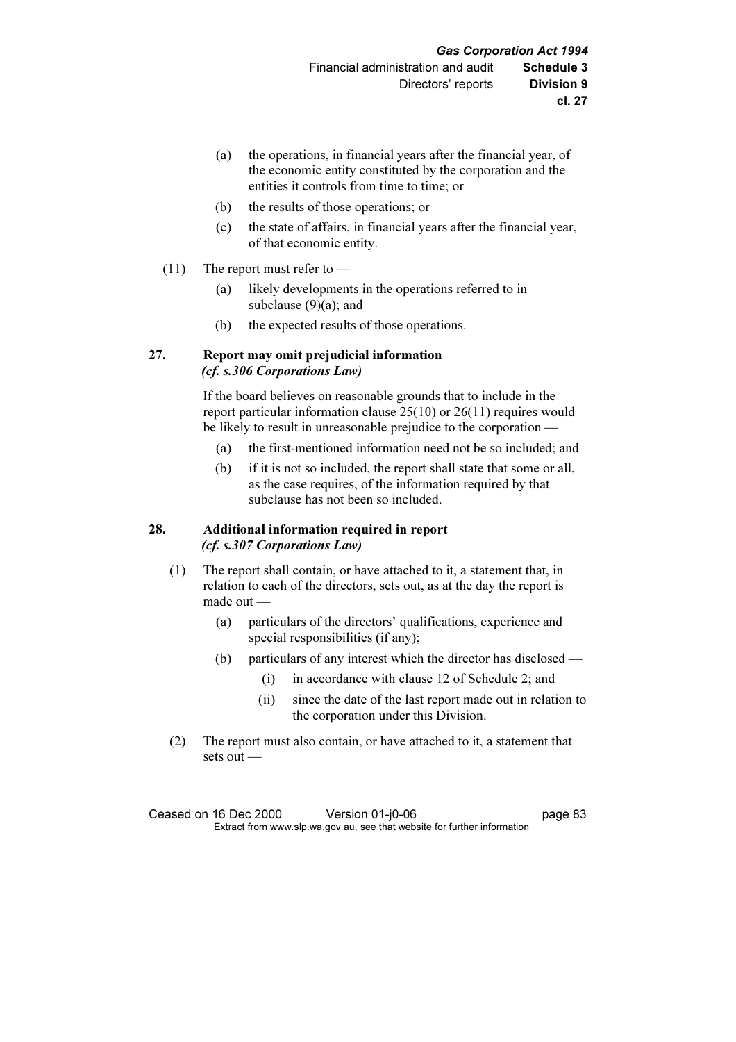(a) the operations, in financial years after the financial year, of the economic entity constituted by the corporation and the entities it controls from time to time; or

(b) the results of those operations; or

(c) the state of affairs, in financial years after the financial year, of that economic entity.

(11) The report must refer to —

(a) likely developments in the operations referred to in subclause (9)(a); and

(b) the expected results of those operations.

### 27. Report may omit prejudicial information
***(cf. s.306 Corporations Law)***

If the board believes on reasonable grounds that to include in the report particular information clause 25(10) or 26(11) requires would be likely to result in unreasonable prejudice to the corporation —

(a) the first-mentioned information need not be so included; and

(b) if it is not so included, the report shall state that some or all, as the case requires, of the information required by that subclause has not been so included.

### 28. Additional information required in report
***(cf. s.307 Corporations Law)***

(1) The report shall contain, or have attached to it, a statement that, in relation to each of the directors, sets out, as at the day the report is made out —

(a) particulars of the directors' qualifications, experience and special responsibilities (if any);

(b) particulars of any interest which the director has disclosed —

(i) in accordance with clause 12 of Schedule 2; and

(ii) since the date of the last report made out in relation to the corporation under this Division.

(2) The report must also contain, or have attached to it, a statement that sets out —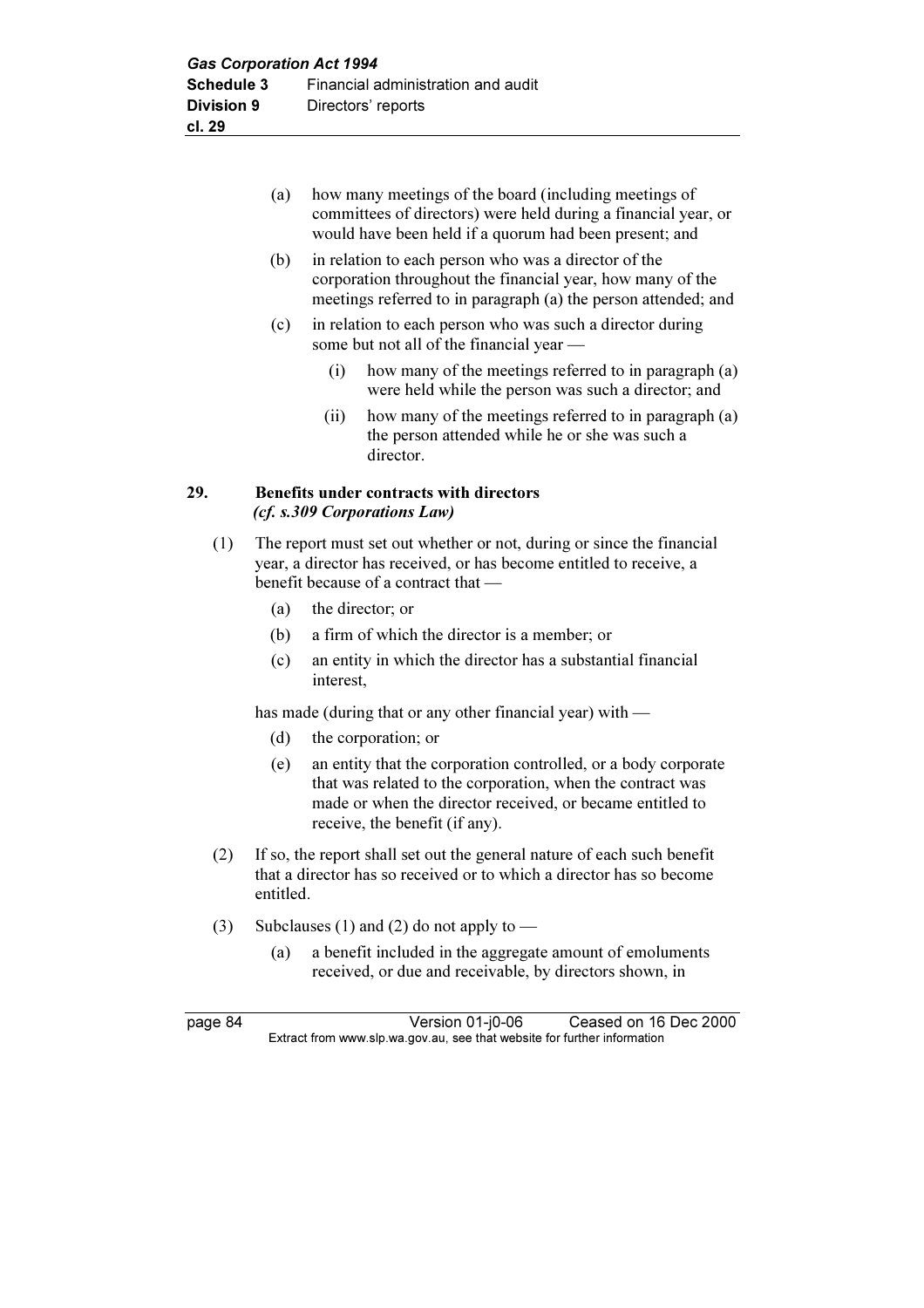(a) how many meetings of the board (including meetings of committees of directors) were held during a financial year, or would have been held if a quorum had been present; and

(b) in relation to each person who was a director of the corporation throughout the financial year, how many of the meetings referred to in paragraph (a) the person attended; and

(c) in relation to each person who was such a director during some but not all of the financial year —

  (i) how many of the meetings referred to in paragraph (a) were held while the person was such a director; and

  (ii) how many of the meetings referred to in paragraph (a) the person attended while he or she was such a director.

**29. Benefits under contracts with directors**
***(cf. s.309 Corporations Law)***

(1) The report must set out whether or not, during or since the financial year, a director has received, or has become entitled to receive, a benefit because of a contract that —

  (a) the director; or

  (b) a firm of which the director is a member; or

  (c) an entity in which the director has a substantial financial interest,

has made (during that or any other financial year) with —

  (d) the corporation; or

  (e) an entity that the corporation controlled, or a body corporate that was related to the corporation, when the contract was made or when the director received, or became entitled to receive, the benefit (if any).

(2) If so, the report shall set out the general nature of each such benefit that a director has so received or to which a director has so become entitled.

(3) Subclauses (1) and (2) do not apply to —

  (a) a benefit included in the aggregate amount of emoluments received, or due and receivable, by directors shown, in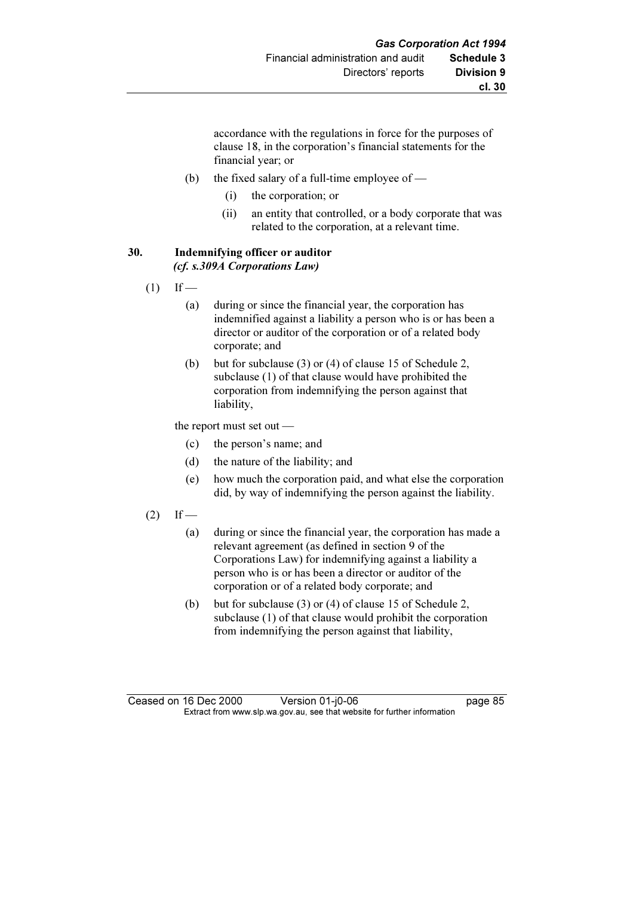accordance with the regulations in force for the purposes of clause 18, in the corporation's financial statements for the financial year; or

(b) the fixed salary of a full-time employee of —

(i) the corporation; or

(ii) an entity that controlled, or a body corporate that was related to the corporation, at a relevant time.

**30. Indemnifying officer or auditor**
***(cf. s.309A Corporations Law)***

(1) If —

(a) during or since the financial year, the corporation has indemnified against a liability a person who is or has been a director or auditor of the corporation or of a related body corporate; and

(b) but for subclause (3) or (4) of clause 15 of Schedule 2, subclause (1) of that clause would have prohibited the corporation from indemnifying the person against that liability,

the report must set out —

(c) the person's name; and

(d) the nature of the liability; and

(e) how much the corporation paid, and what else the corporation did, by way of indemnifying the person against the liability.

(2) If —

(a) during or since the financial year, the corporation has made a relevant agreement (as defined in section 9 of the Corporations Law) for indemnifying against a liability a person who is or has been a director or auditor of the corporation or of a related body corporate; and

(b) but for subclause (3) or (4) of clause 15 of Schedule 2, subclause (1) of that clause would prohibit the corporation from indemnifying the person against that liability,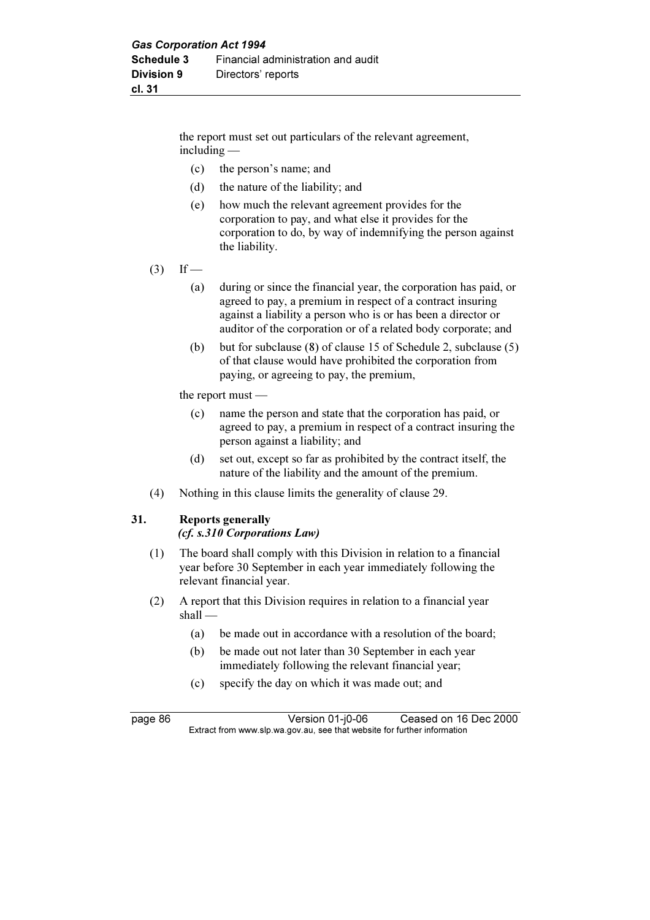the report must set out particulars of the relevant agreement, including —

(c) the person's name; and

(d) the nature of the liability; and

(e) how much the relevant agreement provides for the corporation to pay, and what else it provides for the corporation to do, by way of indemnifying the person against the liability.

(3) If —

(a) during or since the financial year, the corporation has paid, or agreed to pay, a premium in respect of a contract insuring against a liability a person who is or has been a director or auditor of the corporation or of a related body corporate; and

(b) but for subclause (8) of clause 15 of Schedule 2, subclause (5) of that clause would have prohibited the corporation from paying, or agreeing to pay, the premium,

the report must —

(c) name the person and state that the corporation has paid, or agreed to pay, a premium in respect of a contract insuring the person against a liability; and

(d) set out, except so far as prohibited by the contract itself, the nature of the liability and the amount of the premium.

(4) Nothing in this clause limits the generality of clause 29.

## 31. Reports generally

*(cf. s.310 Corporations Law)*

(1) The board shall comply with this Division in relation to a financial year before 30 September in each year immediately following the relevant financial year.

(2) A report that this Division requires in relation to a financial year shall —

(a) be made out in accordance with a resolution of the board;

(b) be made out not later than 30 September in each year immediately following the relevant financial year;

(c) specify the day on which it was made out; and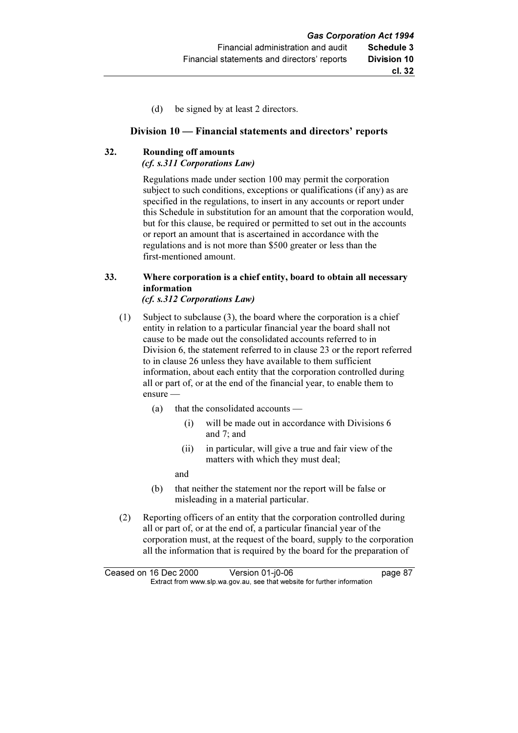(d) be signed by at least 2 directors.

## Division 10 — Financial statements and directors' reports

### 32. Rounding off amounts

*(cf. s.311 Corporations Law)*

Regulations made under section 100 may permit the corporation subject to such conditions, exceptions or qualifications (if any) as are specified in the regulations, to insert in any accounts or report under this Schedule in substitution for an amount that the corporation would, but for this clause, be required or permitted to set out in the accounts or report an amount that is ascertained in accordance with the regulations and is not more than $500 greater or less than the first-mentioned amount.

### 33. Where corporation is a chief entity, board to obtain all necessary information

*(cf. s.312 Corporations Law)*

(1) Subject to subclause (3), the board where the corporation is a chief entity in relation to a particular financial year the board shall not cause to be made out the consolidated accounts referred to in Division 6, the statement referred to in clause 23 or the report referred to in clause 26 unless they have available to them sufficient information, about each entity that the corporation controlled during all or part of, or at the end of the financial year, to enable them to ensure —

- (a) that the consolidated accounts —
  - (i) will be made out in accordance with Divisions 6 and 7; and
  - (ii) in particular, will give a true and fair view of the matters with which they must deal;

  and
- (b) that neither the statement nor the report will be false or misleading in a material particular.

(2) Reporting officers of an entity that the corporation controlled during all or part of, or at the end of, a particular financial year of the corporation must, at the request of the board, supply to the corporation all the information that is required by the board for the preparation of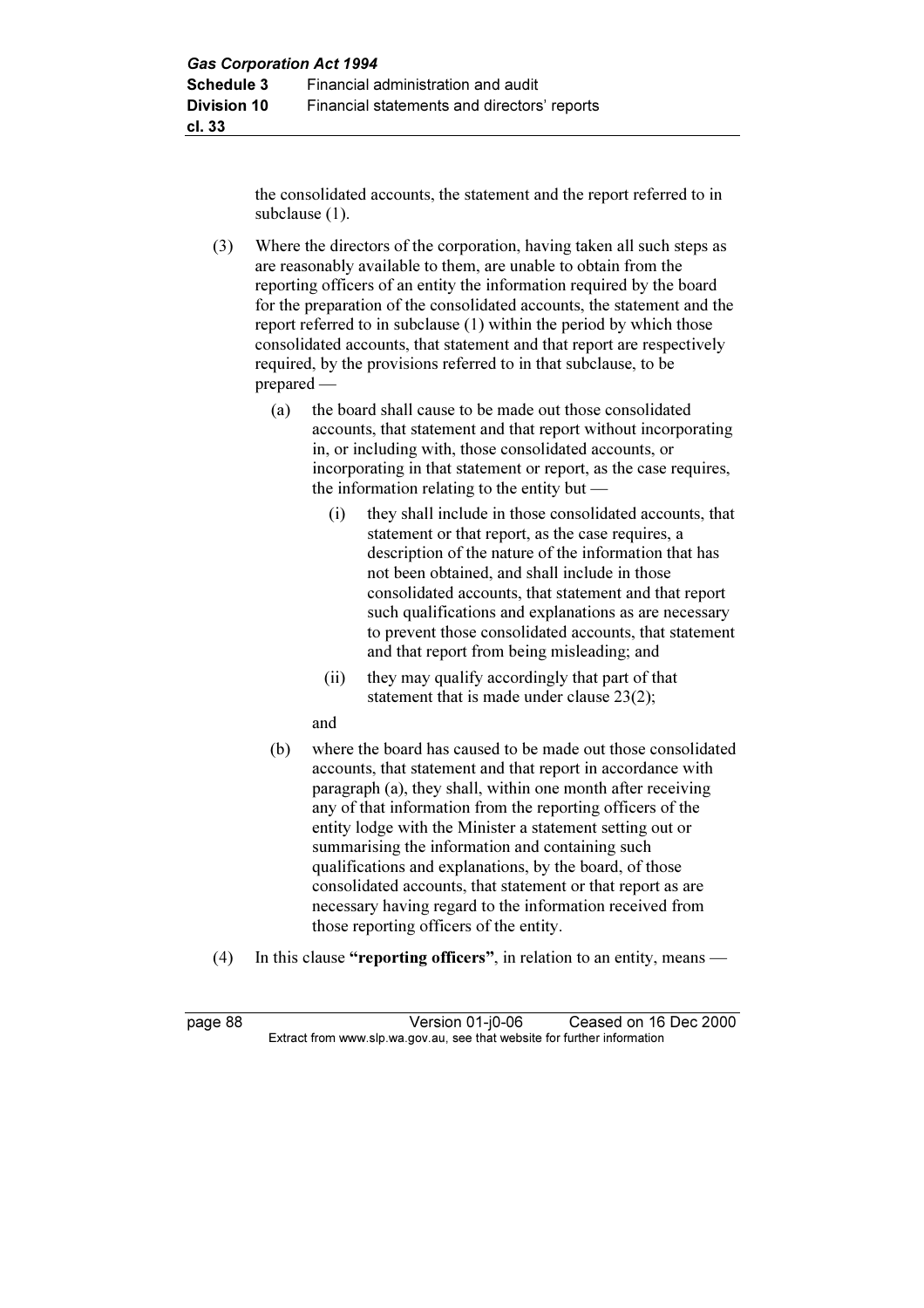the consolidated accounts, the statement and the report referred to in subclause (1).

(3) Where the directors of the corporation, having taken all such steps as are reasonably available to them, are unable to obtain from the reporting officers of an entity the information required by the board for the preparation of the consolidated accounts, the statement and the report referred to in subclause (1) within the period by which those consolidated accounts, that statement and that report are respectively required, by the provisions referred to in that subclause, to be prepared —

  (a) the board shall cause to be made out those consolidated accounts, that statement and that report without incorporating in, or including with, those consolidated accounts, or incorporating in that statement or report, as the case requires, the information relating to the entity but —

    (i) they shall include in those consolidated accounts, that statement or that report, as the case requires, a description of the nature of the information that has not been obtained, and shall include in those consolidated accounts, that statement and that report such qualifications and explanations as are necessary to prevent those consolidated accounts, that statement and that report from being misleading; and

    (ii) they may qualify accordingly that part of that statement that is made under clause 23(2);

  and

  (b) where the board has caused to be made out those consolidated accounts, that statement and that report in accordance with paragraph (a), they shall, within one month after receiving any of that information from the reporting officers of the entity lodge with the Minister a statement setting out or summarising the information and containing such qualifications and explanations, by the board, of those consolidated accounts, that statement or that report as are necessary having regard to the information received from those reporting officers of the entity.

(4) In this clause **"reporting officers"**, in relation to an entity, means —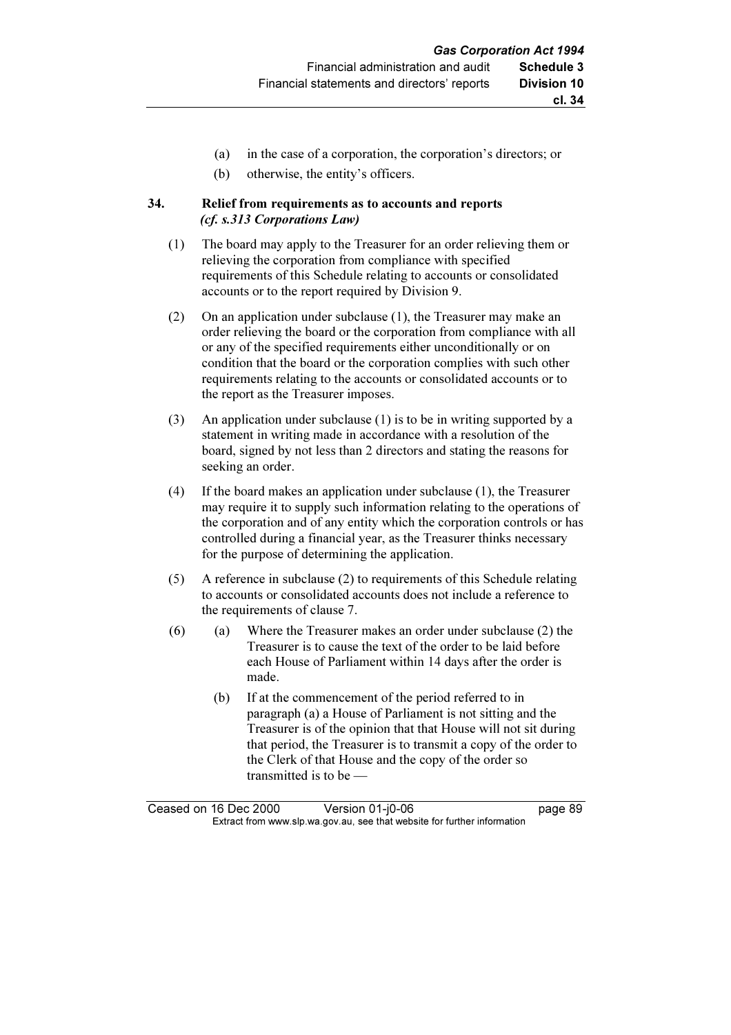(a) in the case of a corporation, the corporation's directors; or

(b) otherwise, the entity's officers.

**34. Relief from requirements as to accounts and reports** ***(cf. s.313 Corporations Law)***

(1) The board may apply to the Treasurer for an order relieving them or relieving the corporation from compliance with specified requirements of this Schedule relating to accounts or consolidated accounts or to the report required by Division 9.

(2) On an application under subclause (1), the Treasurer may make an order relieving the board or the corporation from compliance with all or any of the specified requirements either unconditionally or on condition that the board or the corporation complies with such other requirements relating to the accounts or consolidated accounts or to the report as the Treasurer imposes.

(3) An application under subclause (1) is to be in writing supported by a statement in writing made in accordance with a resolution of the board, signed by not less than 2 directors and stating the reasons for seeking an order.

(4) If the board makes an application under subclause (1), the Treasurer may require it to supply such information relating to the operations of the corporation and of any entity which the corporation controls or has controlled during a financial year, as the Treasurer thinks necessary for the purpose of determining the application.

(5) A reference in subclause (2) to requirements of this Schedule relating to accounts or consolidated accounts does not include a reference to the requirements of clause 7.

(6) (a) Where the Treasurer makes an order under subclause (2) the Treasurer is to cause the text of the order to be laid before each House of Parliament within 14 days after the order is made.

(b) If at the commencement of the period referred to in paragraph (a) a House of Parliament is not sitting and the Treasurer is of the opinion that that House will not sit during that period, the Treasurer is to transmit a copy of the order to the Clerk of that House and the copy of the order so transmitted is to be —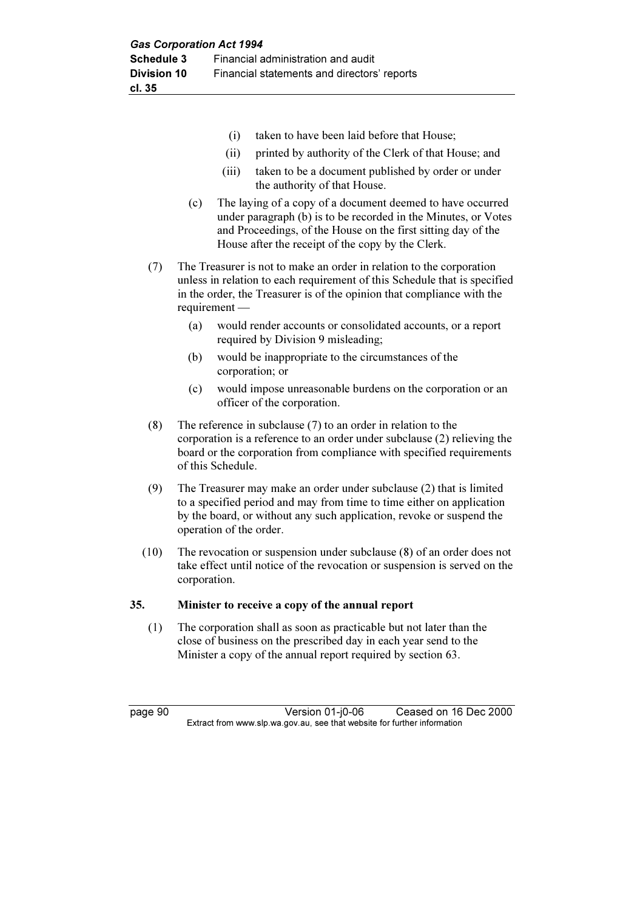(i) taken to have been laid before that House;

(ii) printed by authority of the Clerk of that House; and

(iii) taken to be a document published by order or under the authority of that House.

(c) The laying of a copy of a document deemed to have occurred under paragraph (b) is to be recorded in the Minutes, or Votes and Proceedings, of the House on the first sitting day of the House after the receipt of the copy by the Clerk.

(7) The Treasurer is not to make an order in relation to the corporation unless in relation to each requirement of this Schedule that is specified in the order, the Treasurer is of the opinion that compliance with the requirement —

(a) would render accounts or consolidated accounts, or a report required by Division 9 misleading;

(b) would be inappropriate to the circumstances of the corporation; or

(c) would impose unreasonable burdens on the corporation or an officer of the corporation.

(8) The reference in subclause (7) to an order in relation to the corporation is a reference to an order under subclause (2) relieving the board or the corporation from compliance with specified requirements of this Schedule.

(9) The Treasurer may make an order under subclause (2) that is limited to a specified period and may from time to time either on application by the board, or without any such application, revoke or suspend the operation of the order.

(10) The revocation or suspension under subclause (8) of an order does not take effect until notice of the revocation or suspension is served on the corporation.

### 35. Minister to receive a copy of the annual report

(1) The corporation shall as soon as practicable but not later than the close of business on the prescribed day in each year send to the Minister a copy of the annual report required by section 63.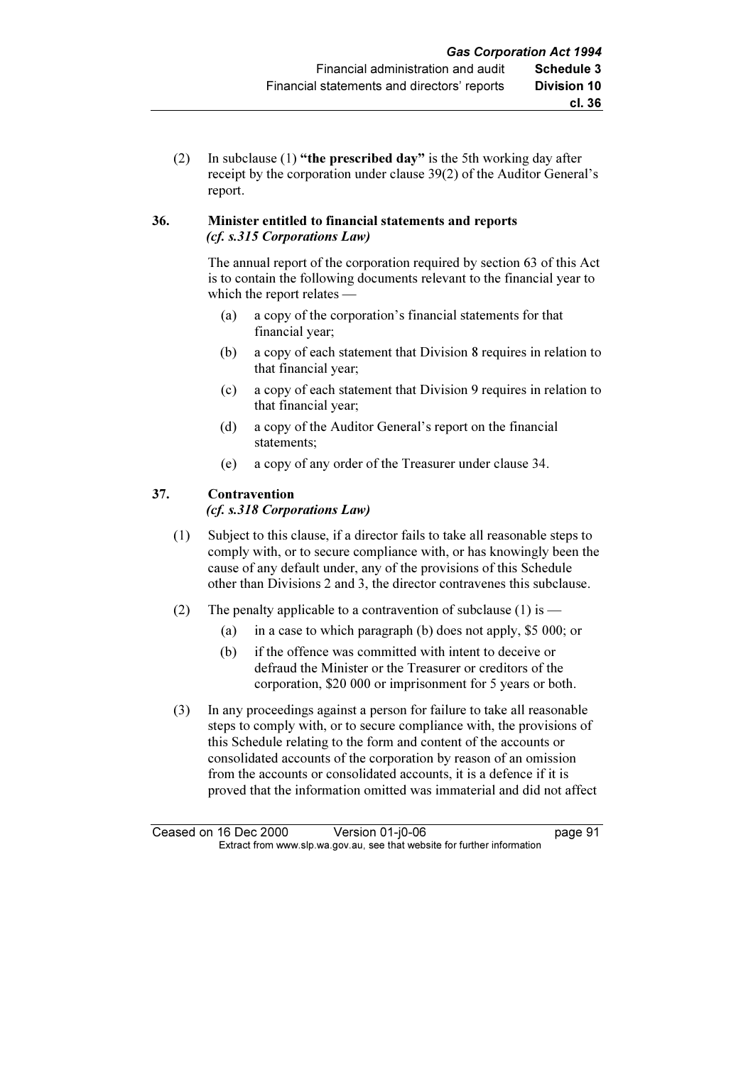(2) In subclause (1) **"the prescribed day"** is the 5th working day after receipt by the corporation under clause 39(2) of the Auditor General's report.

### 36. Minister entitled to financial statements and reports *(cf. s.315 Corporations Law)*

The annual report of the corporation required by section 63 of this Act is to contain the following documents relevant to the financial year to which the report relates —

(a) a copy of the corporation's financial statements for that financial year;

(b) a copy of each statement that Division 8 requires in relation to that financial year;

(c) a copy of each statement that Division 9 requires in relation to that financial year;

(d) a copy of the Auditor General's report on the financial statements;

(e) a copy of any order of the Treasurer under clause 34.

### 37. Contravention *(cf. s.318 Corporations Law)*

(1) Subject to this clause, if a director fails to take all reasonable steps to comply with, or to secure compliance with, or has knowingly been the cause of any default under, any of the provisions of this Schedule other than Divisions 2 and 3, the director contravenes this subclause.

(2) The penalty applicable to a contravention of subclause (1) is —

(a) in a case to which paragraph (b) does not apply, $5 000; or

(b) if the offence was committed with intent to deceive or defraud the Minister or the Treasurer or creditors of the corporation, $20 000 or imprisonment for 5 years or both.

(3) In any proceedings against a person for failure to take all reasonable steps to comply with, or to secure compliance with, the provisions of this Schedule relating to the form and content of the accounts or consolidated accounts of the corporation by reason of an omission from the accounts or consolidated accounts, it is a defence if it is proved that the information omitted was immaterial and did not affect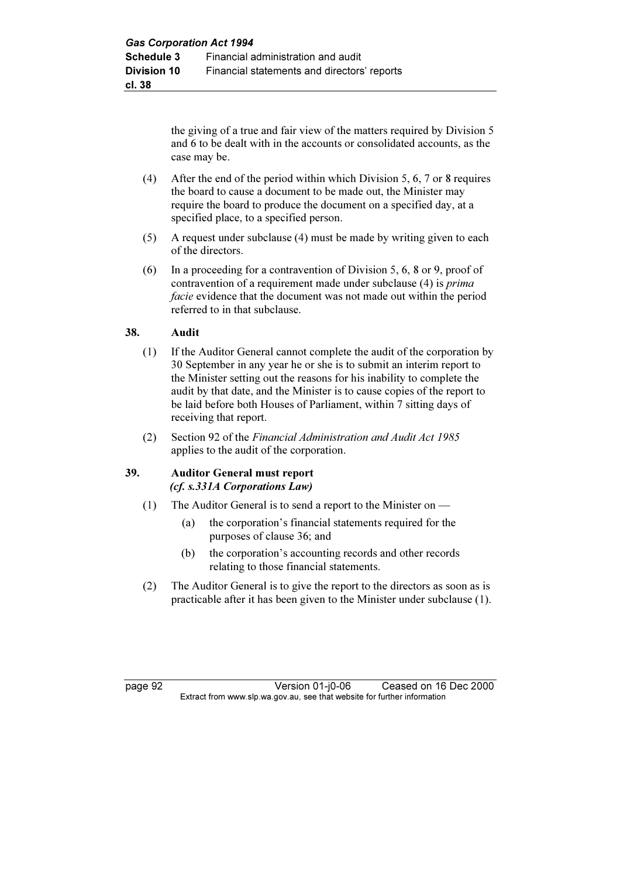the giving of a true and fair view of the matters required by Division 5 and 6 to be dealt with in the accounts or consolidated accounts, as the case may be.

(4) After the end of the period within which Division 5, 6, 7 or 8 requires the board to cause a document to be made out, the Minister may require the board to produce the document on a specified day, at a specified place, to a specified person.

(5) A request under subclause (4) must be made by writing given to each of the directors.

(6) In a proceeding for a contravention of Division 5, 6, 8 or 9, proof of contravention of a requirement made under subclause (4) is *prima facie* evidence that the document was not made out within the period referred to in that subclause.

### 38. Audit

(1) If the Auditor General cannot complete the audit of the corporation by 30 September in any year he or she is to submit an interim report to the Minister setting out the reasons for his inability to complete the audit by that date, and the Minister is to cause copies of the report to be laid before both Houses of Parliament, within 7 sitting days of receiving that report.

(2) Section 92 of the *Financial Administration and Audit Act 1985* applies to the audit of the corporation.

### 39. Auditor General must report
***(cf. s.331A Corporations Law)***

(1) The Auditor General is to send a report to the Minister on —

  (a) the corporation's financial statements required for the purposes of clause 36; and

  (b) the corporation's accounting records and other records relating to those financial statements.

(2) The Auditor General is to give the report to the directors as soon as is practicable after it has been given to the Minister under subclause (1).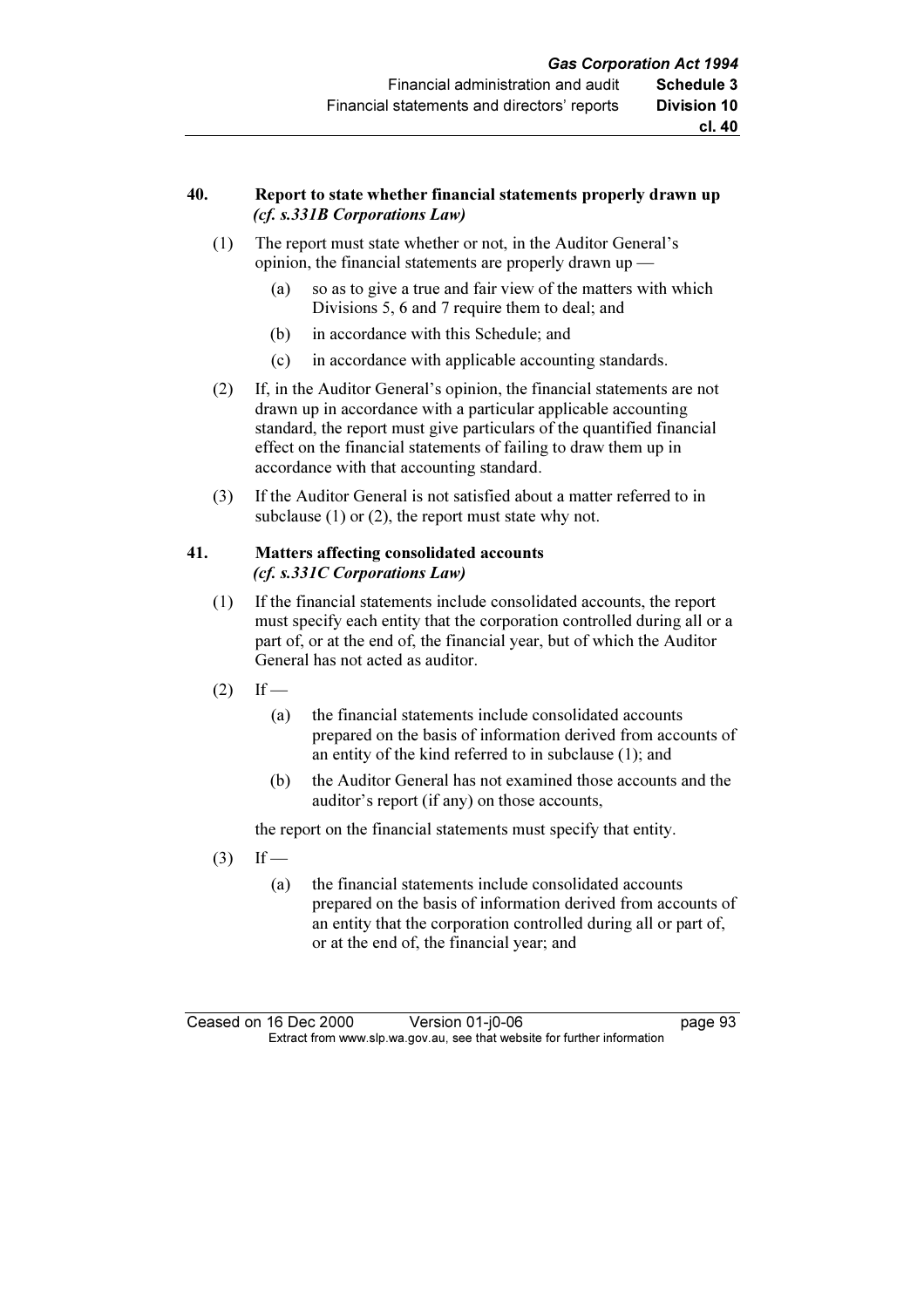### 40. Report to state whether financial statements properly drawn up *(cf. s.331B Corporations Law)*

(1) The report must state whether or not, in the Auditor General's opinion, the financial statements are properly drawn up —

(a) so as to give a true and fair view of the matters with which Divisions 5, 6 and 7 require them to deal; and

(b) in accordance with this Schedule; and

(c) in accordance with applicable accounting standards.

(2) If, in the Auditor General's opinion, the financial statements are not drawn up in accordance with a particular applicable accounting standard, the report must give particulars of the quantified financial effect on the financial statements of failing to draw them up in accordance with that accounting standard.

(3) If the Auditor General is not satisfied about a matter referred to in subclause (1) or (2), the report must state why not.

### 41. Matters affecting consolidated accounts *(cf. s.331C Corporations Law)*

(1) If the financial statements include consolidated accounts, the report must specify each entity that the corporation controlled during all or a part of, or at the end of, the financial year, but of which the Auditor General has not acted as auditor.

(2) If —

(a) the financial statements include consolidated accounts prepared on the basis of information derived from accounts of an entity of the kind referred to in subclause (1); and

(b) the Auditor General has not examined those accounts and the auditor's report (if any) on those accounts,

the report on the financial statements must specify that entity.

(3) If —

(a) the financial statements include consolidated accounts prepared on the basis of information derived from accounts of an entity that the corporation controlled during all or part of, or at the end of, the financial year; and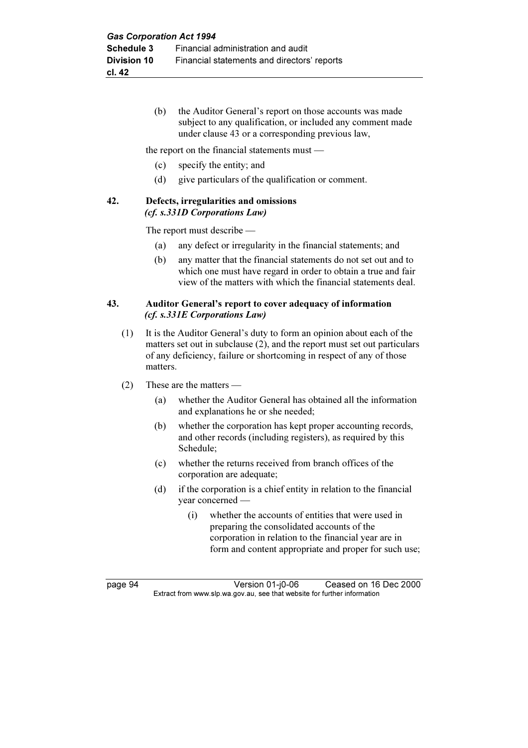(b) the Auditor General's report on those accounts was made subject to any qualification, or included any comment made under clause 43 or a corresponding previous law,

the report on the financial statements must —

(c) specify the entity; and

(d) give particulars of the qualification or comment.

### 42. Defects, irregularities and omissions
*(cf. s.331D Corporations Law)*

The report must describe —

(a) any defect or irregularity in the financial statements; and

(b) any matter that the financial statements do not set out and to which one must have regard in order to obtain a true and fair view of the matters with which the financial statements deal.

### 43. Auditor General's report to cover adequacy of information
*(cf. s.331E Corporations Law)*

(1) It is the Auditor General's duty to form an opinion about each of the matters set out in subclause (2), and the report must set out particulars of any deficiency, failure or shortcoming in respect of any of those matters.

(2) These are the matters —

(a) whether the Auditor General has obtained all the information and explanations he or she needed;

(b) whether the corporation has kept proper accounting records, and other records (including registers), as required by this Schedule;

(c) whether the returns received from branch offices of the corporation are adequate;

(d) if the corporation is a chief entity in relation to the financial year concerned —

(i) whether the accounts of entities that were used in preparing the consolidated accounts of the corporation in relation to the financial year are in form and content appropriate and proper for such use;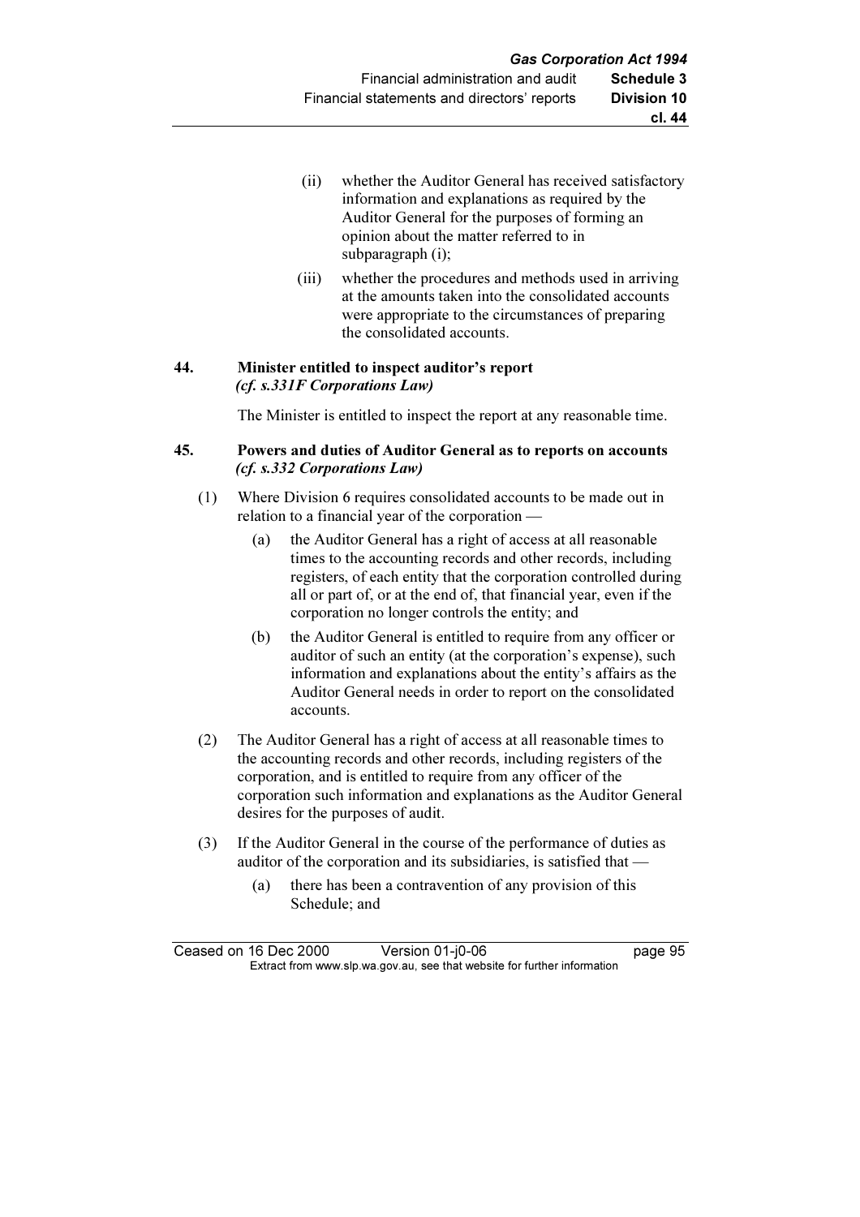(ii) whether the Auditor General has received satisfactory information and explanations as required by the Auditor General for the purposes of forming an opinion about the matter referred to in subparagraph (i);

(iii) whether the procedures and methods used in arriving at the amounts taken into the consolidated accounts were appropriate to the circumstances of preparing the consolidated accounts.

**44. Minister entitled to inspect auditor's report**
***(cf. s.331F Corporations Law)***

The Minister is entitled to inspect the report at any reasonable time.

**45. Powers and duties of Auditor General as to reports on accounts**
***(cf. s.332 Corporations Law)***

(1) Where Division 6 requires consolidated accounts to be made out in relation to a financial year of the corporation —

(a) the Auditor General has a right of access at all reasonable times to the accounting records and other records, including registers, of each entity that the corporation controlled during all or part of, or at the end of, that financial year, even if the corporation no longer controls the entity; and

(b) the Auditor General is entitled to require from any officer or auditor of such an entity (at the corporation's expense), such information and explanations about the entity's affairs as the Auditor General needs in order to report on the consolidated accounts.

(2) The Auditor General has a right of access at all reasonable times to the accounting records and other records, including registers of the corporation, and is entitled to require from any officer of the corporation such information and explanations as the Auditor General desires for the purposes of audit.

(3) If the Auditor General in the course of the performance of duties as auditor of the corporation and its subsidiaries, is satisfied that —

(a) there has been a contravention of any provision of this Schedule; and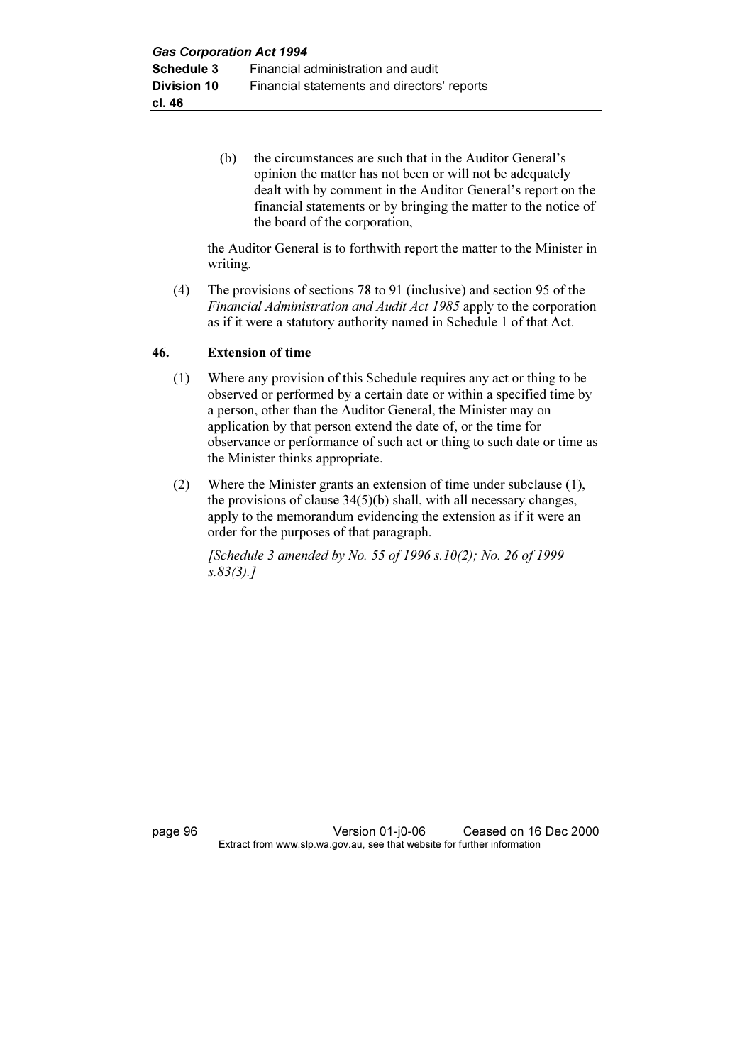(b) the circumstances are such that in the Auditor General's opinion the matter has not been or will not be adequately dealt with by comment in the Auditor General's report on the financial statements or by bringing the matter to the notice of the board of the corporation,

the Auditor General is to forthwith report the matter to the Minister in writing.

(4) The provisions of sections 78 to 91 (inclusive) and section 95 of the *Financial Administration and Audit Act 1985* apply to the corporation as if it were a statutory authority named in Schedule 1 of that Act.

**46. Extension of time**

(1) Where any provision of this Schedule requires any act or thing to be observed or performed by a certain date or within a specified time by a person, other than the Auditor General, the Minister may on application by that person extend the date of, or the time for observance or performance of such act or thing to such date or time as the Minister thinks appropriate.

(2) Where the Minister grants an extension of time under subclause (1), the provisions of clause 34(5)(b) shall, with all necessary changes, apply to the memorandum evidencing the extension as if it were an order for the purposes of that paragraph.

*[Schedule 3 amended by No. 55 of 1996 s.10(2); No. 26 of 1999 s.83(3).]*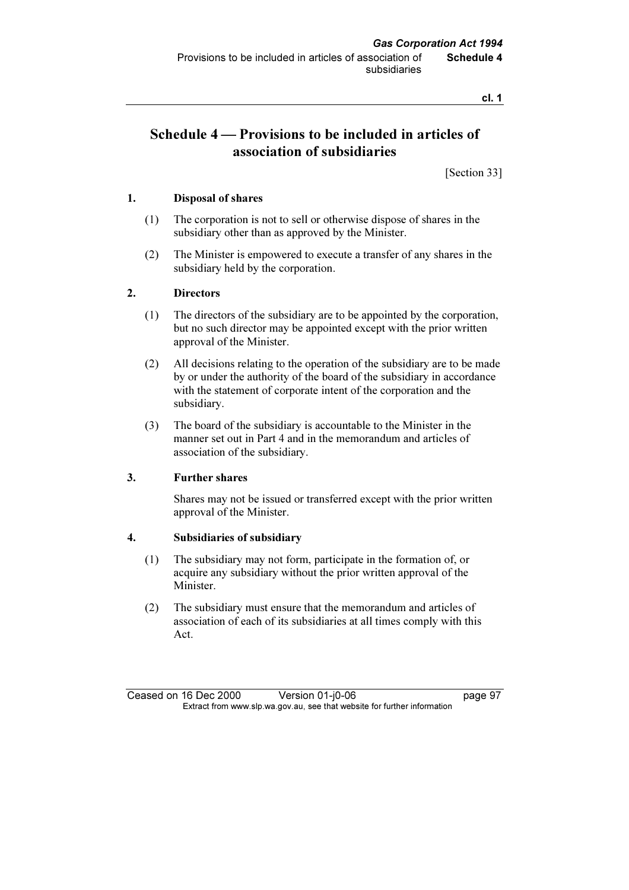# Schedule 4 — Provisions to be included in articles of association of subsidiaries

[Section 33]

**1. Disposal of shares**

(1) The corporation is not to sell or otherwise dispose of shares in the subsidiary other than as approved by the Minister.

(2) The Minister is empowered to execute a transfer of any shares in the subsidiary held by the corporation.

**2. Directors**

(1) The directors of the subsidiary are to be appointed by the corporation, but no such director may be appointed except with the prior written approval of the Minister.

(2) All decisions relating to the operation of the subsidiary are to be made by or under the authority of the board of the subsidiary in accordance with the statement of corporate intent of the corporation and the subsidiary.

(3) The board of the subsidiary is accountable to the Minister in the manner set out in Part 4 and in the memorandum and articles of association of the subsidiary.

**3. Further shares**

Shares may not be issued or transferred except with the prior written approval of the Minister.

**4. Subsidiaries of subsidiary**

(1) The subsidiary may not form, participate in the formation of, or acquire any subsidiary without the prior written approval of the Minister.

(2) The subsidiary must ensure that the memorandum and articles of association of each of its subsidiaries at all times comply with this Act.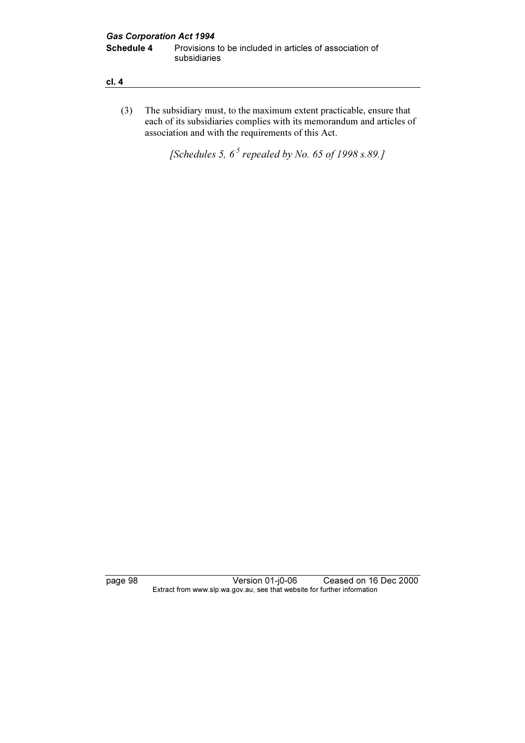(3) The subsidiary must, to the maximum extent practicable, ensure that each of its subsidiaries complies with its memorandum and articles of association and with the requirements of this Act.

*[Schedules 5, 6[5] repealed by No. 65 of 1998 s.89.]*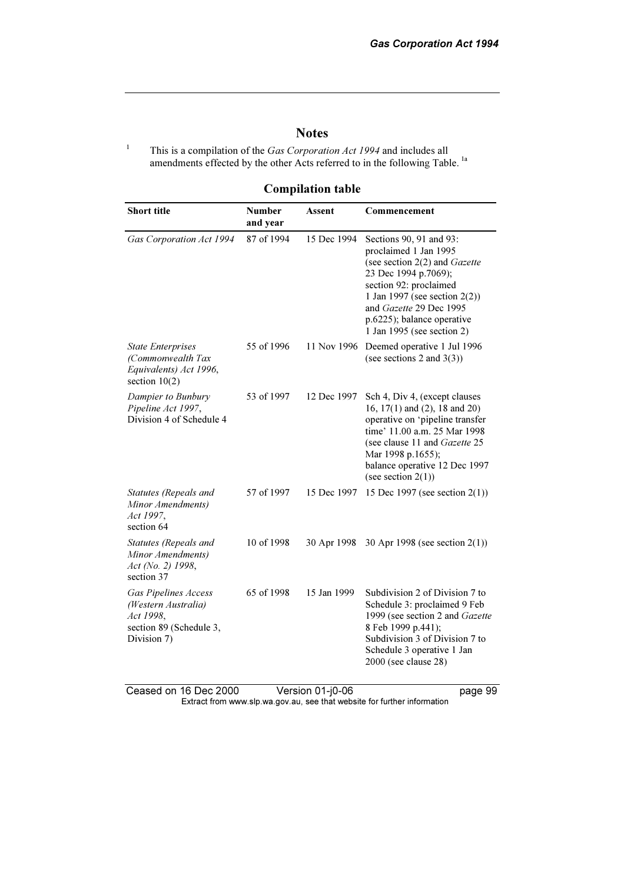## Notes

1 This is a compilation of the *Gas Corporation Act 1994* and includes all amendments effected by the other Acts referred to in the following Table. [1a]

### Compilation table

| Short title | Number and year | Assent | Commencement |
|---|---|---|---|
| *Gas Corporation Act 1994* | 87 of 1994 | 15 Dec 1994 | Sections 90, 91 and 93: proclaimed 1 Jan 1995 (see section 2(2) and *Gazette* 23 Dec 1994 p.7069); section 92: proclaimed 1 Jan 1997 (see section 2(2)) and *Gazette* 29 Dec 1995 p.6225); balance operative 1 Jan 1995 (see section 2) |
| *State Enterprises (Commonwealth Tax Equivalents) Act 1996*, section 10(2) | 55 of 1996 | 11 Nov 1996 | Deemed operative 1 Jul 1996 (see sections 2 and 3(3)) |
| *Dampier to Bunbury Pipeline Act 1997*, Division 4 of Schedule 4 | 53 of 1997 | 12 Dec 1997 | Sch 4, Div 4, (except clauses 16, 17(1) and (2), 18 and 20) operative on 'pipeline transfer time' 11.00 a.m. 25 Mar 1998 (see clause 11 and *Gazette* 25 Mar 1998 p.1655); balance operative 12 Dec 1997 (see section 2(1)) |
| *Statutes (Repeals and Minor Amendments) Act 1997*, section 64 | 57 of 1997 | 15 Dec 1997 | 15 Dec 1997 (see section 2(1)) |
| *Statutes (Repeals and Minor Amendments) Act (No. 2) 1998*, section 37 | 10 of 1998 | 30 Apr 1998 | 30 Apr 1998 (see section 2(1)) |
| *Gas Pipelines Access (Western Australia) Act 1998*, section 89 (Schedule 3, Division 7) | 65 of 1998 | 15 Jan 1999 | Subdivision 2 of Division 7 to Schedule 3: proclaimed 9 Feb 1999 (see section 2 and *Gazette* 8 Feb 1999 p.441); Subdivision 3 of Division 7 to Schedule 3 operative 1 Jan 2000 (see clause 28) |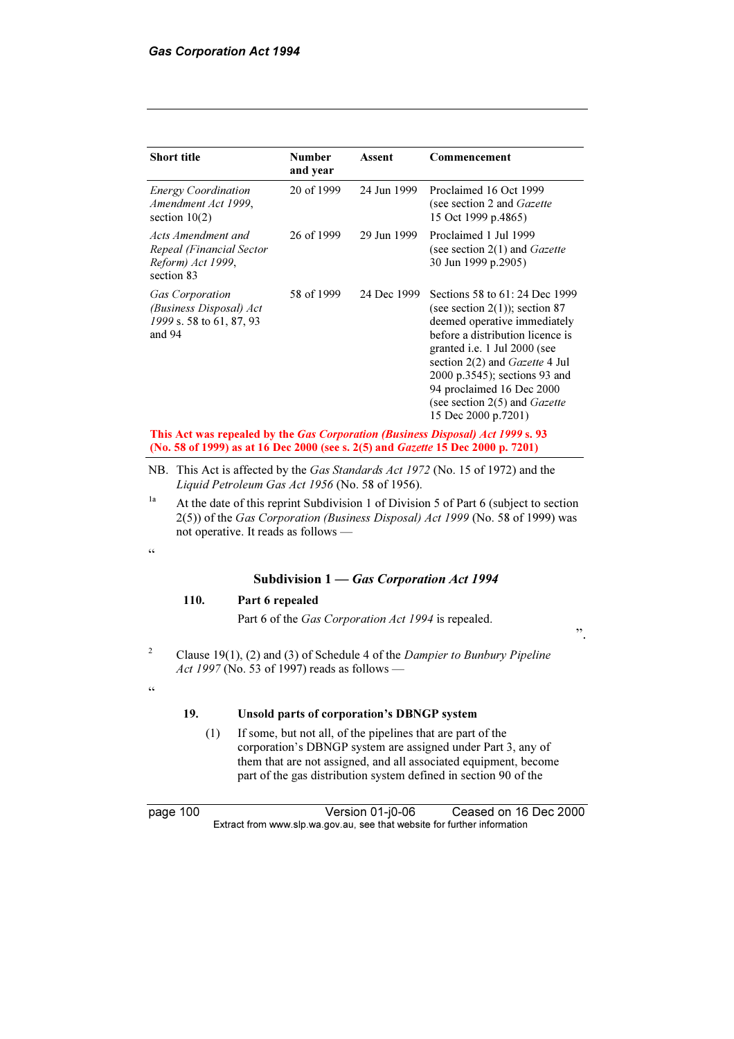| Short title | Number and year | Assent | Commencement |
|---|---|---|---|
| *Energy Coordination Amendment Act 1999*, section 10(2) | 20 of 1999 | 24 Jun 1999 | Proclaimed 16 Oct 1999 (see section 2 and *Gazette* 15 Oct 1999 p.4865) |
| *Acts Amendment and Repeal (Financial Sector Reform) Act 1999*, section 83 | 26 of 1999 | 29 Jun 1999 | Proclaimed 1 Jul 1999 (see section 2(1) and *Gazette* 30 Jun 1999 p.2905) |
| *Gas Corporation (Business Disposal) Act 1999* s. 58 to 61, 87, 93 and 94 | 58 of 1999 | 24 Dec 1999 | Sections 58 to 61: 24 Dec 1999 (see section 2(1)); section 87 deemed operative immediately before a distribution licence is granted i.e. 1 Jul 2000 (see section 2(2) and *Gazette* 4 Jul 2000 p.3545); sections 93 and 94 proclaimed 16 Dec 2000 (see section 2(5) and *Gazette* 15 Dec 2000 p.7201) |

**This Act was repealed by the *Gas Corporation (Business Disposal) Act 1999* s. 93 (No. 58 of 1999) as at 16 Dec 2000 (see s. 2(5) and *Gazette* 15 Dec 2000 p. 7201)**

NB. This Act is affected by the *Gas Standards Act 1972* (No. 15 of 1972) and the *Liquid Petroleum Gas Act 1956* (No. 58 of 1956).

[1a] At the date of this reprint Subdivision 1 of Division 5 of Part 6 (subject to section 2(5)) of the *Gas Corporation (Business Disposal) Act 1999* (No. 58 of 1999) was not operative. It reads as follows —

"

**Subdivision 1 — *Gas Corporation Act 1994***

**110. Part 6 repealed**

Part 6 of the *Gas Corporation Act 1994* is repealed.

".

[2] Clause 19(1), (2) and (3) of Schedule 4 of the *Dampier to Bunbury Pipeline Act 1997* (No. 53 of 1997) reads as follows —

"

**19. Unsold parts of corporation's DBNGP system**

(1) If some, but not all, of the pipelines that are part of the corporation's DBNGP system are assigned under Part 3, any of them that are not assigned, and all associated equipment, become part of the gas distribution system defined in section 90 of the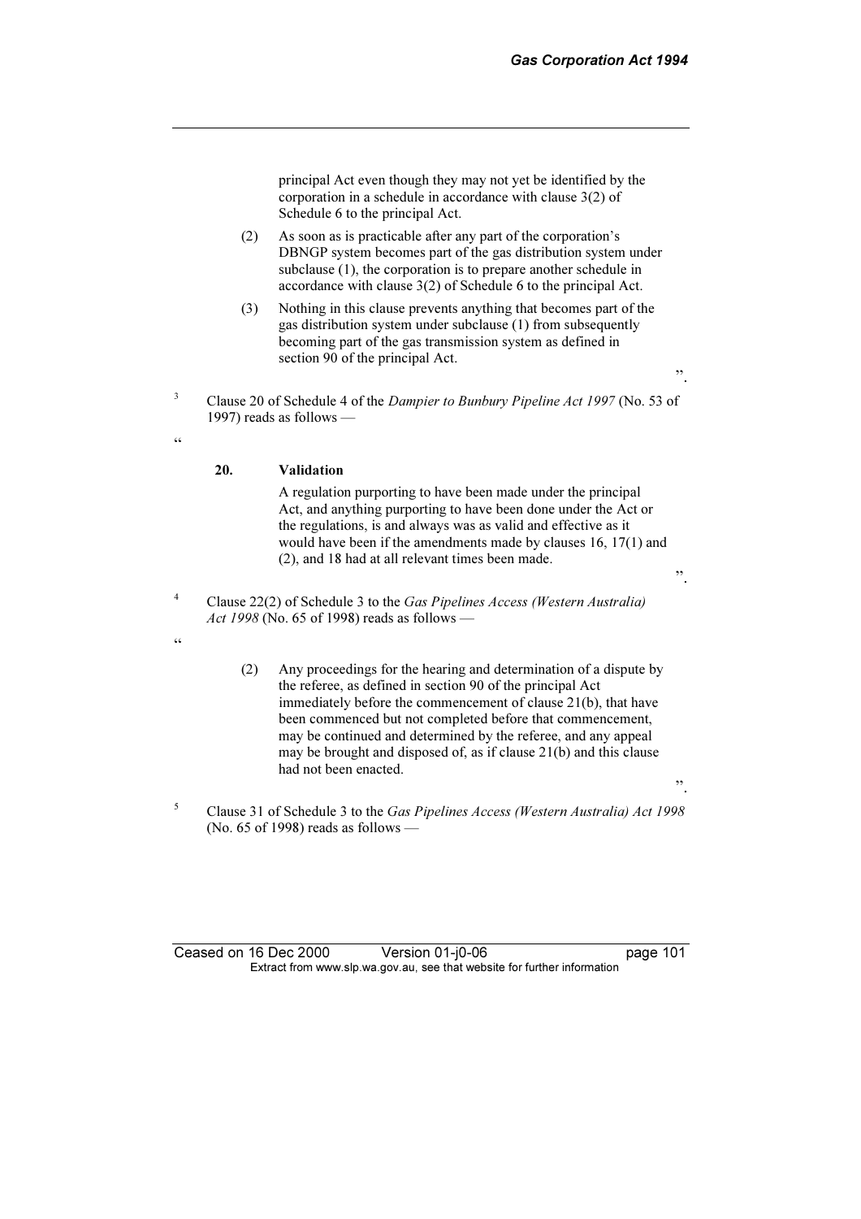principal Act even though they may not yet be identified by the corporation in a schedule in accordance with clause 3(2) of Schedule 6 to the principal Act.

(2) As soon as is practicable after any part of the corporation's DBNGP system becomes part of the gas distribution system under subclause (1), the corporation is to prepare another schedule in accordance with clause 3(2) of Schedule 6 to the principal Act.

(3) Nothing in this clause prevents anything that becomes part of the gas distribution system under subclause (1) from subsequently becoming part of the gas transmission system as defined in section 90 of the principal Act.

".

[3] Clause 20 of Schedule 4 of the *Dampier to Bunbury Pipeline Act 1997* (No. 53 of 1997) reads as follows —

"

**20. Validation**

A regulation purporting to have been made under the principal Act, and anything purporting to have been done under the Act or the regulations, is and always was as valid and effective as it would have been if the amendments made by clauses 16, 17(1) and (2), and 18 had at all relevant times been made.

".

[4] Clause 22(2) of Schedule 3 to the *Gas Pipelines Access (Western Australia) Act 1998* (No. 65 of 1998) reads as follows —

"

(2) Any proceedings for the hearing and determination of a dispute by the referee, as defined in section 90 of the principal Act immediately before the commencement of clause 21(b), that have been commenced but not completed before that commencement, may be continued and determined by the referee, and any appeal may be brought and disposed of, as if clause 21(b) and this clause had not been enacted.

".

[5] Clause 31 of Schedule 3 to the *Gas Pipelines Access (Western Australia) Act 1998* (No. 65 of 1998) reads as follows —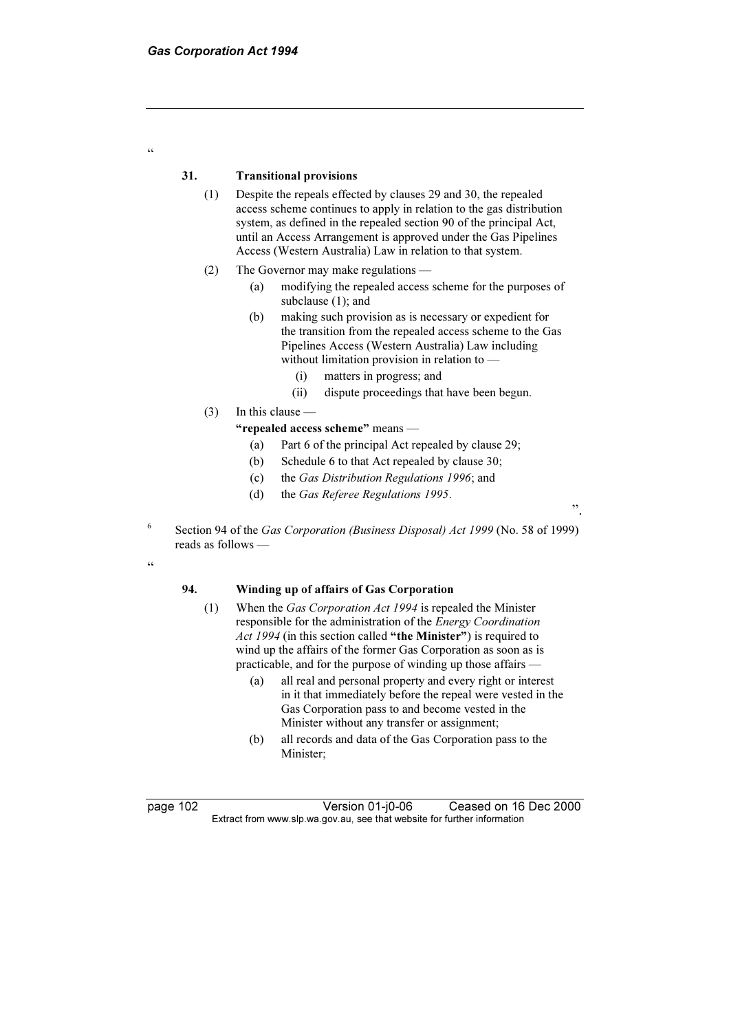"

**31. Transitional provisions**

(1) Despite the repeals effected by clauses 29 and 30, the repealed access scheme continues to apply in relation to the gas distribution system, as defined in the repealed section 90 of the principal Act, until an Access Arrangement is approved under the Gas Pipelines Access (Western Australia) Law in relation to that system.

(2) The Governor may make regulations —

  (a) modifying the repealed access scheme for the purposes of subclause (1); and

  (b) making such provision as is necessary or expedient for the transition from the repealed access scheme to the Gas Pipelines Access (Western Australia) Law including without limitation provision in relation to —

    (i) matters in progress; and

    (ii) dispute proceedings that have been begun.

(3) In this clause —

**"repealed access scheme"** means —

  (a) Part 6 of the principal Act repealed by clause 29;

  (b) Schedule 6 to that Act repealed by clause 30;

  (c) the *Gas Distribution Regulations 1996*; and

  (d) the *Gas Referee Regulations 1995*.

".

[6] Section 94 of the *Gas Corporation (Business Disposal) Act 1999* (No. 58 of 1999) reads as follows —

"

**94. Winding up of affairs of Gas Corporation**

(1) When the *Gas Corporation Act 1994* is repealed the Minister responsible for the administration of the *Energy Coordination Act 1994* (in this section called **"the Minister"**) is required to wind up the affairs of the former Gas Corporation as soon as is practicable, and for the purpose of winding up those affairs —

  (a) all real and personal property and every right or interest in it that immediately before the repeal were vested in the Gas Corporation pass to and become vested in the Minister without any transfer or assignment;

  (b) all records and data of the Gas Corporation pass to the Minister;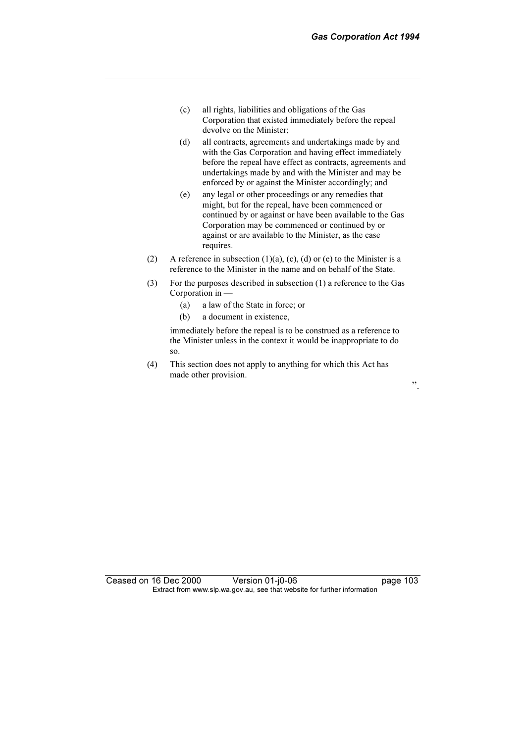(c) all rights, liabilities and obligations of the Gas Corporation that existed immediately before the repeal devolve on the Minister;

(d) all contracts, agreements and undertakings made by and with the Gas Corporation and having effect immediately before the repeal have effect as contracts, agreements and undertakings made by and with the Minister and may be enforced by or against the Minister accordingly; and

(e) any legal or other proceedings or any remedies that might, but for the repeal, have been commenced or continued by or against or have been available to the Gas Corporation may be commenced or continued by or against or are available to the Minister, as the case requires.

(2) A reference in subsection (1)(a), (c), (d) or (e) to the Minister is a reference to the Minister in the name and on behalf of the State.

(3) For the purposes described in subsection (1) a reference to the Gas Corporation in —

(a) a law of the State in force; or

(b) a document in existence,

immediately before the repeal is to be construed as a reference to the Minister unless in the context it would be inappropriate to do so.

(4) This section does not apply to anything for which this Act has made other provision.

".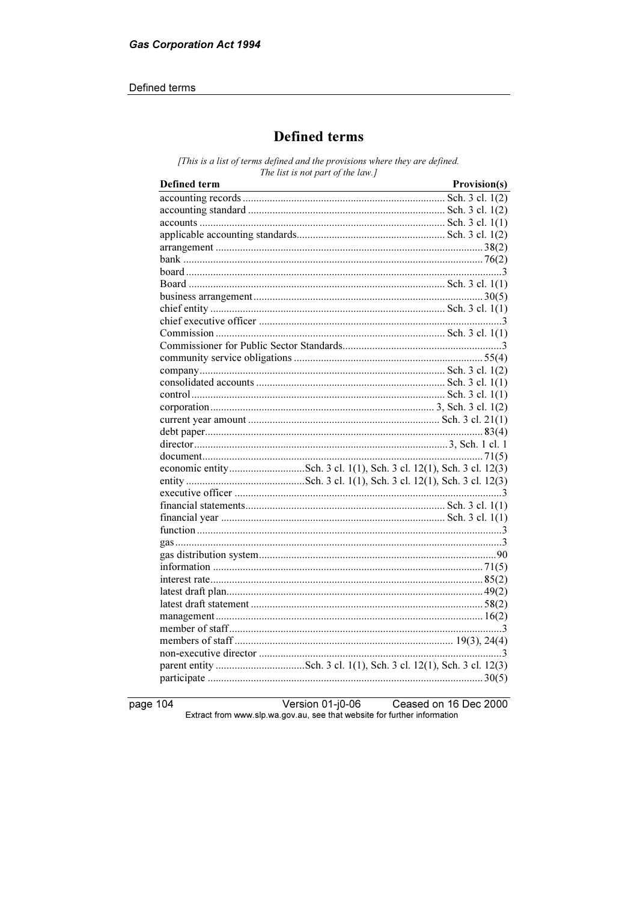# Defined terms

*[This is a list of terms defined and the provisions where they are defined. The list is not part of the law.]*

| Defined term | Provision(s) |
|---|---|
| accounting records | Sch. 3 cl. 1(2) |
| accounting standard | Sch. 3 cl. 1(2) |
| accounts | Sch. 3 cl. 1(1) |
| applicable accounting standards | Sch. 3 cl. 1(2) |
| arrangement | 38(2) |
| bank | 76(2) |
| board | 3 |
| Board | Sch. 3 cl. 1(1) |
| business arrangement | 30(5) |
| chief entity | Sch. 3 cl. 1(1) |
| chief executive officer | 3 |
| Commission | Sch. 3 cl. 1(1) |
| Commissioner for Public Sector Standards | 3 |
| community service obligations | 55(4) |
| company | Sch. 3 cl. 1(2) |
| consolidated accounts | Sch. 3 cl. 1(1) |
| control | Sch. 3 cl. 1(1) |
| corporation | 3, Sch. 3 cl. 1(2) |
| current year amount | Sch. 3 cl. 21(1) |
| debt paper | 83(4) |
| director | 3, Sch. 1 cl. 1 |
| document | 71(5) |
| economic entity | Sch. 3 cl. 1(1), Sch. 3 cl. 12(1), Sch. 3 cl. 12(3) |
| entity | Sch. 3 cl. 1(1), Sch. 3 cl. 12(1), Sch. 3 cl. 12(3) |
| executive officer | 3 |
| financial statements | Sch. 3 cl. 1(1) |
| financial year | Sch. 3 cl. 1(1) |
| function | 3 |
| gas | 3 |
| gas distribution system | 90 |
| information | 71(5) |
| interest rate | 85(2) |
| latest draft plan | 49(2) |
| latest draft statement | 58(2) |
| management | 16(2) |
| member of staff | 3 |
| members of staff | 19(3), 24(4) |
| non-executive director | 3 |
| parent entity | Sch. 3 cl. 1(1), Sch. 3 cl. 12(1), Sch. 3 cl. 12(3) |
| participate | 30(5) |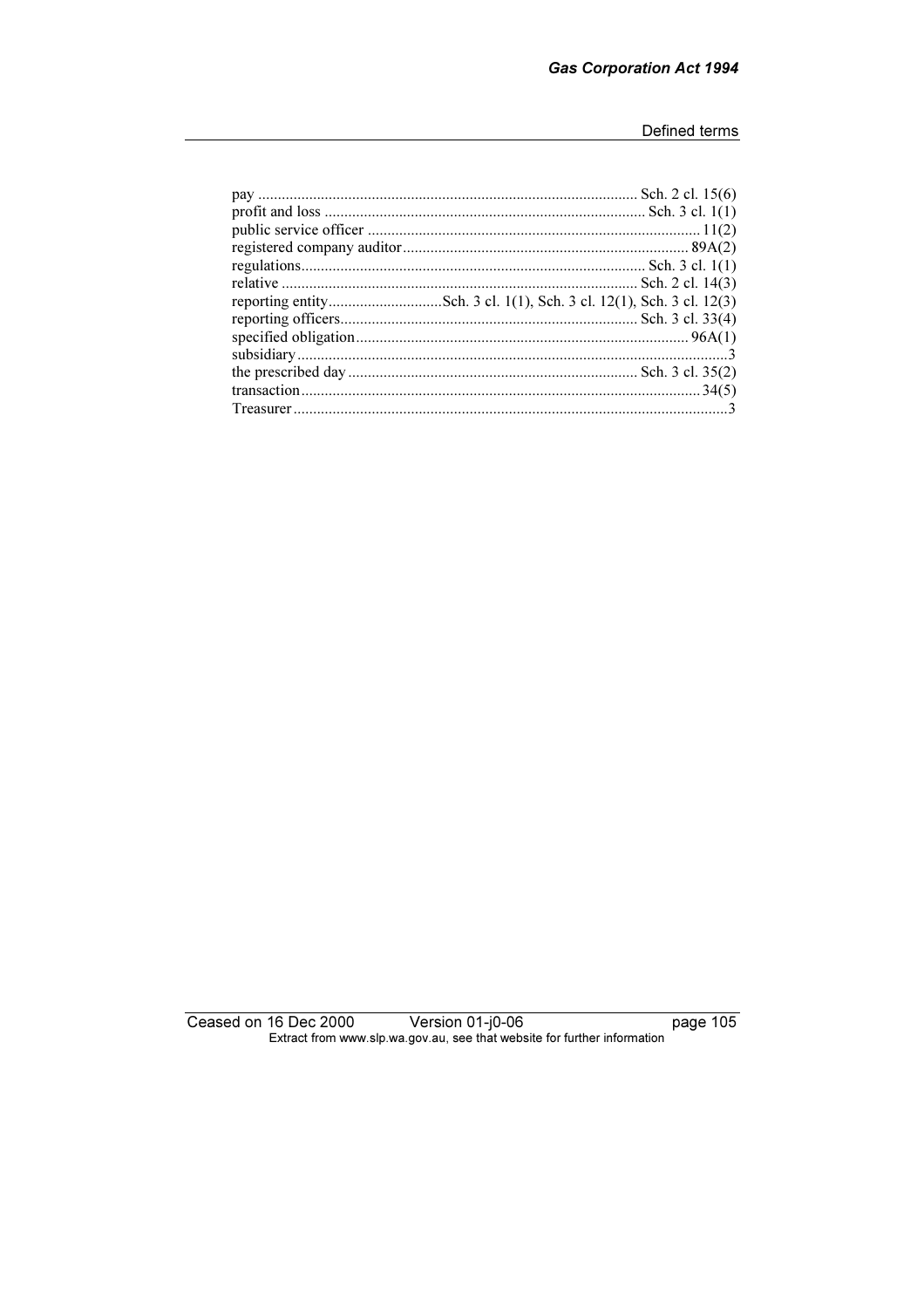pay ................................................................................................ Sch. 2 cl. 15(6)
profit and loss .................................................................................. Sch. 3 cl. 1(1)
public service officer ..................................................................................... 11(2)
registered company auditor ......................................................................... 89A(2)
regulations........................................................................................ Sch. 3 cl. 1(1)
relative ........................................................................................... Sch. 2 cl. 14(3)
reporting entity.............................Sch. 3 cl. 1(1), Sch. 3 cl. 12(1), Sch. 3 cl. 12(3)
reporting officers............................................................................ Sch. 3 cl. 33(4)
specified obligation.................................................................................... 96A(1)
subsidiary............................................................................................................3
the prescribed day .......................................................................... Sch. 3 cl. 35(2)
transaction...................................................................................................... 34(5)
Treasurer .............................................................................................................3